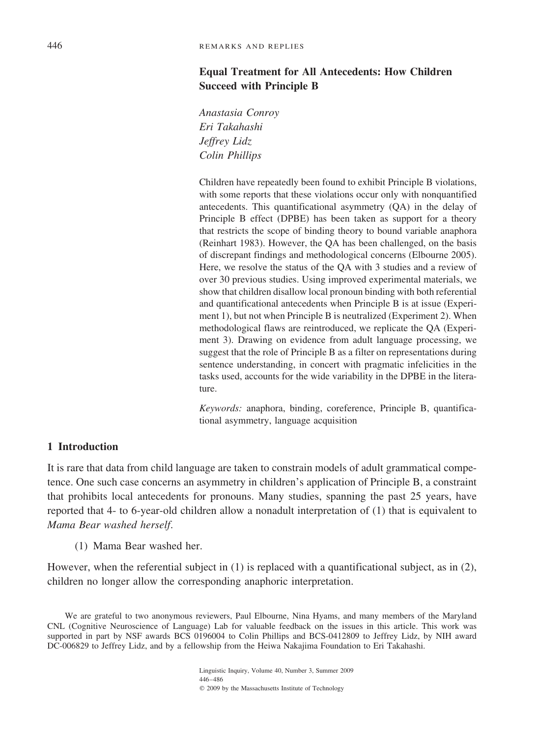# Equal Treatment for All Antecedents: How Children Succeed with Principle B

*Anastasia Conroy*
*Eri Takahashi*
*Jeffrey Lidz*
*Colin Phillips*

Children have repeatedly been found to exhibit Principle B violations, with some reports that these violations occur only with nonquantified antecedents. This quantificational asymmetry (QA) in the delay of Principle B effect (DPBE) has been taken as support for a theory that restricts the scope of binding theory to bound variable anaphora (Reinhart 1983). However, the QA has been challenged, on the basis of discrepant findings and methodological concerns (Elbourne 2005). Here, we resolve the status of the QA with 3 studies and a review of over 30 previous studies. Using improved experimental materials, we show that children disallow local pronoun binding with both referential and quantificational antecedents when Principle B is at issue (Experiment 1), but not when Principle B is neutralized (Experiment 2). When methodological flaws are reintroduced, we replicate the QA (Experiment 3). Drawing on evidence from adult language processing, we suggest that the role of Principle B as a filter on representations during sentence understanding, in concert with pragmatic infelicities in the tasks used, accounts for the wide variability in the DPBE in the literature.

*Keywords:* anaphora, binding, coreference, Principle B, quantificational asymmetry, language acquisition

## 1 Introduction

It is rare that data from child language are taken to constrain models of adult grammatical competence. One such case concerns an asymmetry in children's application of Principle B, a constraint that prohibits local antecedents for pronouns. Many studies, spanning the past 25 years, have reported that 4- to 6-year-old children allow a nonadult interpretation of (1) that is equivalent to *Mama Bear washed herself*.

(1) Mama Bear washed her.

However, when the referential subject in (1) is replaced with a quantificational subject, as in (2), children no longer allow the corresponding anaphoric interpretation.

We are grateful to two anonymous reviewers, Paul Elbourne, Nina Hyams, and many members of the Maryland CNL (Cognitive Neuroscience of Language) Lab for valuable feedback on the issues in this article. This work was supported in part by NSF awards BCS 0196004 to Colin Phillips and BCS-0412809 to Jeffrey Lidz, by NIH award DC-006829 to Jeffrey Lidz, and by a fellowship from the Heiwa Nakajima Foundation to Eri Takahashi.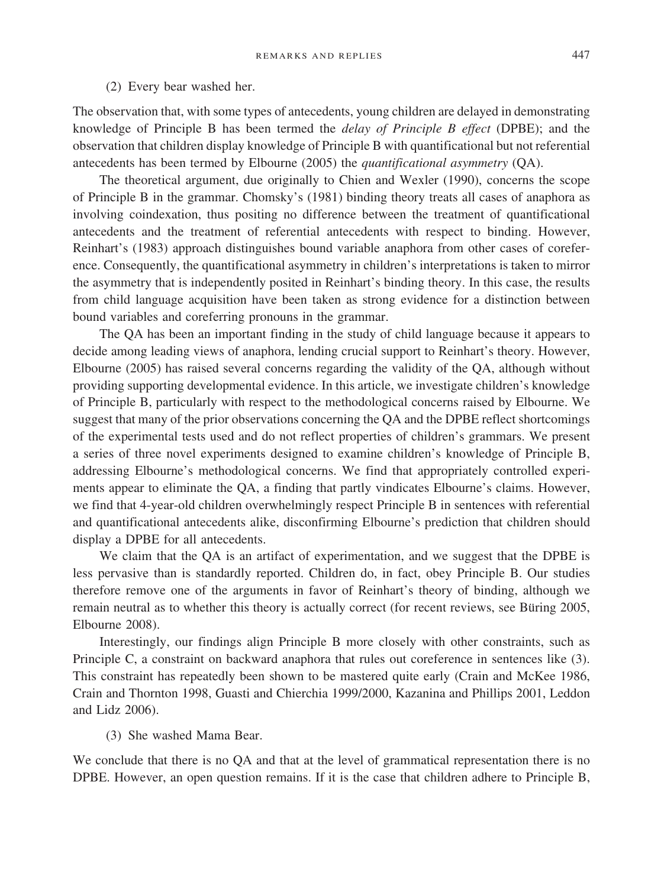(2) Every bear washed her.

The observation that, with some types of antecedents, young children are delayed in demonstrating knowledge of Principle B has been termed the *delay of Principle B effect* (DPBE); and the observation that children display knowledge of Principle B with quantificational but not referential antecedents has been termed by Elbourne (2005) the *quantificational asymmetry* (QA).

The theoretical argument, due originally to Chien and Wexler (1990), concerns the scope of Principle B in the grammar. Chomsky's (1981) binding theory treats all cases of anaphora as involving coindexation, thus positing no difference between the treatment of quantificational antecedents and the treatment of referential antecedents with respect to binding. However, Reinhart's (1983) approach distinguishes bound variable anaphora from other cases of coreference. Consequently, the quantificational asymmetry in children's interpretations is taken to mirror the asymmetry that is independently posited in Reinhart's binding theory. In this case, the results from child language acquisition have been taken as strong evidence for a distinction between bound variables and coreferring pronouns in the grammar.

The QA has been an important finding in the study of child language because it appears to decide among leading views of anaphora, lending crucial support to Reinhart's theory. However, Elbourne (2005) has raised several concerns regarding the validity of the QA, although without providing supporting developmental evidence. In this article, we investigate children's knowledge of Principle B, particularly with respect to the methodological concerns raised by Elbourne. We suggest that many of the prior observations concerning the QA and the DPBE reflect shortcomings of the experimental tests used and do not reflect properties of children's grammars. We present a series of three novel experiments designed to examine children's knowledge of Principle B, addressing Elbourne's methodological concerns. We find that appropriately controlled experiments appear to eliminate the QA, a finding that partly vindicates Elbourne's claims. However, we find that 4-year-old children overwhelmingly respect Principle B in sentences with referential and quantificational antecedents alike, disconfirming Elbourne's prediction that children should display a DPBE for all antecedents.

We claim that the QA is an artifact of experimentation, and we suggest that the DPBE is less pervasive than is standardly reported. Children do, in fact, obey Principle B. Our studies therefore remove one of the arguments in favor of Reinhart's theory of binding, although we remain neutral as to whether this theory is actually correct (for recent reviews, see Büring 2005, Elbourne 2008).

Interestingly, our findings align Principle B more closely with other constraints, such as Principle C, a constraint on backward anaphora that rules out coreference in sentences like (3). This constraint has repeatedly been shown to be mastered quite early (Crain and McKee 1986, Crain and Thornton 1998, Guasti and Chierchia 1999/2000, Kazanina and Phillips 2001, Leddon and Lidz 2006).

(3) She washed Mama Bear.

We conclude that there is no QA and that at the level of grammatical representation there is no DPBE. However, an open question remains. If it is the case that children adhere to Principle B,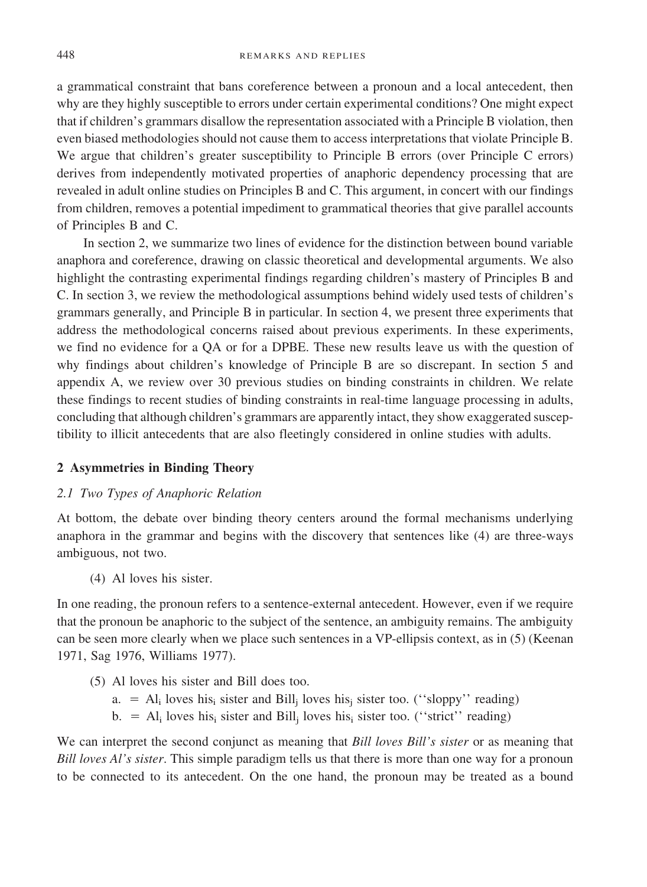a grammatical constraint that bans coreference between a pronoun and a local antecedent, then why are they highly susceptible to errors under certain experimental conditions? One might expect that if children's grammars disallow the representation associated with a Principle B violation, then even biased methodologies should not cause them to access interpretations that violate Principle B. We argue that children's greater susceptibility to Principle B errors (over Principle C errors) derives from independently motivated properties of anaphoric dependency processing that are revealed in adult online studies on Principles B and C. This argument, in concert with our findings from children, removes a potential impediment to grammatical theories that give parallel accounts of Principles B and C.

In section 2, we summarize two lines of evidence for the distinction between bound variable anaphora and coreference, drawing on classic theoretical and developmental arguments. We also highlight the contrasting experimental findings regarding children's mastery of Principles B and C. In section 3, we review the methodological assumptions behind widely used tests of children's grammars generally, and Principle B in particular. In section 4, we present three experiments that address the methodological concerns raised about previous experiments. In these experiments, we find no evidence for a QA or for a DPBE. These new results leave us with the question of why findings about children's knowledge of Principle B are so discrepant. In section 5 and appendix A, we review over 30 previous studies on binding constraints in children. We relate these findings to recent studies of binding constraints in real-time language processing in adults, concluding that although children's grammars are apparently intact, they show exaggerated susceptibility to illicit antecedents that are also fleetingly considered in online studies with adults.

## 2 Asymmetries in Binding Theory

### *2.1 Two Types of Anaphoric Relation*

At bottom, the debate over binding theory centers around the formal mechanisms underlying anaphora in the grammar and begins with the discovery that sentences like (4) are three-ways ambiguous, not two.

(4) Al loves his sister.

In one reading, the pronoun refers to a sentence-external antecedent. However, even if we require that the pronoun be anaphoric to the subject of the sentence, an ambiguity remains. The ambiguity can be seen more clearly when we place such sentences in a VP-ellipsis context, as in (5) (Keenan 1971, Sag 1976, Williams 1977).

(5) Al loves his sister and Bill does too.
  a. = $\text{Al}_i$ loves $\text{his}_i$ sister and $\text{Bill}_j$ loves $\text{his}_j$ sister too. (''sloppy'' reading)
  b. = $\text{Al}_i$ loves $\text{his}_i$ sister and $\text{Bill}_j$ loves $\text{his}_i$ sister too. (''strict'' reading)

We can interpret the second conjunct as meaning that *Bill loves Bill's sister* or as meaning that *Bill loves Al's sister*. This simple paradigm tells us that there is more than one way for a pronoun to be connected to its antecedent. On the one hand, the pronoun may be treated as a bound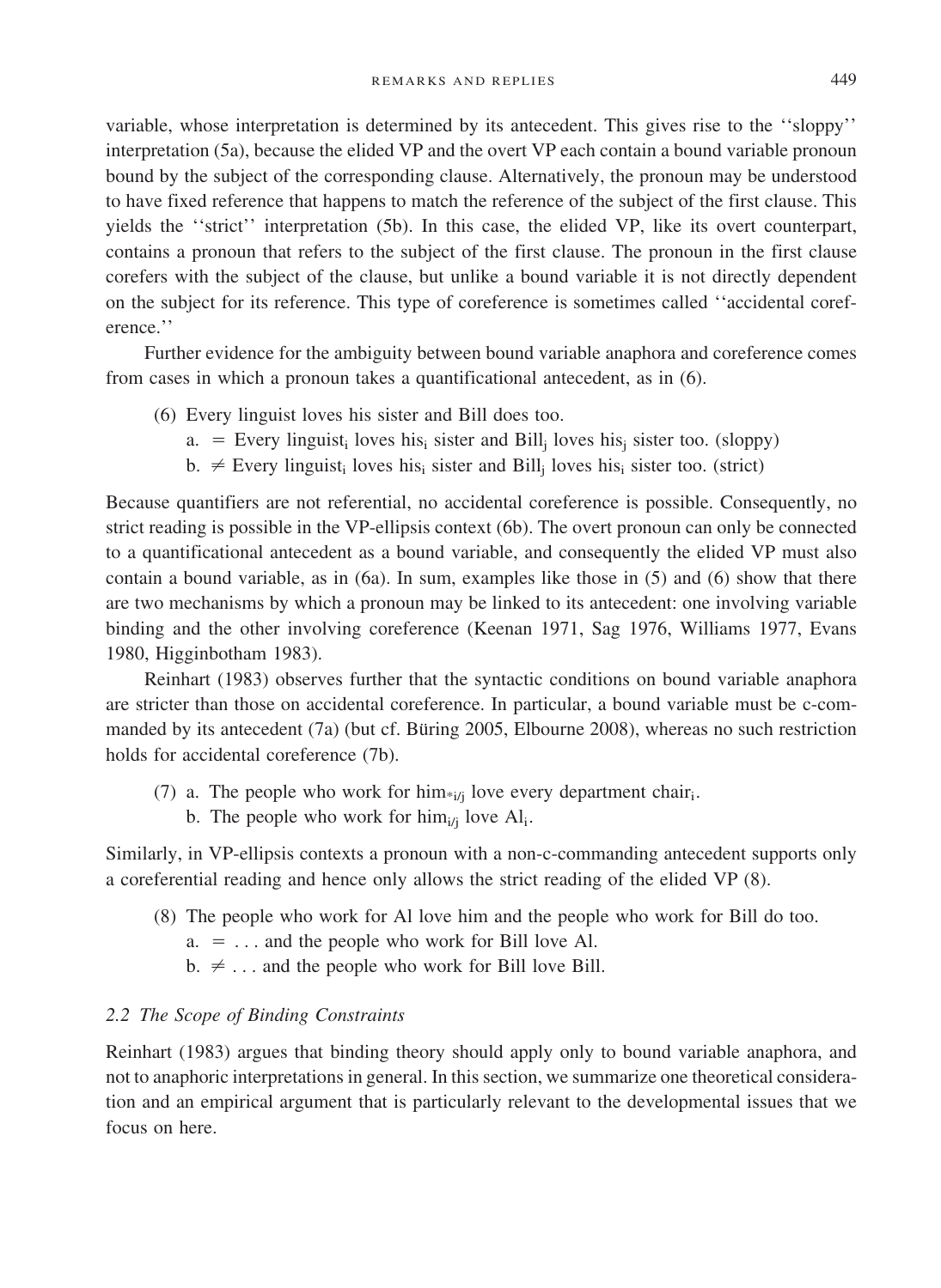variable, whose interpretation is determined by its antecedent. This gives rise to the ''sloppy'' interpretation (5a), because the elided VP and the overt VP each contain a bound variable pronoun bound by the subject of the corresponding clause. Alternatively, the pronoun may be understood to have fixed reference that happens to match the reference of the subject of the first clause. This yields the ''strict'' interpretation (5b). In this case, the elided VP, like its overt counterpart, contains a pronoun that refers to the subject of the first clause. The pronoun in the first clause corefers with the subject of the clause, but unlike a bound variable it is not directly dependent on the subject for its reference. This type of coreference is sometimes called ''accidental coreference.''

Further evidence for the ambiguity between bound variable anaphora and coreference comes from cases in which a pronoun takes a quantificational antecedent, as in (6).

(6) Every linguist loves his sister and Bill does too.
  a. = Every linguist$_i$ loves his$_i$ sister and Bill$_j$ loves his$_j$ sister too. (sloppy)
  b. ≠ Every linguist$_i$ loves his$_i$ sister and Bill$_j$ loves his$_i$ sister too. (strict)

Because quantifiers are not referential, no accidental coreference is possible. Consequently, no strict reading is possible in the VP-ellipsis context (6b). The overt pronoun can only be connected to a quantificational antecedent as a bound variable, and consequently the elided VP must also contain a bound variable, as in (6a). In sum, examples like those in (5) and (6) show that there are two mechanisms by which a pronoun may be linked to its antecedent: one involving variable binding and the other involving coreference (Keenan 1971, Sag 1976, Williams 1977, Evans 1980, Higginbotham 1983).

Reinhart (1983) observes further that the syntactic conditions on bound variable anaphora are stricter than those on accidental coreference. In particular, a bound variable must be c-commanded by its antecedent (7a) (but cf. Büring 2005, Elbourne 2008), whereas no such restriction holds for accidental coreference (7b).

(7) a. The people who work for him$_{*i/j}$ love every department chair$_i$.
  b. The people who work for him$_{i/j}$ love Al$_i$.

Similarly, in VP-ellipsis contexts a pronoun with a non-c-commanding antecedent supports only a coreferential reading and hence only allows the strict reading of the elided VP (8).

(8) The people who work for Al love him and the people who work for Bill do too.
  a. = . . . and the people who work for Bill love Al.
  b. ≠ . . . and the people who work for Bill love Bill.

### *2.2 The Scope of Binding Constraints*

Reinhart (1983) argues that binding theory should apply only to bound variable anaphora, and not to anaphoric interpretations in general. In this section, we summarize one theoretical consideration and an empirical argument that is particularly relevant to the developmental issues that we focus on here.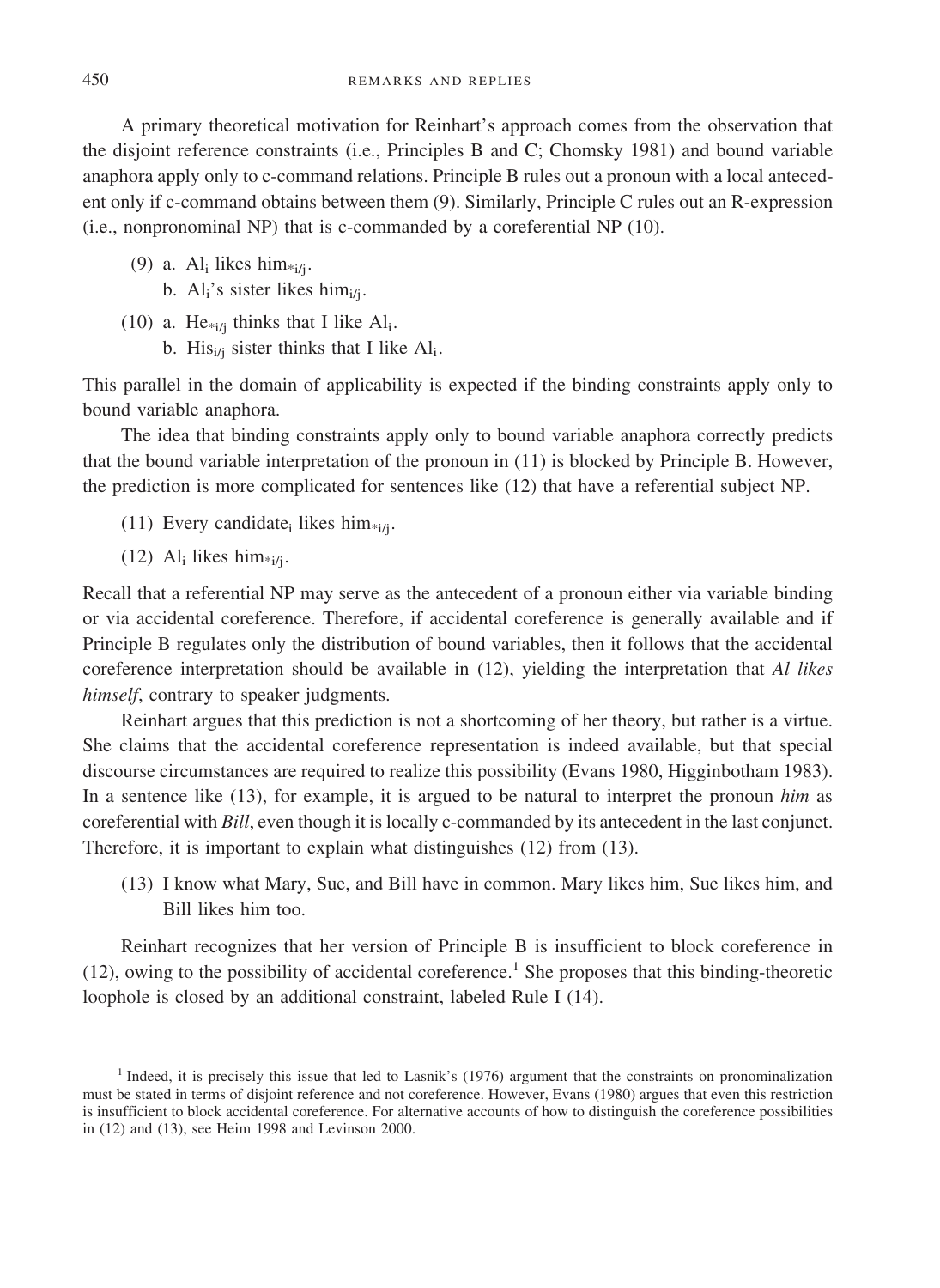A primary theoretical motivation for Reinhart's approach comes from the observation that the disjoint reference constraints (i.e., Principles B and C; Chomsky 1981) and bound variable anaphora apply only to c-command relations. Principle B rules out a pronoun with a local antecedent only if c-command obtains between them (9). Similarly, Principle C rules out an R-expression (i.e., nonpronominal NP) that is c-commanded by a coreferential NP (10).

(9) a. $Al_i$ likes $him_{*i/j}$.
  b. $Al_i$'s sister likes $him_{i/j}$.

(10) a. $He_{*i/j}$ thinks that I like $Al_i$.
  b. $His_{i/j}$ sister thinks that I like $Al_i$.

This parallel in the domain of applicability is expected if the binding constraints apply only to bound variable anaphora.

The idea that binding constraints apply only to bound variable anaphora correctly predicts that the bound variable interpretation of the pronoun in (11) is blocked by Principle B. However, the prediction is more complicated for sentences like (12) that have a referential subject NP.

(11) Every $candidate_i$ likes $him_{*i/j}$.

(12) $Al_i$ likes $him_{*i/j}$.

Recall that a referential NP may serve as the antecedent of a pronoun either via variable binding or via accidental coreference. Therefore, if accidental coreference is generally available and if Principle B regulates only the distribution of bound variables, then it follows that the accidental coreference interpretation should be available in (12), yielding the interpretation that *Al likes himself*, contrary to speaker judgments.

Reinhart argues that this prediction is not a shortcoming of her theory, but rather is a virtue. She claims that the accidental coreference representation is indeed available, but that special discourse circumstances are required to realize this possibility (Evans 1980, Higginbotham 1983). In a sentence like (13), for example, it is argued to be natural to interpret the pronoun *him* as coreferential with *Bill*, even though it is locally c-commanded by its antecedent in the last conjunct. Therefore, it is important to explain what distinguishes (12) from (13).

(13) I know what Mary, Sue, and Bill have in common. Mary likes him, Sue likes him, and Bill likes him too.

Reinhart recognizes that her version of Principle B is insufficient to block coreference in (12), owing to the possibility of accidental coreference.[1] She proposes that this binding-theoretic loophole is closed by an additional constraint, labeled Rule I (14).

[1] Indeed, it is precisely this issue that led to Lasnik's (1976) argument that the constraints on pronominalization must be stated in terms of disjoint reference and not coreference. However, Evans (1980) argues that even this restriction is insufficient to block accidental coreference. For alternative accounts of how to distinguish the coreference possibilities in (12) and (13), see Heim 1998 and Levinson 2000.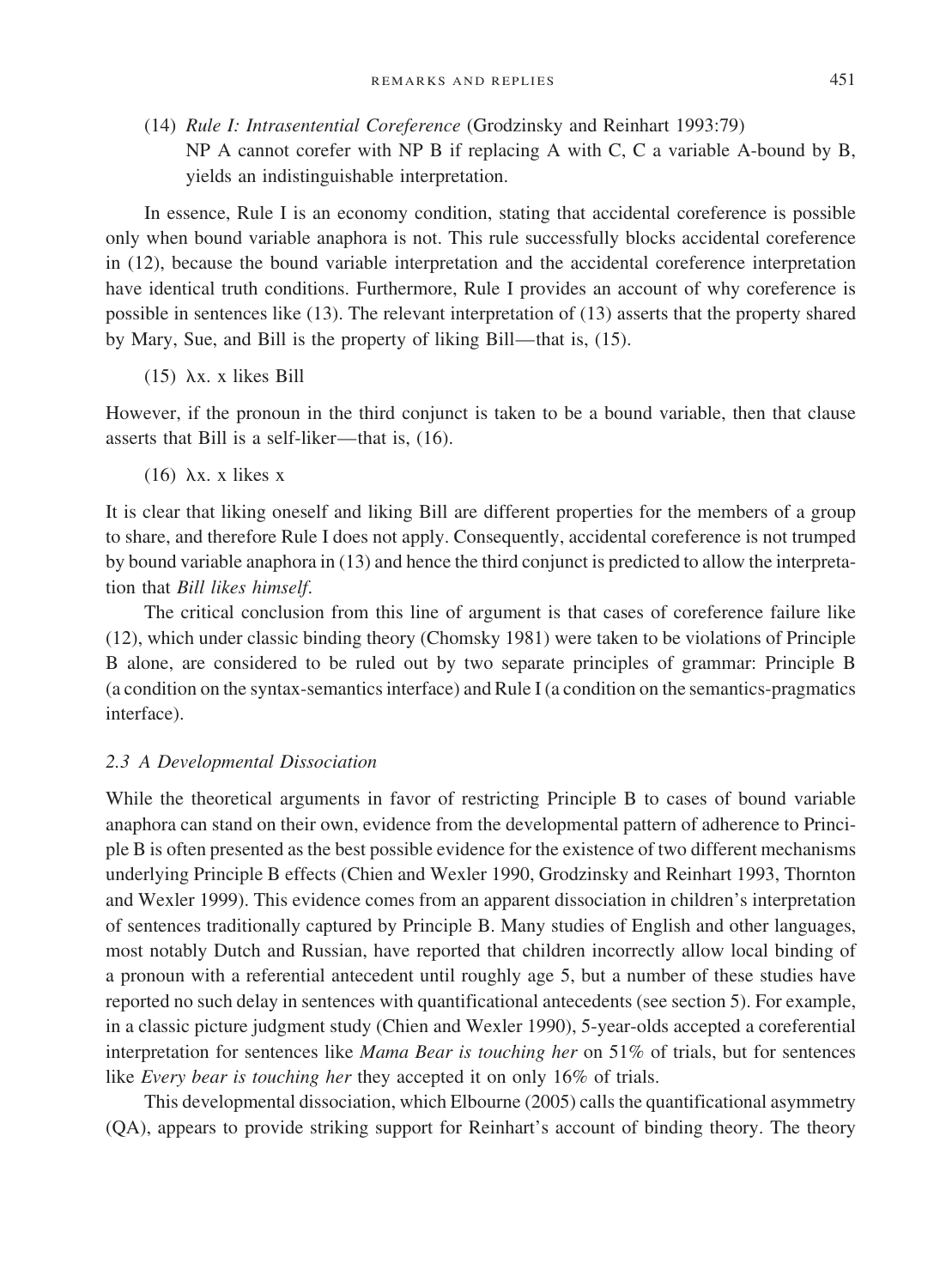(14) *Rule I: Intrasentential Coreference* (Grodzinsky and Reinhart 1993:79)
NP A cannot corefer with NP B if replacing A with C, C a variable A-bound by B, yields an indistinguishable interpretation.

In essence, Rule I is an economy condition, stating that accidental coreference is possible only when bound variable anaphora is not. This rule successfully blocks accidental coreference in (12), because the bound variable interpretation and the accidental coreference interpretation have identical truth conditions. Furthermore, Rule I provides an account of why coreference is possible in sentences like (13). The relevant interpretation of (13) asserts that the property shared by Mary, Sue, and Bill is the property of liking Bill—that is, (15).

(15) $\lambda$x. x likes Bill

However, if the pronoun in the third conjunct is taken to be a bound variable, then that clause asserts that Bill is a self-liker—that is, (16).

(16) $\lambda$x. x likes x

It is clear that liking oneself and liking Bill are different properties for the members of a group to share, and therefore Rule I does not apply. Consequently, accidental coreference is not trumped by bound variable anaphora in (13) and hence the third conjunct is predicted to allow the interpretation that *Bill likes himself*.

The critical conclusion from this line of argument is that cases of coreference failure like (12), which under classic binding theory (Chomsky 1981) were taken to be violations of Principle B alone, are considered to be ruled out by two separate principles of grammar: Principle B (a condition on the syntax-semantics interface) and Rule I (a condition on the semantics-pragmatics interface).

### *2.3 A Developmental Dissociation*

While the theoretical arguments in favor of restricting Principle B to cases of bound variable anaphora can stand on their own, evidence from the developmental pattern of adherence to Principle B is often presented as the best possible evidence for the existence of two different mechanisms underlying Principle B effects (Chien and Wexler 1990, Grodzinsky and Reinhart 1993, Thornton and Wexler 1999). This evidence comes from an apparent dissociation in children's interpretation of sentences traditionally captured by Principle B. Many studies of English and other languages, most notably Dutch and Russian, have reported that children incorrectly allow local binding of a pronoun with a referential antecedent until roughly age 5, but a number of these studies have reported no such delay in sentences with quantificational antecedents (see section 5). For example, in a classic picture judgment study (Chien and Wexler 1990), 5-year-olds accepted a coreferential interpretation for sentences like *Mama Bear is touching her* on 51% of trials, but for sentences like *Every bear is touching her* they accepted it on only 16% of trials.

This developmental dissociation, which Elbourne (2005) calls the quantificational asymmetry (QA), appears to provide striking support for Reinhart's account of binding theory. The theory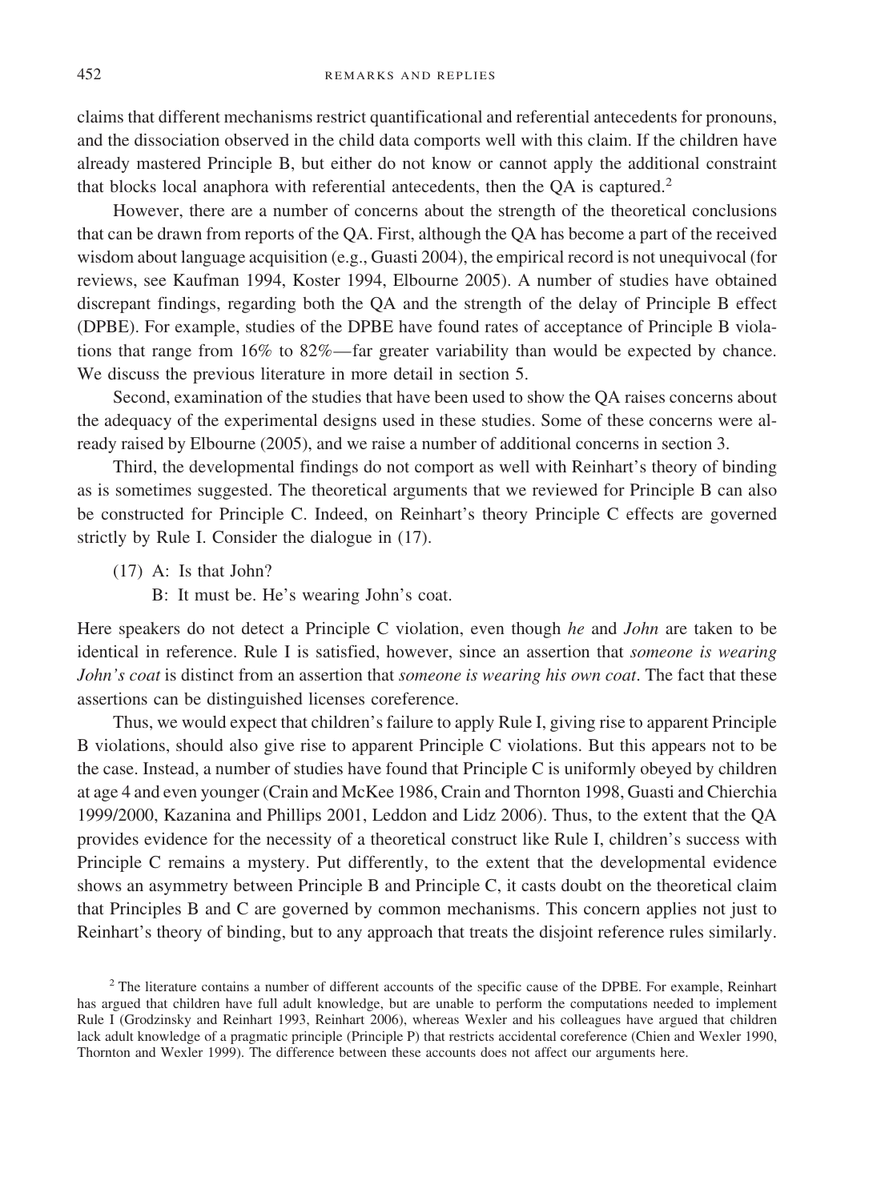claims that different mechanisms restrict quantificational and referential antecedents for pronouns, and the dissociation observed in the child data comports well with this claim. If the children have already mastered Principle B, but either do not know or cannot apply the additional constraint that blocks local anaphora with referential antecedents, then the QA is captured.[2]

However, there are a number of concerns about the strength of the theoretical conclusions that can be drawn from reports of the QA. First, although the QA has become a part of the received wisdom about language acquisition (e.g., Guasti 2004), the empirical record is not unequivocal (for reviews, see Kaufman 1994, Koster 1994, Elbourne 2005). A number of studies have obtained discrepant findings, regarding both the QA and the strength of the delay of Principle B effect (DPBE). For example, studies of the DPBE have found rates of acceptance of Principle B violations that range from 16% to 82%—far greater variability than would be expected by chance. We discuss the previous literature in more detail in section 5.

Second, examination of the studies that have been used to show the QA raises concerns about the adequacy of the experimental designs used in these studies. Some of these concerns were already raised by Elbourne (2005), and we raise a number of additional concerns in section 3.

Third, the developmental findings do not comport as well with Reinhart's theory of binding as is sometimes suggested. The theoretical arguments that we reviewed for Principle B can also be constructed for Principle C. Indeed, on Reinhart's theory Principle C effects are governed strictly by Rule I. Consider the dialogue in (17).

(17) A: Is that John?
 B: It must be. He's wearing John's coat.

Here speakers do not detect a Principle C violation, even though *he* and *John* are taken to be identical in reference. Rule I is satisfied, however, since an assertion that *someone is wearing John's coat* is distinct from an assertion that *someone is wearing his own coat*. The fact that these assertions can be distinguished licenses coreference.

Thus, we would expect that children's failure to apply Rule I, giving rise to apparent Principle B violations, should also give rise to apparent Principle C violations. But this appears not to be the case. Instead, a number of studies have found that Principle C is uniformly obeyed by children at age 4 and even younger (Crain and McKee 1986, Crain and Thornton 1998, Guasti and Chierchia 1999/2000, Kazanina and Phillips 2001, Leddon and Lidz 2006). Thus, to the extent that the QA provides evidence for the necessity of a theoretical construct like Rule I, children's success with Principle C remains a mystery. Put differently, to the extent that the developmental evidence shows an asymmetry between Principle B and Principle C, it casts doubt on the theoretical claim that Principles B and C are governed by common mechanisms. This concern applies not just to Reinhart's theory of binding, but to any approach that treats the disjoint reference rules similarly.

[2] The literature contains a number of different accounts of the specific cause of the DPBE. For example, Reinhart has argued that children have full adult knowledge, but are unable to perform the computations needed to implement Rule I (Grodzinsky and Reinhart 1993, Reinhart 2006), whereas Wexler and his colleagues have argued that children lack adult knowledge of a pragmatic principle (Principle P) that restricts accidental coreference (Chien and Wexler 1990, Thornton and Wexler 1999). The difference between these accounts does not affect our arguments here.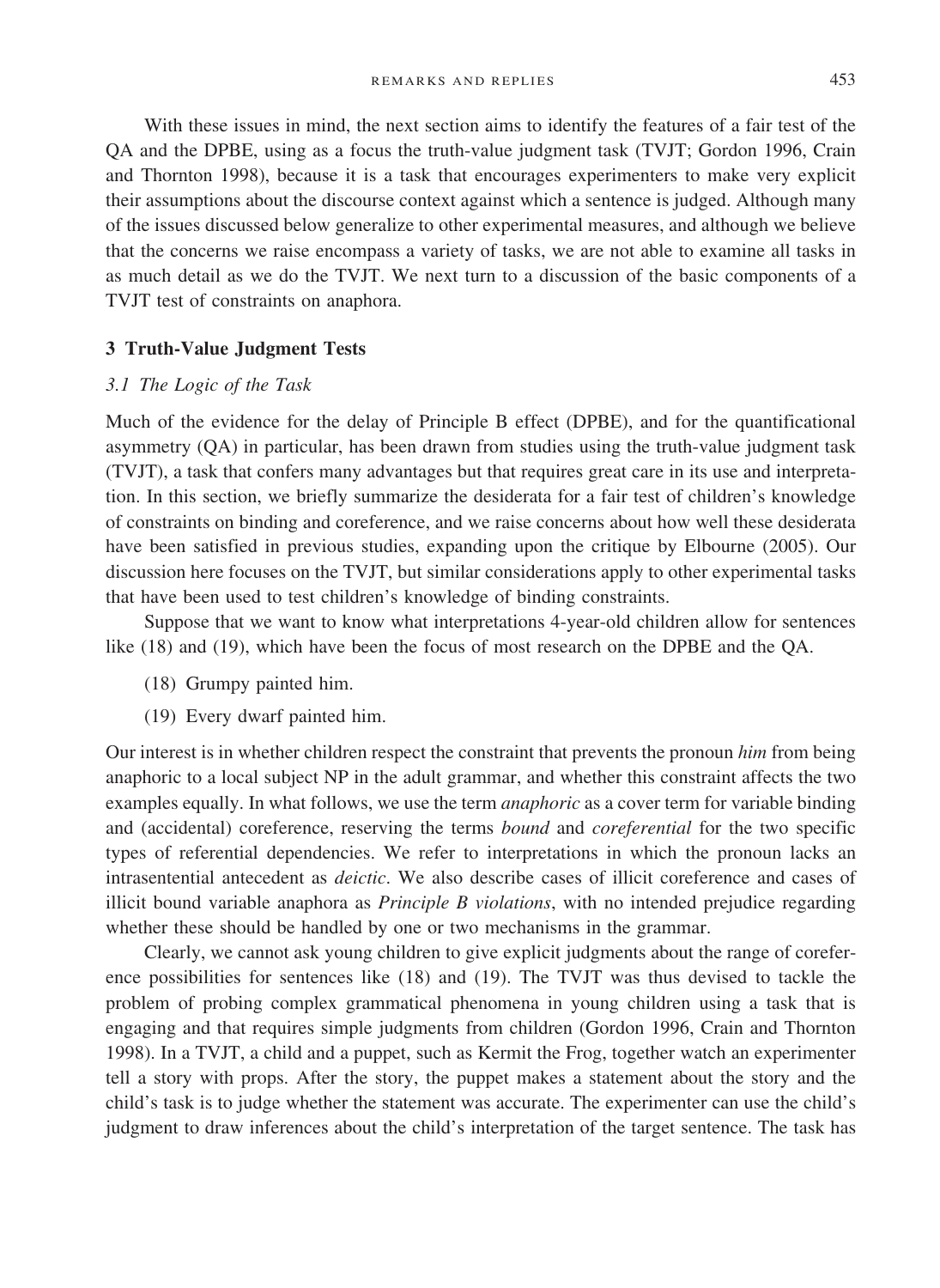With these issues in mind, the next section aims to identify the features of a fair test of the QA and the DPBE, using as a focus the truth-value judgment task (TVJT; Gordon 1996, Crain and Thornton 1998), because it is a task that encourages experimenters to make very explicit their assumptions about the discourse context against which a sentence is judged. Although many of the issues discussed below generalize to other experimental measures, and although we believe that the concerns we raise encompass a variety of tasks, we are not able to examine all tasks in as much detail as we do the TVJT. We next turn to a discussion of the basic components of a TVJT test of constraints on anaphora.

## 3 Truth-Value Judgment Tests

### *3.1 The Logic of the Task*

Much of the evidence for the delay of Principle B effect (DPBE), and for the quantificational asymmetry (QA) in particular, has been drawn from studies using the truth-value judgment task (TVJT), a task that confers many advantages but that requires great care in its use and interpretation. In this section, we briefly summarize the desiderata for a fair test of children's knowledge of constraints on binding and coreference, and we raise concerns about how well these desiderata have been satisfied in previous studies, expanding upon the critique by Elbourne (2005). Our discussion here focuses on the TVJT, but similar considerations apply to other experimental tasks that have been used to test children's knowledge of binding constraints.

Suppose that we want to know what interpretations 4-year-old children allow for sentences like (18) and (19), which have been the focus of most research on the DPBE and the QA.

(18) Grumpy painted him.

(19) Every dwarf painted him.

Our interest is in whether children respect the constraint that prevents the pronoun *him* from being anaphoric to a local subject NP in the adult grammar, and whether this constraint affects the two examples equally. In what follows, we use the term *anaphoric* as a cover term for variable binding and (accidental) coreference, reserving the terms *bound* and *coreferential* for the two specific types of referential dependencies. We refer to interpretations in which the pronoun lacks an intrasentential antecedent as *deictic*. We also describe cases of illicit coreference and cases of illicit bound variable anaphora as *Principle B violations*, with no intended prejudice regarding whether these should be handled by one or two mechanisms in the grammar.

Clearly, we cannot ask young children to give explicit judgments about the range of coreference possibilities for sentences like (18) and (19). The TVJT was thus devised to tackle the problem of probing complex grammatical phenomena in young children using a task that is engaging and that requires simple judgments from children (Gordon 1996, Crain and Thornton 1998). In a TVJT, a child and a puppet, such as Kermit the Frog, together watch an experimenter tell a story with props. After the story, the puppet makes a statement about the story and the child's task is to judge whether the statement was accurate. The experimenter can use the child's judgment to draw inferences about the child's interpretation of the target sentence. The task has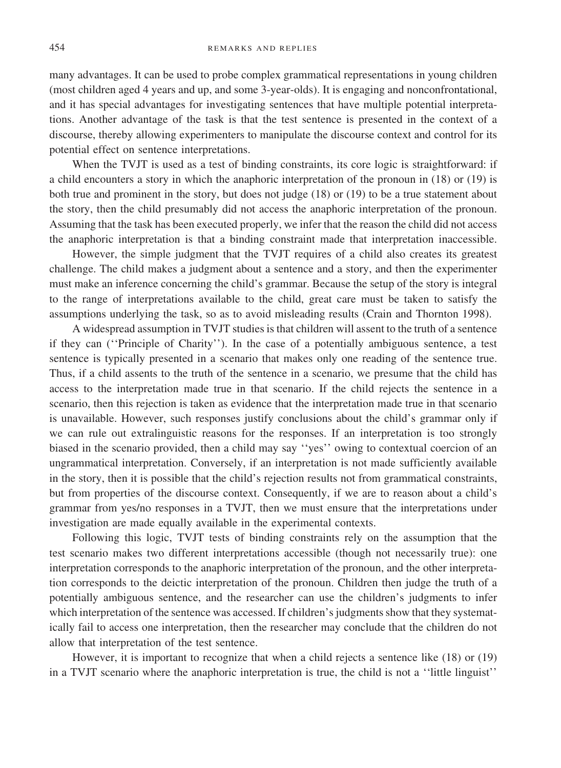many advantages. It can be used to probe complex grammatical representations in young children (most children aged 4 years and up, and some 3-year-olds). It is engaging and nonconfrontational, and it has special advantages for investigating sentences that have multiple potential interpretations. Another advantage of the task is that the test sentence is presented in the context of a discourse, thereby allowing experimenters to manipulate the discourse context and control for its potential effect on sentence interpretations.

When the TVJT is used as a test of binding constraints, its core logic is straightforward: if a child encounters a story in which the anaphoric interpretation of the pronoun in (18) or (19) is both true and prominent in the story, but does not judge (18) or (19) to be a true statement about the story, then the child presumably did not access the anaphoric interpretation of the pronoun. Assuming that the task has been executed properly, we infer that the reason the child did not access the anaphoric interpretation is that a binding constraint made that interpretation inaccessible.

However, the simple judgment that the TVJT requires of a child also creates its greatest challenge. The child makes a judgment about a sentence and a story, and then the experimenter must make an inference concerning the child's grammar. Because the setup of the story is integral to the range of interpretations available to the child, great care must be taken to satisfy the assumptions underlying the task, so as to avoid misleading results (Crain and Thornton 1998).

A widespread assumption in TVJT studies is that children will assent to the truth of a sentence if they can (''Principle of Charity''). In the case of a potentially ambiguous sentence, a test sentence is typically presented in a scenario that makes only one reading of the sentence true. Thus, if a child assents to the truth of the sentence in a scenario, we presume that the child has access to the interpretation made true in that scenario. If the child rejects the sentence in a scenario, then this rejection is taken as evidence that the interpretation made true in that scenario is unavailable. However, such responses justify conclusions about the child's grammar only if we can rule out extralinguistic reasons for the responses. If an interpretation is too strongly biased in the scenario provided, then a child may say ''yes'' owing to contextual coercion of an ungrammatical interpretation. Conversely, if an interpretation is not made sufficiently available in the story, then it is possible that the child's rejection results not from grammatical constraints, but from properties of the discourse context. Consequently, if we are to reason about a child's grammar from yes/no responses in a TVJT, then we must ensure that the interpretations under investigation are made equally available in the experimental contexts.

Following this logic, TVJT tests of binding constraints rely on the assumption that the test scenario makes two different interpretations accessible (though not necessarily true): one interpretation corresponds to the anaphoric interpretation of the pronoun, and the other interpretation corresponds to the deictic interpretation of the pronoun. Children then judge the truth of a potentially ambiguous sentence, and the researcher can use the children's judgments to infer which interpretation of the sentence was accessed. If children's judgments show that they systematically fail to access one interpretation, then the researcher may conclude that the children do not allow that interpretation of the test sentence.

However, it is important to recognize that when a child rejects a sentence like (18) or (19) in a TVJT scenario where the anaphoric interpretation is true, the child is not a ''little linguist''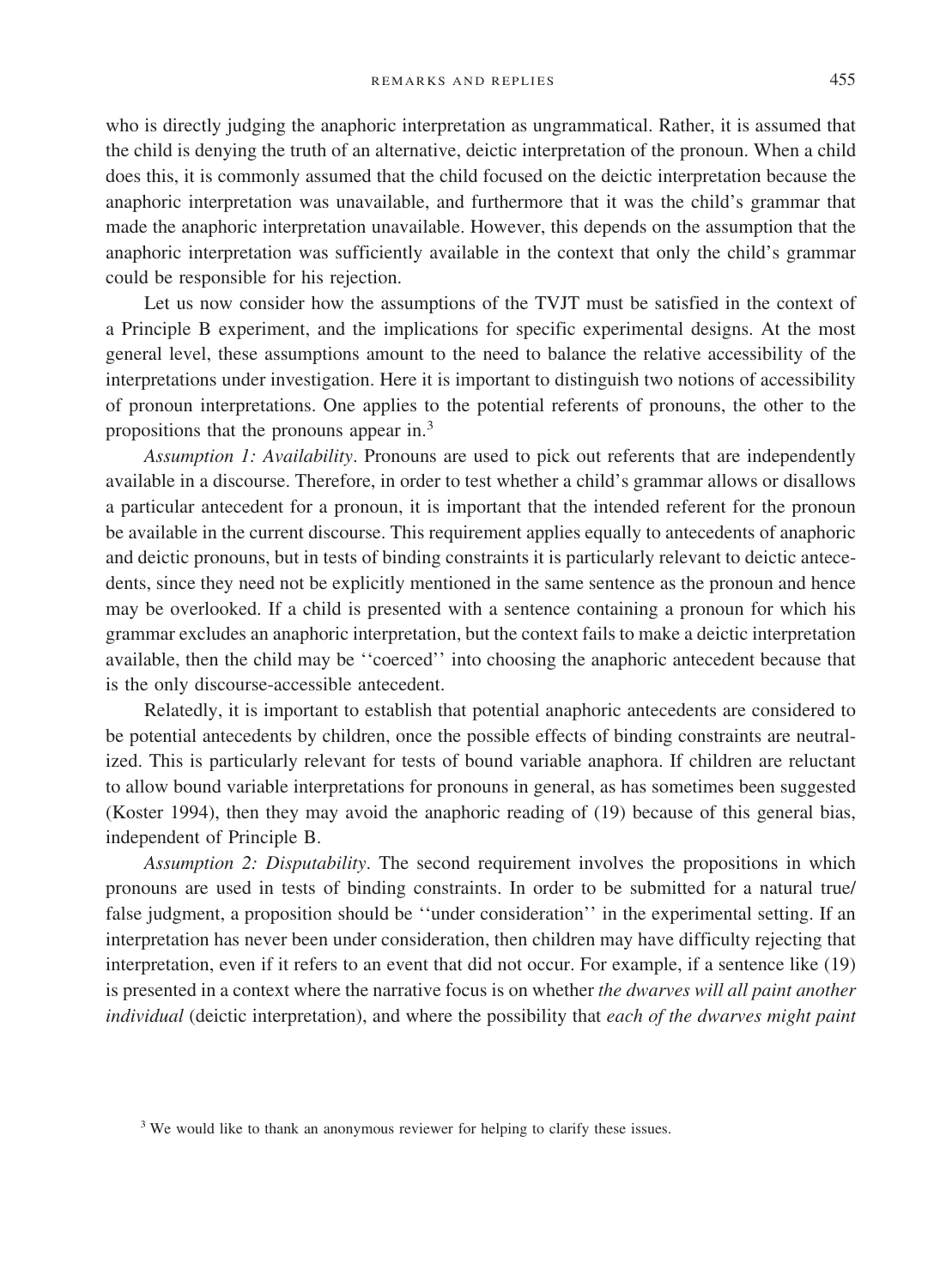who is directly judging the anaphoric interpretation as ungrammatical. Rather, it is assumed that the child is denying the truth of an alternative, deictic interpretation of the pronoun. When a child does this, it is commonly assumed that the child focused on the deictic interpretation because the anaphoric interpretation was unavailable, and furthermore that it was the child's grammar that made the anaphoric interpretation unavailable. However, this depends on the assumption that the anaphoric interpretation was sufficiently available in the context that only the child's grammar could be responsible for his rejection.

Let us now consider how the assumptions of the TVJT must be satisfied in the context of a Principle B experiment, and the implications for specific experimental designs. At the most general level, these assumptions amount to the need to balance the relative accessibility of the interpretations under investigation. Here it is important to distinguish two notions of accessibility of pronoun interpretations. One applies to the potential referents of pronouns, the other to the propositions that the pronouns appear in.[3]

*Assumption 1: Availability*. Pronouns are used to pick out referents that are independently available in a discourse. Therefore, in order to test whether a child's grammar allows or disallows a particular antecedent for a pronoun, it is important that the intended referent for the pronoun be available in the current discourse. This requirement applies equally to antecedents of anaphoric and deictic pronouns, but in tests of binding constraints it is particularly relevant to deictic antecedents, since they need not be explicitly mentioned in the same sentence as the pronoun and hence may be overlooked. If a child is presented with a sentence containing a pronoun for which his grammar excludes an anaphoric interpretation, but the context fails to make a deictic interpretation available, then the child may be ''coerced'' into choosing the anaphoric antecedent because that is the only discourse-accessible antecedent.

Relatedly, it is important to establish that potential anaphoric antecedents are considered to be potential antecedents by children, once the possible effects of binding constraints are neutralized. This is particularly relevant for tests of bound variable anaphora. If children are reluctant to allow bound variable interpretations for pronouns in general, as has sometimes been suggested (Koster 1994), then they may avoid the anaphoric reading of (19) because of this general bias, independent of Principle B.

*Assumption 2: Disputability*. The second requirement involves the propositions in which pronouns are used in tests of binding constraints. In order to be submitted for a natural true/false judgment, a proposition should be ''under consideration'' in the experimental setting. If an interpretation has never been under consideration, then children may have difficulty rejecting that interpretation, even if it refers to an event that did not occur. For example, if a sentence like (19) is presented in a context where the narrative focus is on whether *the dwarves will all paint another individual* (deictic interpretation), and where the possibility that *each of the dwarves might paint*

[3] We would like to thank an anonymous reviewer for helping to clarify these issues.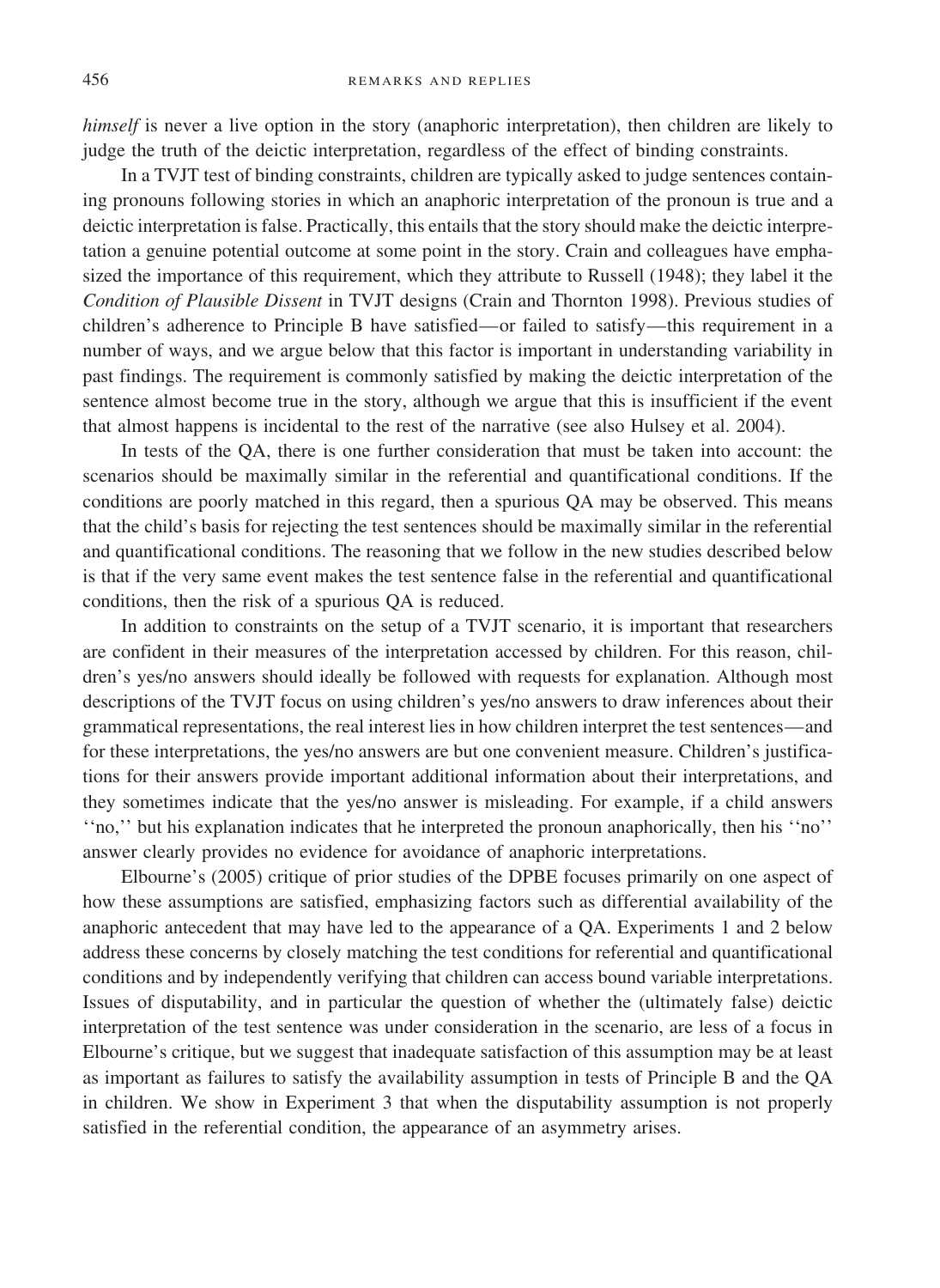*himself* is never a live option in the story (anaphoric interpretation), then children are likely to judge the truth of the deictic interpretation, regardless of the effect of binding constraints.

In a TVJT test of binding constraints, children are typically asked to judge sentences containing pronouns following stories in which an anaphoric interpretation of the pronoun is true and a deictic interpretation is false. Practically, this entails that the story should make the deictic interpretation a genuine potential outcome at some point in the story. Crain and colleagues have emphasized the importance of this requirement, which they attribute to Russell (1948); they label it the *Condition of Plausible Dissent* in TVJT designs (Crain and Thornton 1998). Previous studies of children's adherence to Principle B have satisfied—or failed to satisfy—this requirement in a number of ways, and we argue below that this factor is important in understanding variability in past findings. The requirement is commonly satisfied by making the deictic interpretation of the sentence almost become true in the story, although we argue that this is insufficient if the event that almost happens is incidental to the rest of the narrative (see also Hulsey et al. 2004).

In tests of the QA, there is one further consideration that must be taken into account: the scenarios should be maximally similar in the referential and quantificational conditions. If the conditions are poorly matched in this regard, then a spurious QA may be observed. This means that the child's basis for rejecting the test sentences should be maximally similar in the referential and quantificational conditions. The reasoning that we follow in the new studies described below is that if the very same event makes the test sentence false in the referential and quantificational conditions, then the risk of a spurious QA is reduced.

In addition to constraints on the setup of a TVJT scenario, it is important that researchers are confident in their measures of the interpretation accessed by children. For this reason, children's yes/no answers should ideally be followed with requests for explanation. Although most descriptions of the TVJT focus on using children's yes/no answers to draw inferences about their grammatical representations, the real interest lies in how children interpret the test sentences—and for these interpretations, the yes/no answers are but one convenient measure. Children's justifications for their answers provide important additional information about their interpretations, and they sometimes indicate that the yes/no answer is misleading. For example, if a child answers ''no,'' but his explanation indicates that he interpreted the pronoun anaphorically, then his ''no'' answer clearly provides no evidence for avoidance of anaphoric interpretations.

Elbourne's (2005) critique of prior studies of the DPBE focuses primarily on one aspect of how these assumptions are satisfied, emphasizing factors such as differential availability of the anaphoric antecedent that may have led to the appearance of a QA. Experiments 1 and 2 below address these concerns by closely matching the test conditions for referential and quantificational conditions and by independently verifying that children can access bound variable interpretations. Issues of disputability, and in particular the question of whether the (ultimately false) deictic interpretation of the test sentence was under consideration in the scenario, are less of a focus in Elbourne's critique, but we suggest that inadequate satisfaction of this assumption may be at least as important as failures to satisfy the availability assumption in tests of Principle B and the QA in children. We show in Experiment 3 that when the disputability assumption is not properly satisfied in the referential condition, the appearance of an asymmetry arises.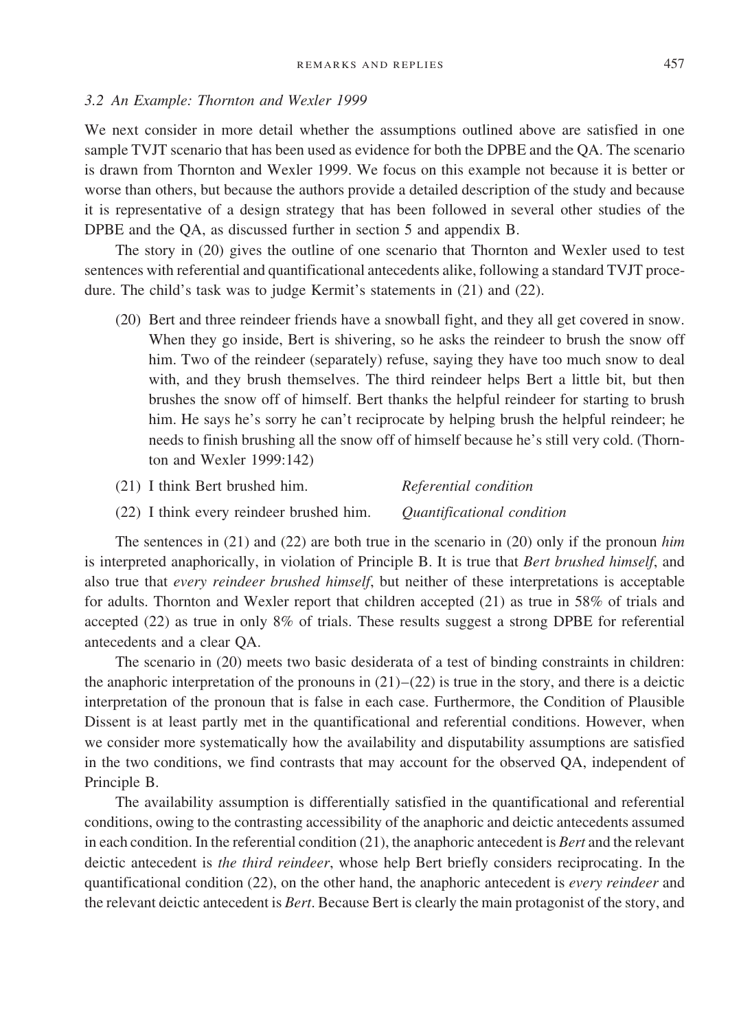### 3.2 An Example: Thornton and Wexler 1999

We next consider in more detail whether the assumptions outlined above are satisfied in one sample TVJT scenario that has been used as evidence for both the DPBE and the QA. The scenario is drawn from Thornton and Wexler 1999. We focus on this example not because it is better or worse than others, but because the authors provide a detailed description of the study and because it is representative of a design strategy that has been followed in several other studies of the DPBE and the QA, as discussed further in section 5 and appendix B.

The story in (20) gives the outline of one scenario that Thornton and Wexler used to test sentences with referential and quantificational antecedents alike, following a standard TVJT procedure. The child's task was to judge Kermit's statements in (21) and (22).

(20) Bert and three reindeer friends have a snowball fight, and they all get covered in snow. When they go inside, Bert is shivering, so he asks the reindeer to brush the snow off him. Two of the reindeer (separately) refuse, saying they have too much snow to deal with, and they brush themselves. The third reindeer helps Bert a little bit, but then brushes the snow off of himself. Bert thanks the helpful reindeer for starting to brush him. He says he's sorry he can't reciprocate by helping brush the helpful reindeer; he needs to finish brushing all the snow off of himself because he's still very cold. (Thornton and Wexler 1999:142)

(21) I think Bert brushed him. *Referential condition*

(22) I think every reindeer brushed him. *Quantificational condition*

The sentences in (21) and (22) are both true in the scenario in (20) only if the pronoun *him* is interpreted anaphorically, in violation of Principle B. It is true that *Bert brushed himself*, and also true that *every reindeer brushed himself*, but neither of these interpretations is acceptable for adults. Thornton and Wexler report that children accepted (21) as true in 58% of trials and accepted (22) as true in only 8% of trials. These results suggest a strong DPBE for referential antecedents and a clear QA.

The scenario in (20) meets two basic desiderata of a test of binding constraints in children: the anaphoric interpretation of the pronouns in (21)–(22) is true in the story, and there is a deictic interpretation of the pronoun that is false in each case. Furthermore, the Condition of Plausible Dissent is at least partly met in the quantificational and referential conditions. However, when we consider more systematically how the availability and disputability assumptions are satisfied in the two conditions, we find contrasts that may account for the observed QA, independent of Principle B.

The availability assumption is differentially satisfied in the quantificational and referential conditions, owing to the contrasting accessibility of the anaphoric and deictic antecedents assumed in each condition. In the referential condition (21), the anaphoric antecedent is *Bert* and the relevant deictic antecedent is *the third reindeer*, whose help Bert briefly considers reciprocating. In the quantificational condition (22), on the other hand, the anaphoric antecedent is *every reindeer* and the relevant deictic antecedent is *Bert*. Because Bert is clearly the main protagonist of the story, and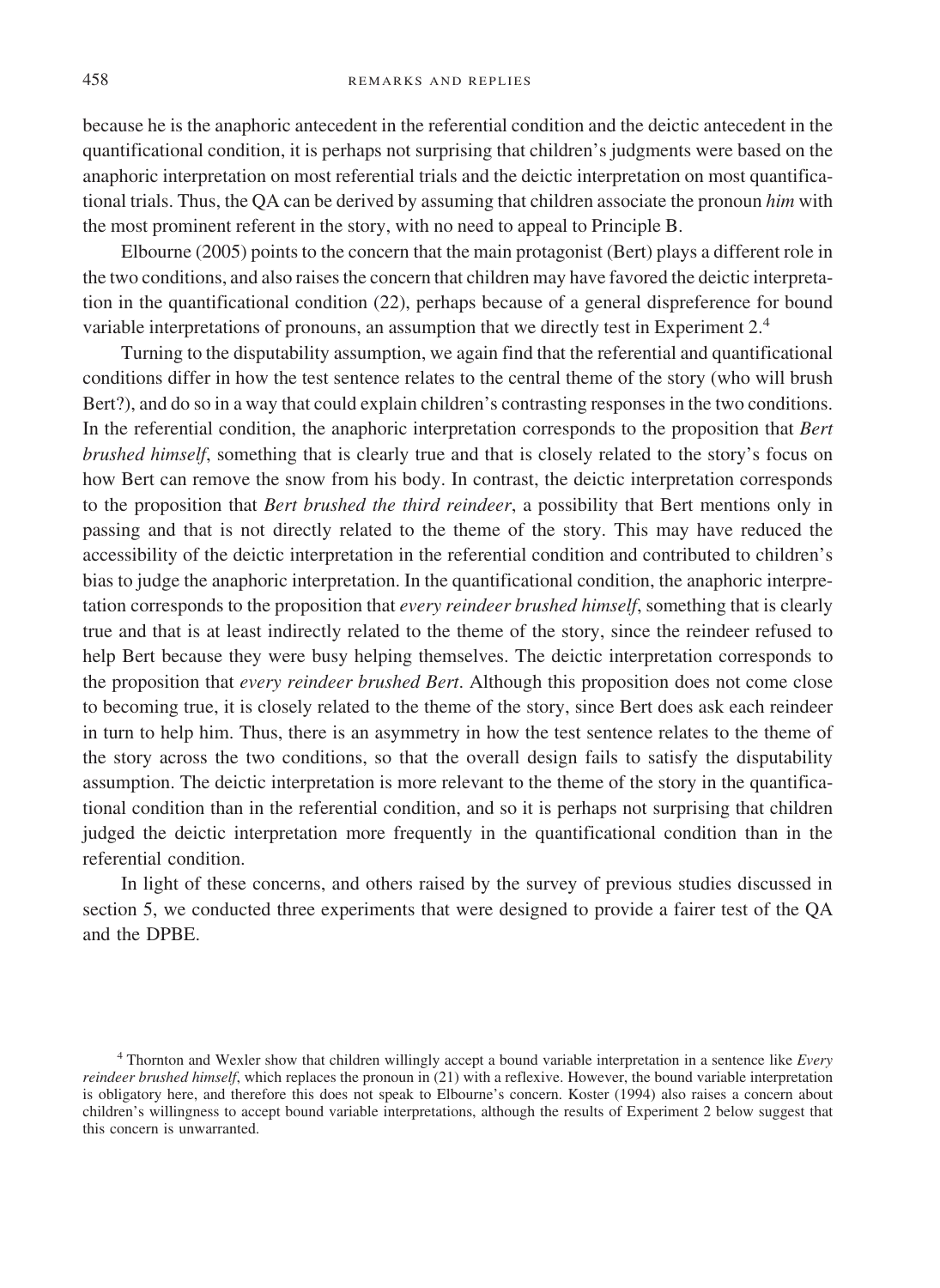because he is the anaphoric antecedent in the referential condition and the deictic antecedent in the quantificational condition, it is perhaps not surprising that children's judgments were based on the anaphoric interpretation on most referential trials and the deictic interpretation on most quantificational trials. Thus, the QA can be derived by assuming that children associate the pronoun *him* with the most prominent referent in the story, with no need to appeal to Principle B.

Elbourne (2005) points to the concern that the main protagonist (Bert) plays a different role in the two conditions, and also raises the concern that children may have favored the deictic interpretation in the quantificational condition (22), perhaps because of a general dispreference for bound variable interpretations of pronouns, an assumption that we directly test in Experiment 2.[4]

Turning to the disputability assumption, we again find that the referential and quantificational conditions differ in how the test sentence relates to the central theme of the story (who will brush Bert?), and do so in a way that could explain children's contrasting responses in the two conditions. In the referential condition, the anaphoric interpretation corresponds to the proposition that *Bert brushed himself*, something that is clearly true and that is closely related to the story's focus on how Bert can remove the snow from his body. In contrast, the deictic interpretation corresponds to the proposition that *Bert brushed the third reindeer*, a possibility that Bert mentions only in passing and that is not directly related to the theme of the story. This may have reduced the accessibility of the deictic interpretation in the referential condition and contributed to children's bias to judge the anaphoric interpretation. In the quantificational condition, the anaphoric interpretation corresponds to the proposition that *every reindeer brushed himself*, something that is clearly true and that is at least indirectly related to the theme of the story, since the reindeer refused to help Bert because they were busy helping themselves. The deictic interpretation corresponds to the proposition that *every reindeer brushed Bert*. Although this proposition does not come close to becoming true, it is closely related to the theme of the story, since Bert does ask each reindeer in turn to help him. Thus, there is an asymmetry in how the test sentence relates to the theme of the story across the two conditions, so that the overall design fails to satisfy the disputability assumption. The deictic interpretation is more relevant to the theme of the story in the quantificational condition than in the referential condition, and so it is perhaps not surprising that children judged the deictic interpretation more frequently in the quantificational condition than in the referential condition.

In light of these concerns, and others raised by the survey of previous studies discussed in section 5, we conducted three experiments that were designed to provide a fairer test of the QA and the DPBE.

[4] Thornton and Wexler show that children willingly accept a bound variable interpretation in a sentence like *Every reindeer brushed himself*, which replaces the pronoun in (21) with a reflexive. However, the bound variable interpretation is obligatory here, and therefore this does not speak to Elbourne's concern. Koster (1994) also raises a concern about children's willingness to accept bound variable interpretations, although the results of Experiment 2 below suggest that this concern is unwarranted.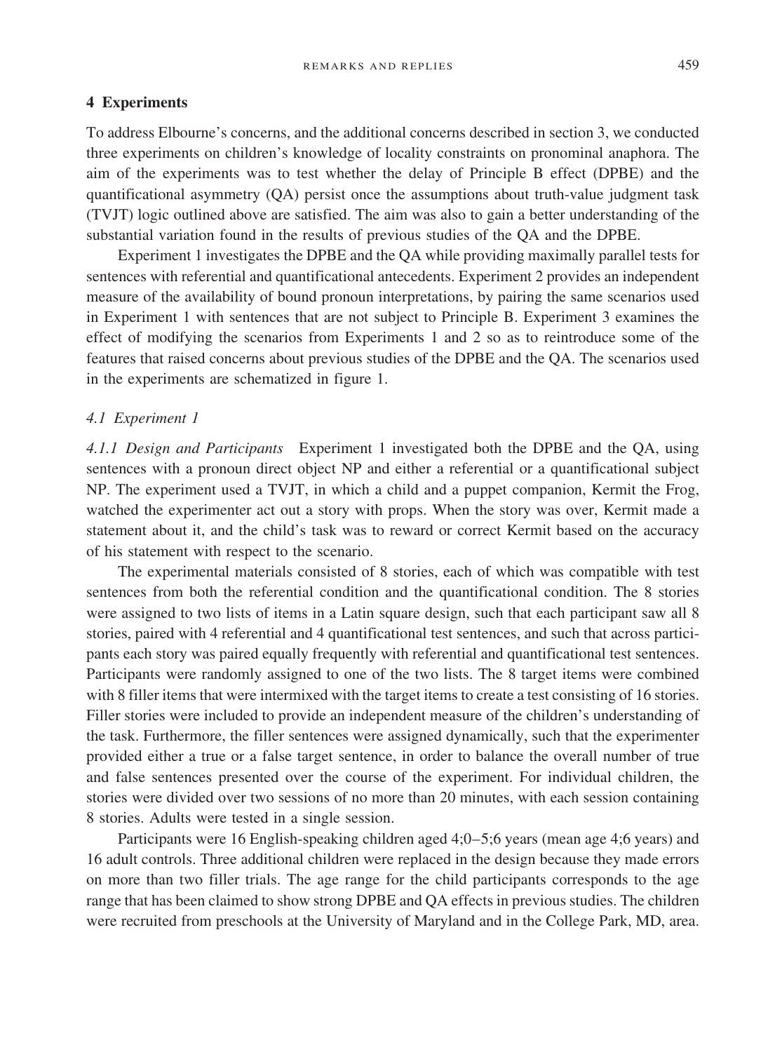## 4 Experiments

To address Elbourne's concerns, and the additional concerns described in section 3, we conducted three experiments on children's knowledge of locality constraints on pronominal anaphora. The aim of the experiments was to test whether the delay of Principle B effect (DPBE) and the quantificational asymmetry (QA) persist once the assumptions about truth-value judgment task (TVJT) logic outlined above are satisfied. The aim was also to gain a better understanding of the substantial variation found in the results of previous studies of the QA and the DPBE.

Experiment 1 investigates the DPBE and the QA while providing maximally parallel tests for sentences with referential and quantificational antecedents. Experiment 2 provides an independent measure of the availability of bound pronoun interpretations, by pairing the same scenarios used in Experiment 1 with sentences that are not subject to Principle B. Experiment 3 examines the effect of modifying the scenarios from Experiments 1 and 2 so as to reintroduce some of the features that raised concerns about previous studies of the DPBE and the QA. The scenarios used in the experiments are schematized in figure 1.

### *4.1 Experiment 1*

*4.1.1 Design and Participants* Experiment 1 investigated both the DPBE and the QA, using sentences with a pronoun direct object NP and either a referential or a quantificational subject NP. The experiment used a TVJT, in which a child and a puppet companion, Kermit the Frog, watched the experimenter act out a story with props. When the story was over, Kermit made a statement about it, and the child's task was to reward or correct Kermit based on the accuracy of his statement with respect to the scenario.

The experimental materials consisted of 8 stories, each of which was compatible with test sentences from both the referential condition and the quantificational condition. The 8 stories were assigned to two lists of items in a Latin square design, such that each participant saw all 8 stories, paired with 4 referential and 4 quantificational test sentences, and such that across participants each story was paired equally frequently with referential and quantificational test sentences. Participants were randomly assigned to one of the two lists. The 8 target items were combined with 8 filler items that were intermixed with the target items to create a test consisting of 16 stories. Filler stories were included to provide an independent measure of the children's understanding of the task. Furthermore, the filler sentences were assigned dynamically, such that the experimenter provided either a true or a false target sentence, in order to balance the overall number of true and false sentences presented over the course of the experiment. For individual children, the stories were divided over two sessions of no more than 20 minutes, with each session containing 8 stories. Adults were tested in a single session.

Participants were 16 English-speaking children aged 4;0–5;6 years (mean age 4;6 years) and 16 adult controls. Three additional children were replaced in the design because they made errors on more than two filler trials. The age range for the child participants corresponds to the age range that has been claimed to show strong DPBE and QA effects in previous studies. The children were recruited from preschools at the University of Maryland and in the College Park, MD, area.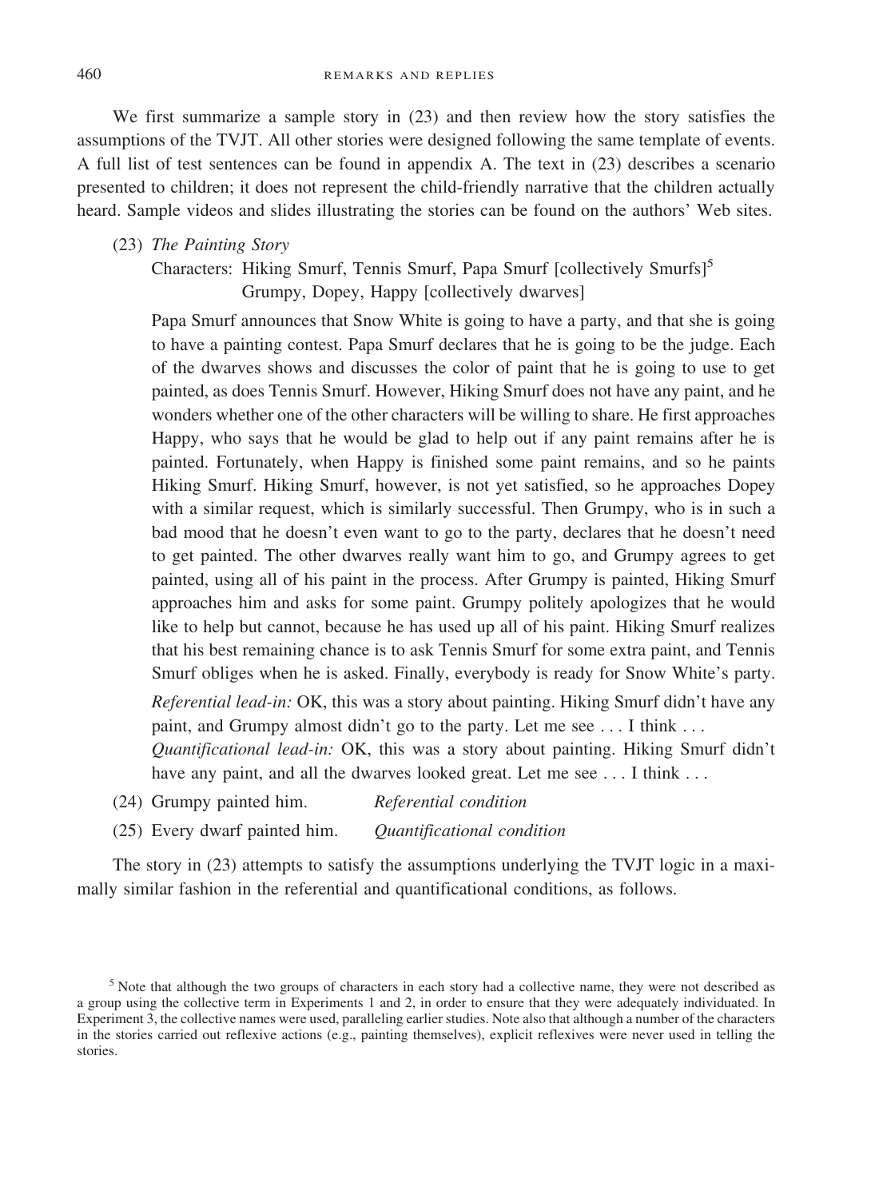We first summarize a sample story in (23) and then review how the story satisfies the assumptions of the TVJT. All other stories were designed following the same template of events. A full list of test sentences can be found in appendix A. The text in (23) describes a scenario presented to children; it does not represent the child-friendly narrative that the children actually heard. Sample videos and slides illustrating the stories can be found on the authors' Web sites.

(23) *The Painting Story*

Characters: Hiking Smurf, Tennis Smurf, Papa Smurf [collectively Smurfs][5]
Grumpy, Dopey, Happy [collectively dwarves]

Papa Smurf announces that Snow White is going to have a party, and that she is going to have a painting contest. Papa Smurf declares that he is going to be the judge. Each of the dwarves shows and discusses the color of paint that he is going to use to get painted, as does Tennis Smurf. However, Hiking Smurf does not have any paint, and he wonders whether one of the other characters will be willing to share. He first approaches Happy, who says that he would be glad to help out if any paint remains after he is painted. Fortunately, when Happy is finished some paint remains, and so he paints Hiking Smurf. Hiking Smurf, however, is not yet satisfied, so he approaches Dopey with a similar request, which is similarly successful. Then Grumpy, who is in such a bad mood that he doesn't even want to go to the party, declares that he doesn't need to get painted. The other dwarves really want him to go, and Grumpy agrees to get painted, using all of his paint in the process. After Grumpy is painted, Hiking Smurf approaches him and asks for some paint. Grumpy politely apologizes that he would like to help but cannot, because he has used up all of his paint. Hiking Smurf realizes that his best remaining chance is to ask Tennis Smurf for some extra paint, and Tennis Smurf obliges when he is asked. Finally, everybody is ready for Snow White's party.

*Referential lead-in:* OK, this was a story about painting. Hiking Smurf didn't have any paint, and Grumpy almost didn't go to the party. Let me see . . . I think . . .

*Quantificational lead-in:* OK, this was a story about painting. Hiking Smurf didn't have any paint, and all the dwarves looked great. Let me see . . . I think . . .

(24) Grumpy painted him. *Referential condition*

(25) Every dwarf painted him. *Quantificational condition*

The story in (23) attempts to satisfy the assumptions underlying the TVJT logic in a maximally similar fashion in the referential and quantificational conditions, as follows.

[5] Note that although the two groups of characters in each story had a collective name, they were not described as a group using the collective term in Experiments 1 and 2, in order to ensure that they were adequately individuated. In Experiment 3, the collective names were used, paralleling earlier studies. Note also that although a number of the characters in the stories carried out reflexive actions (e.g., painting themselves), explicit reflexives were never used in telling the stories.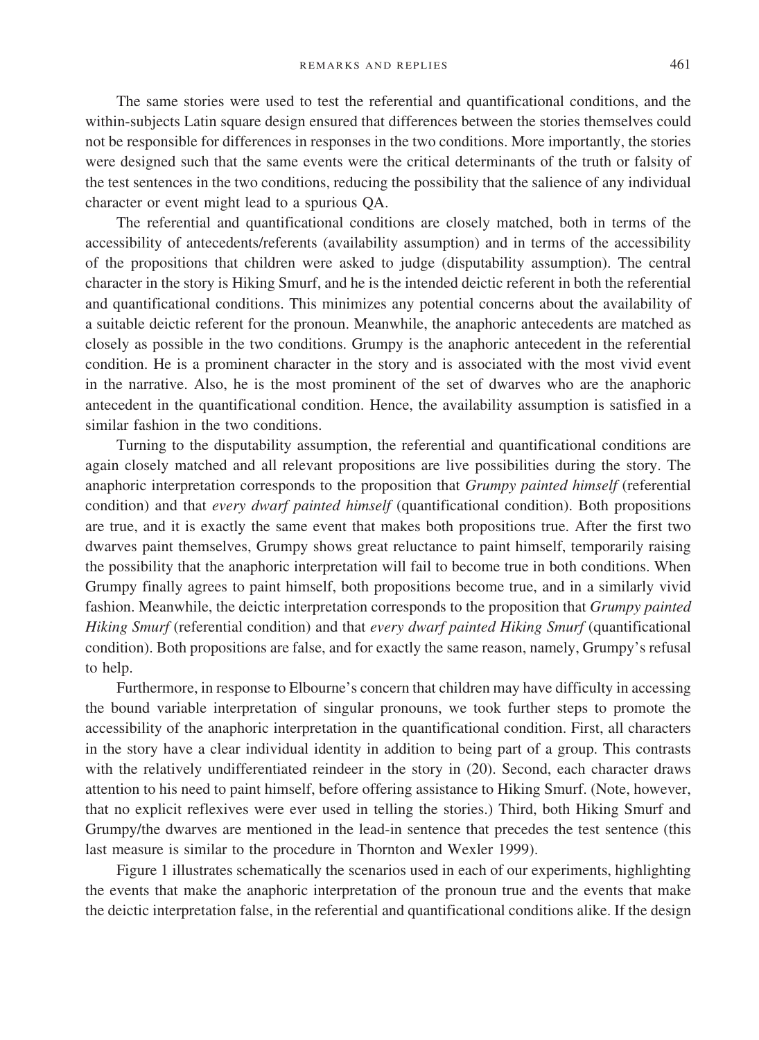The same stories were used to test the referential and quantificational conditions, and the within-subjects Latin square design ensured that differences between the stories themselves could not be responsible for differences in responses in the two conditions. More importantly, the stories were designed such that the same events were the critical determinants of the truth or falsity of the test sentences in the two conditions, reducing the possibility that the salience of any individual character or event might lead to a spurious QA.

The referential and quantificational conditions are closely matched, both in terms of the accessibility of antecedents/referents (availability assumption) and in terms of the accessibility of the propositions that children were asked to judge (disputability assumption). The central character in the story is Hiking Smurf, and he is the intended deictic referent in both the referential and quantificational conditions. This minimizes any potential concerns about the availability of a suitable deictic referent for the pronoun. Meanwhile, the anaphoric antecedents are matched as closely as possible in the two conditions. Grumpy is the anaphoric antecedent in the referential condition. He is a prominent character in the story and is associated with the most vivid event in the narrative. Also, he is the most prominent of the set of dwarves who are the anaphoric antecedent in the quantificational condition. Hence, the availability assumption is satisfied in a similar fashion in the two conditions.

Turning to the disputability assumption, the referential and quantificational conditions are again closely matched and all relevant propositions are live possibilities during the story. The anaphoric interpretation corresponds to the proposition that *Grumpy painted himself* (referential condition) and that *every dwarf painted himself* (quantificational condition). Both propositions are true, and it is exactly the same event that makes both propositions true. After the first two dwarves paint themselves, Grumpy shows great reluctance to paint himself, temporarily raising the possibility that the anaphoric interpretation will fail to become true in both conditions. When Grumpy finally agrees to paint himself, both propositions become true, and in a similarly vivid fashion. Meanwhile, the deictic interpretation corresponds to the proposition that *Grumpy painted Hiking Smurf* (referential condition) and that *every dwarf painted Hiking Smurf* (quantificational condition). Both propositions are false, and for exactly the same reason, namely, Grumpy's refusal to help.

Furthermore, in response to Elbourne's concern that children may have difficulty in accessing the bound variable interpretation of singular pronouns, we took further steps to promote the accessibility of the anaphoric interpretation in the quantificational condition. First, all characters in the story have a clear individual identity in addition to being part of a group. This contrasts with the relatively undifferentiated reindeer in the story in (20). Second, each character draws attention to his need to paint himself, before offering assistance to Hiking Smurf. (Note, however, that no explicit reflexives were ever used in telling the stories.) Third, both Hiking Smurf and Grumpy/the dwarves are mentioned in the lead-in sentence that precedes the test sentence (this last measure is similar to the procedure in Thornton and Wexler 1999).

Figure 1 illustrates schematically the scenarios used in each of our experiments, highlighting the events that make the anaphoric interpretation of the pronoun true and the events that make the deictic interpretation false, in the referential and quantificational conditions alike. If the design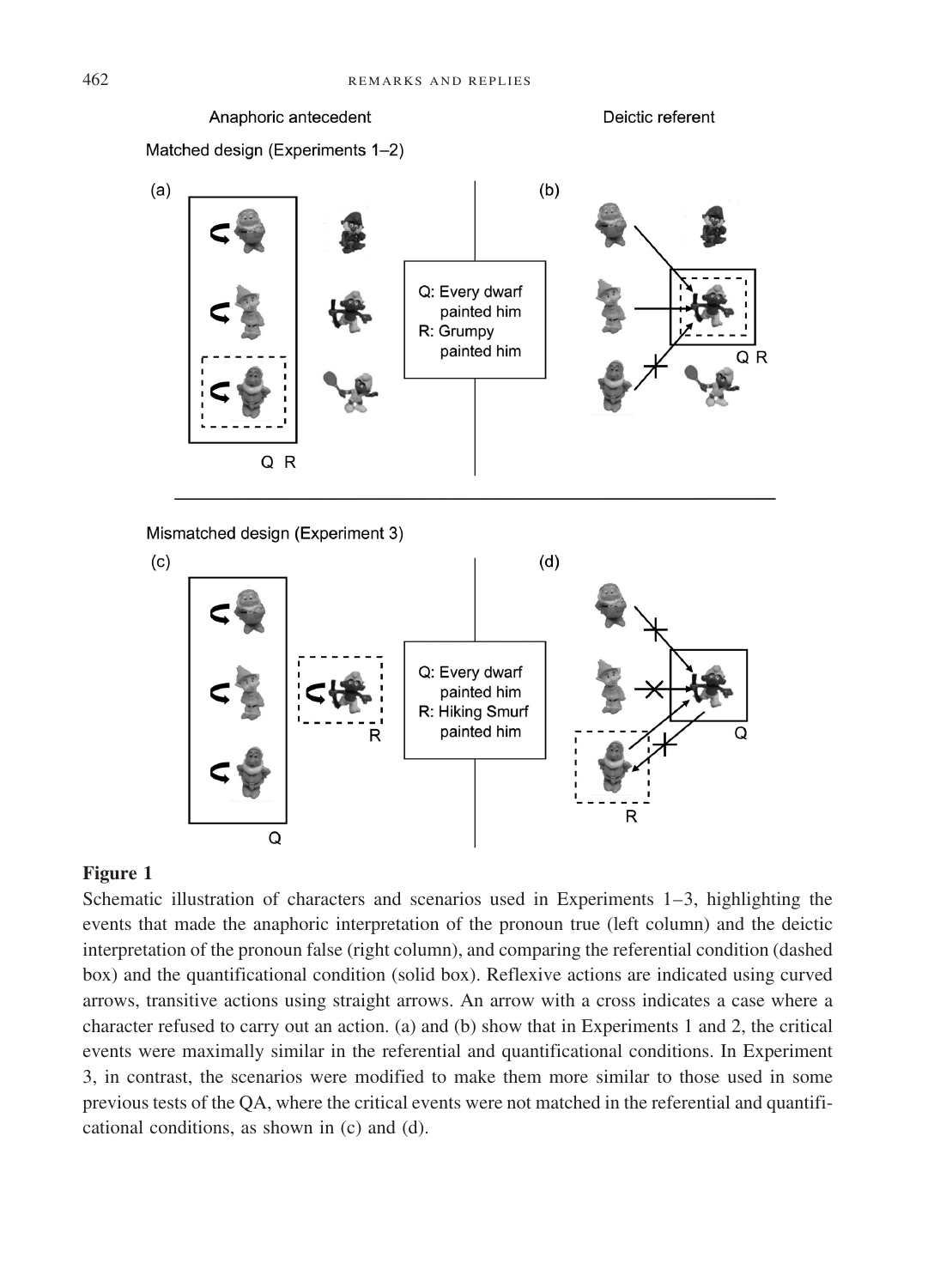Anaphoric antecedent

Deictic referent

Matched design (Experiments 1–2)

(a)

(b)

Q: Every dwarf painted him
R: Grumpy painted him

Q R

Q R

Mismatched design (Experiment 3)

(c)

(d)

Q: Every dwarf painted him
R: Hiking Smurf painted him

R

Q

Q

R

**Figure 1**

Schematic illustration of characters and scenarios used in Experiments 1–3, highlighting the events that made the anaphoric interpretation of the pronoun true (left column) and the deictic interpretation of the pronoun false (right column), and comparing the referential condition (dashed box) and the quantificational condition (solid box). Reflexive actions are indicated using curved arrows, transitive actions using straight arrows. An arrow with a cross indicates a case where a character refused to carry out an action. (a) and (b) show that in Experiments 1 and 2, the critical events were maximally similar in the referential and quantificational conditions. In Experiment 3, in contrast, the scenarios were modified to make them more similar to those used in some previous tests of the QA, where the critical events were not matched in the referential and quantificational conditions, as shown in (c) and (d).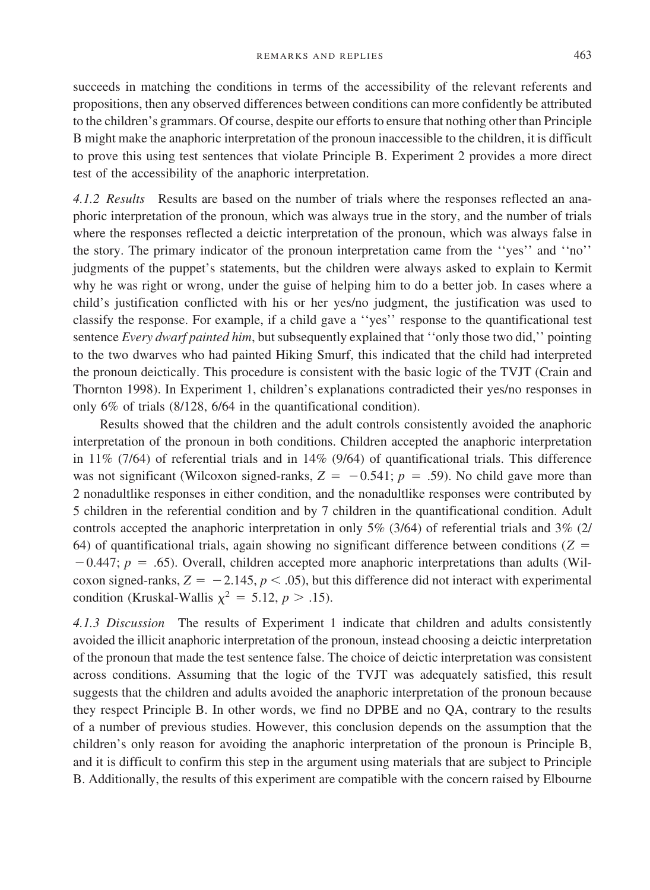succeeds in matching the conditions in terms of the accessibility of the relevant referents and propositions, then any observed differences between conditions can more confidently be attributed to the children's grammars. Of course, despite our efforts to ensure that nothing other than Principle B might make the anaphoric interpretation of the pronoun inaccessible to the children, it is difficult to prove this using test sentences that violate Principle B. Experiment 2 provides a more direct test of the accessibility of the anaphoric interpretation.

*4.1.2 Results* Results are based on the number of trials where the responses reflected an anaphoric interpretation of the pronoun, which was always true in the story, and the number of trials where the responses reflected a deictic interpretation of the pronoun, which was always false in the story. The primary indicator of the pronoun interpretation came from the ''yes'' and ''no'' judgments of the puppet's statements, but the children were always asked to explain to Kermit why he was right or wrong, under the guise of helping him to do a better job. In cases where a child's justification conflicted with his or her yes/no judgment, the justification was used to classify the response. For example, if a child gave a ''yes'' response to the quantificational test sentence *Every dwarf painted him*, but subsequently explained that ''only those two did,'' pointing to the two dwarves who had painted Hiking Smurf, this indicated that the child had interpreted the pronoun deictically. This procedure is consistent with the basic logic of the TVJT (Crain and Thornton 1998). In Experiment 1, children's explanations contradicted their yes/no responses in only 6% of trials (8/128, 6/64 in the quantificational condition).

Results showed that the children and the adult controls consistently avoided the anaphoric interpretation of the pronoun in both conditions. Children accepted the anaphoric interpretation in 11% (7/64) of referential trials and in 14% (9/64) of quantificational trials. This difference was not significant (Wilcoxon signed-ranks, $Z = -0.541$; $p = .59$). No child gave more than 2 nonadultlike responses in either condition, and the nonadultlike responses were contributed by 5 children in the referential condition and by 7 children in the quantificational condition. Adult controls accepted the anaphoric interpretation in only 5% (3/64) of referential trials and 3% (2/64) of quantificational trials, again showing no significant difference between conditions ($Z = -0.447$; $p = .65$). Overall, children accepted more anaphoric interpretations than adults (Wilcoxon signed-ranks, $Z = -2.145$, $p < .05$), but this difference did not interact with experimental condition (Kruskal-Wallis $\chi^2 = 5.12$, $p > .15$).

*4.1.3 Discussion* The results of Experiment 1 indicate that children and adults consistently avoided the illicit anaphoric interpretation of the pronoun, instead choosing a deictic interpretation of the pronoun that made the test sentence false. The choice of deictic interpretation was consistent across conditions. Assuming that the logic of the TVJT was adequately satisfied, this result suggests that the children and adults avoided the anaphoric interpretation of the pronoun because they respect Principle B. In other words, we find no DPBE and no QA, contrary to the results of a number of previous studies. However, this conclusion depends on the assumption that the children's only reason for avoiding the anaphoric interpretation of the pronoun is Principle B, and it is difficult to confirm this step in the argument using materials that are subject to Principle B. Additionally, the results of this experiment are compatible with the concern raised by Elbourne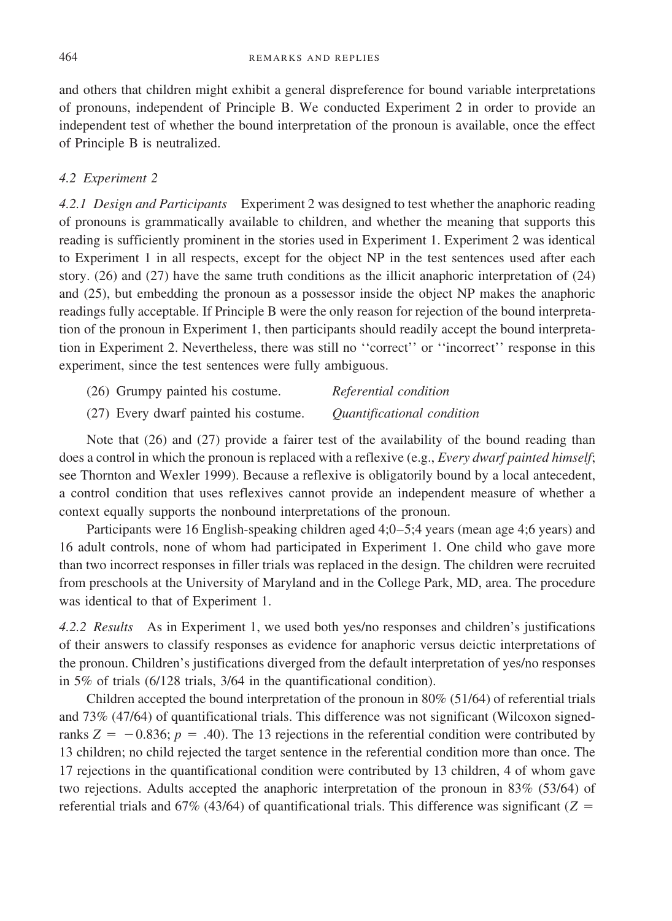and others that children might exhibit a general dispreference for bound variable interpretations of pronouns, independent of Principle B. We conducted Experiment 2 in order to provide an independent test of whether the bound interpretation of the pronoun is available, once the effect of Principle B is neutralized.

### *4.2 Experiment 2*

*4.2.1 Design and Participants* Experiment 2 was designed to test whether the anaphoric reading of pronouns is grammatically available to children, and whether the meaning that supports this reading is sufficiently prominent in the stories used in Experiment 1. Experiment 2 was identical to Experiment 1 in all respects, except for the object NP in the test sentences used after each story. (26) and (27) have the same truth conditions as the illicit anaphoric interpretation of (24) and (25), but embedding the pronoun as a possessor inside the object NP makes the anaphoric readings fully acceptable. If Principle B were the only reason for rejection of the bound interpretation of the pronoun in Experiment 1, then participants should readily accept the bound interpretation in Experiment 2. Nevertheless, there was still no ''correct'' or ''incorrect'' response in this experiment, since the test sentences were fully ambiguous.

(26) Grumpy painted his costume. *Referential condition*

(27) Every dwarf painted his costume. *Quantificational condition*

Note that (26) and (27) provide a fairer test of the availability of the bound reading than does a control in which the pronoun is replaced with a reflexive (e.g., *Every dwarf painted himself*; see Thornton and Wexler 1999). Because a reflexive is obligatorily bound by a local antecedent, a control condition that uses reflexives cannot provide an independent measure of whether a context equally supports the nonbound interpretations of the pronoun.

Participants were 16 English-speaking children aged 4;0–5;4 years (mean age 4;6 years) and 16 adult controls, none of whom had participated in Experiment 1. One child who gave more than two incorrect responses in filler trials was replaced in the design. The children were recruited from preschools at the University of Maryland and in the College Park, MD, area. The procedure was identical to that of Experiment 1.

*4.2.2 Results* As in Experiment 1, we used both yes/no responses and children's justifications of their answers to classify responses as evidence for anaphoric versus deictic interpretations of the pronoun. Children's justifications diverged from the default interpretation of yes/no responses in 5% of trials (6/128 trials, 3/64 in the quantificational condition).

Children accepted the bound interpretation of the pronoun in 80% (51/64) of referential trials and 73% (47/64) of quantificational trials. This difference was not significant (Wilcoxon signed-ranks $Z = -0.836$; $p = .40$). The 13 rejections in the referential condition were contributed by 13 children; no child rejected the target sentence in the referential condition more than once. The 17 rejections in the quantificational condition were contributed by 13 children, 4 of whom gave two rejections. Adults accepted the anaphoric interpretation of the pronoun in 83% (53/64) of referential trials and 67% (43/64) of quantificational trials. This difference was significant ($Z =$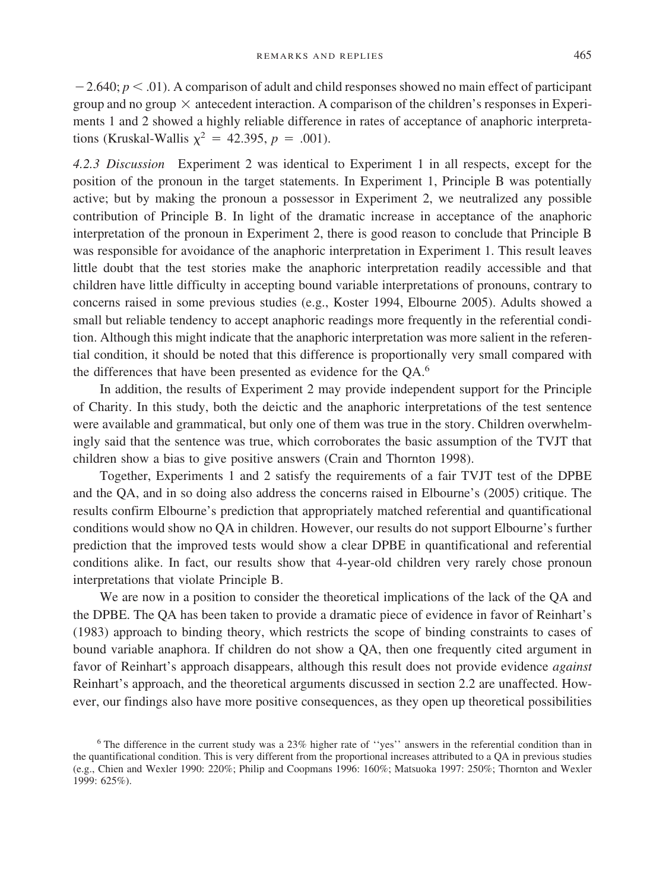$-2.640$; $p < .01$). A comparison of adult and child responses showed no main effect of participant group and no group $\times$ antecedent interaction. A comparison of the children's responses in Experiments 1 and 2 showed a highly reliable difference in rates of acceptance of anaphoric interpretations (Kruskal-Wallis $\chi^2 = 42.395$, $p = .001$).

*4.2.3 Discussion* Experiment 2 was identical to Experiment 1 in all respects, except for the position of the pronoun in the target statements. In Experiment 1, Principle B was potentially active; but by making the pronoun a possessor in Experiment 2, we neutralized any possible contribution of Principle B. In light of the dramatic increase in acceptance of the anaphoric interpretation of the pronoun in Experiment 2, there is good reason to conclude that Principle B was responsible for avoidance of the anaphoric interpretation in Experiment 1. This result leaves little doubt that the test stories make the anaphoric interpretation readily accessible and that children have little difficulty in accepting bound variable interpretations of pronouns, contrary to concerns raised in some previous studies (e.g., Koster 1994, Elbourne 2005). Adults showed a small but reliable tendency to accept anaphoric readings more frequently in the referential condition. Although this might indicate that the anaphoric interpretation was more salient in the referential condition, it should be noted that this difference is proportionally very small compared with the differences that have been presented as evidence for the QA.[6]

In addition, the results of Experiment 2 may provide independent support for the Principle of Charity. In this study, both the deictic and the anaphoric interpretations of the test sentence were available and grammatical, but only one of them was true in the story. Children overwhelmingly said that the sentence was true, which corroborates the basic assumption of the TVJT that children show a bias to give positive answers (Crain and Thornton 1998).

Together, Experiments 1 and 2 satisfy the requirements of a fair TVJT test of the DPBE and the QA, and in so doing also address the concerns raised in Elbourne's (2005) critique. The results confirm Elbourne's prediction that appropriately matched referential and quantificational conditions would show no QA in children. However, our results do not support Elbourne's further prediction that the improved tests would show a clear DPBE in quantificational and referential conditions alike. In fact, our results show that 4-year-old children very rarely chose pronoun interpretations that violate Principle B.

We are now in a position to consider the theoretical implications of the lack of the QA and the DPBE. The QA has been taken to provide a dramatic piece of evidence in favor of Reinhart's (1983) approach to binding theory, which restricts the scope of binding constraints to cases of bound variable anaphora. If children do not show a QA, then one frequently cited argument in favor of Reinhart's approach disappears, although this result does not provide evidence *against* Reinhart's approach, and the theoretical arguments discussed in section 2.2 are unaffected. However, our findings also have more positive consequences, as they open up theoretical possibilities

[6] The difference in the current study was a 23% higher rate of ''yes'' answers in the referential condition than in the quantificational condition. This is very different from the proportional increases attributed to a QA in previous studies (e.g., Chien and Wexler 1990: 220%; Philip and Coopmans 1996: 160%; Matsuoka 1997: 250%; Thornton and Wexler 1999: 625%).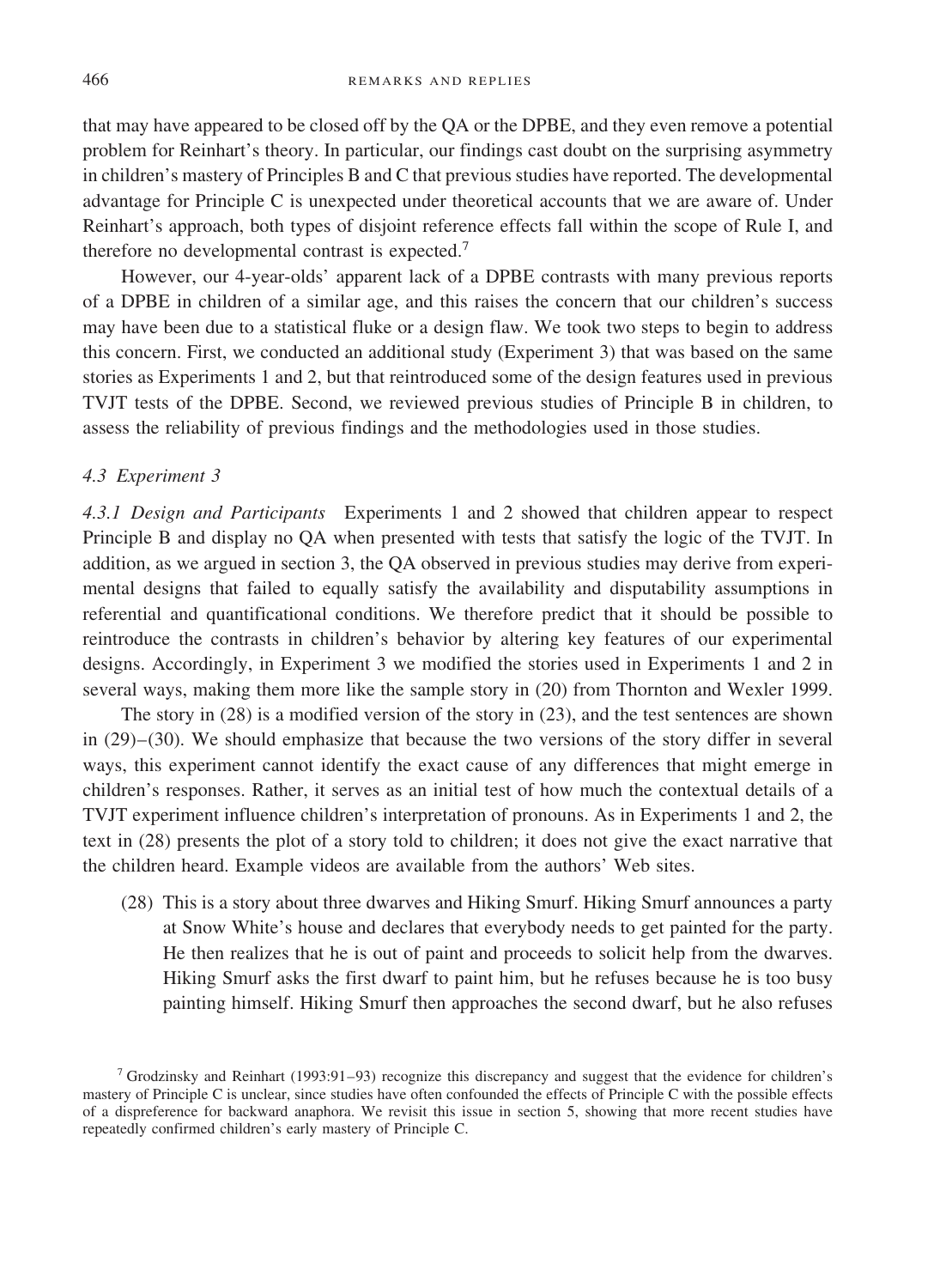that may have appeared to be closed off by the QA or the DPBE, and they even remove a potential problem for Reinhart's theory. In particular, our findings cast doubt on the surprising asymmetry in children's mastery of Principles B and C that previous studies have reported. The developmental advantage for Principle C is unexpected under theoretical accounts that we are aware of. Under Reinhart's approach, both types of disjoint reference effects fall within the scope of Rule I, and therefore no developmental contrast is expected.[7]

However, our 4-year-olds' apparent lack of a DPBE contrasts with many previous reports of a DPBE in children of a similar age, and this raises the concern that our children's success may have been due to a statistical fluke or a design flaw. We took two steps to begin to address this concern. First, we conducted an additional study (Experiment 3) that was based on the same stories as Experiments 1 and 2, but that reintroduced some of the design features used in previous TVJT tests of the DPBE. Second, we reviewed previous studies of Principle B in children, to assess the reliability of previous findings and the methodologies used in those studies.

### *4.3 Experiment 3*

*4.3.1 Design and Participants* Experiments 1 and 2 showed that children appear to respect Principle B and display no QA when presented with tests that satisfy the logic of the TVJT. In addition, as we argued in section 3, the QA observed in previous studies may derive from experimental designs that failed to equally satisfy the availability and disputability assumptions in referential and quantificational conditions. We therefore predict that it should be possible to reintroduce the contrasts in children's behavior by altering key features of our experimental designs. Accordingly, in Experiment 3 we modified the stories used in Experiments 1 and 2 in several ways, making them more like the sample story in (20) from Thornton and Wexler 1999.

The story in (28) is a modified version of the story in (23), and the test sentences are shown in (29)–(30). We should emphasize that because the two versions of the story differ in several ways, this experiment cannot identify the exact cause of any differences that might emerge in children's responses. Rather, it serves as an initial test of how much the contextual details of a TVJT experiment influence children's interpretation of pronouns. As in Experiments 1 and 2, the text in (28) presents the plot of a story told to children; it does not give the exact narrative that the children heard. Example videos are available from the authors' Web sites.

(28) This is a story about three dwarves and Hiking Smurf. Hiking Smurf announces a party at Snow White's house and declares that everybody needs to get painted for the party. He then realizes that he is out of paint and proceeds to solicit help from the dwarves. Hiking Smurf asks the first dwarf to paint him, but he refuses because he is too busy painting himself. Hiking Smurf then approaches the second dwarf, but he also refuses

[7] Grodzinsky and Reinhart (1993:91–93) recognize this discrepancy and suggest that the evidence for children's mastery of Principle C is unclear, since studies have often confounded the effects of Principle C with the possible effects of a dispreference for backward anaphora. We revisit this issue in section 5, showing that more recent studies have repeatedly confirmed children's early mastery of Principle C.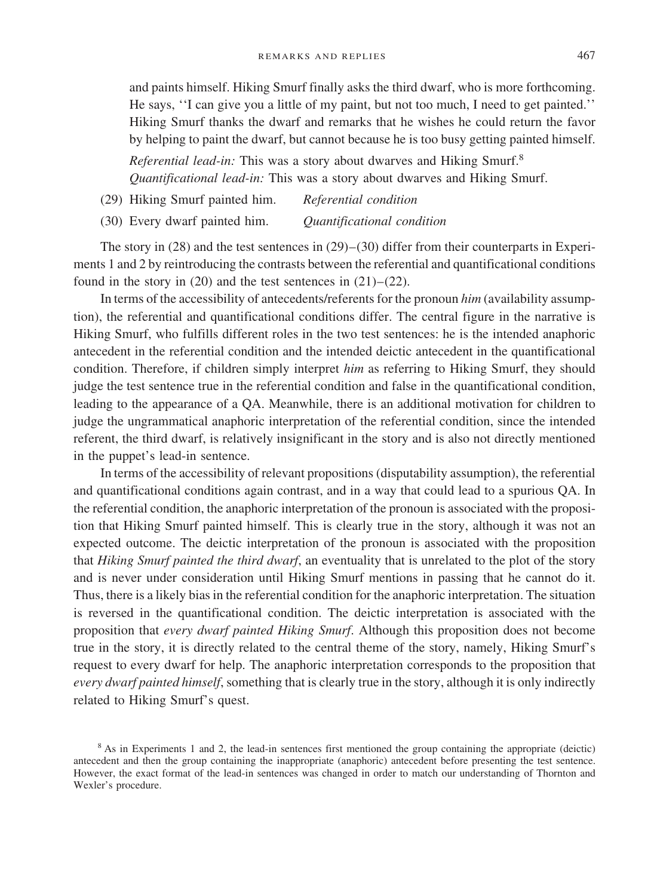and paints himself. Hiking Smurf finally asks the third dwarf, who is more forthcoming. He says, ''I can give you a little of my paint, but not too much, I need to get painted.'' Hiking Smurf thanks the dwarf and remarks that he wishes he could return the favor by helping to paint the dwarf, but cannot because he is too busy getting painted himself.

*Referential lead-in:* This was a story about dwarves and Hiking Smurf.[8]
*Quantificational lead-in:* This was a story about dwarves and Hiking Smurf.

(29) Hiking Smurf painted him. *Referential condition*

(30) Every dwarf painted him. *Quantificational condition*

The story in (28) and the test sentences in (29)–(30) differ from their counterparts in Experiments 1 and 2 by reintroducing the contrasts between the referential and quantificational conditions found in the story in (20) and the test sentences in (21)–(22).

In terms of the accessibility of antecedents/referents for the pronoun *him* (availability assumption), the referential and quantificational conditions differ. The central figure in the narrative is Hiking Smurf, who fulfills different roles in the two test sentences: he is the intended anaphoric antecedent in the referential condition and the intended deictic antecedent in the quantificational condition. Therefore, if children simply interpret *him* as referring to Hiking Smurf, they should judge the test sentence true in the referential condition and false in the quantificational condition, leading to the appearance of a QA. Meanwhile, there is an additional motivation for children to judge the ungrammatical anaphoric interpretation of the referential condition, since the intended referent, the third dwarf, is relatively insignificant in the story and is also not directly mentioned in the puppet's lead-in sentence.

In terms of the accessibility of relevant propositions (disputability assumption), the referential and quantificational conditions again contrast, and in a way that could lead to a spurious QA. In the referential condition, the anaphoric interpretation of the pronoun is associated with the proposition that Hiking Smurf painted himself. This is clearly true in the story, although it was not an expected outcome. The deictic interpretation of the pronoun is associated with the proposition that *Hiking Smurf painted the third dwarf*, an eventuality that is unrelated to the plot of the story and is never under consideration until Hiking Smurf mentions in passing that he cannot do it. Thus, there is a likely bias in the referential condition for the anaphoric interpretation. The situation is reversed in the quantificational condition. The deictic interpretation is associated with the proposition that *every dwarf painted Hiking Smurf*. Although this proposition does not become true in the story, it is directly related to the central theme of the story, namely, Hiking Smurf's request to every dwarf for help. The anaphoric interpretation corresponds to the proposition that *every dwarf painted himself*, something that is clearly true in the story, although it is only indirectly related to Hiking Smurf's quest.

[8] As in Experiments 1 and 2, the lead-in sentences first mentioned the group containing the appropriate (deictic) antecedent and then the group containing the inappropriate (anaphoric) antecedent before presenting the test sentence. However, the exact format of the lead-in sentences was changed in order to match our understanding of Thornton and Wexler's procedure.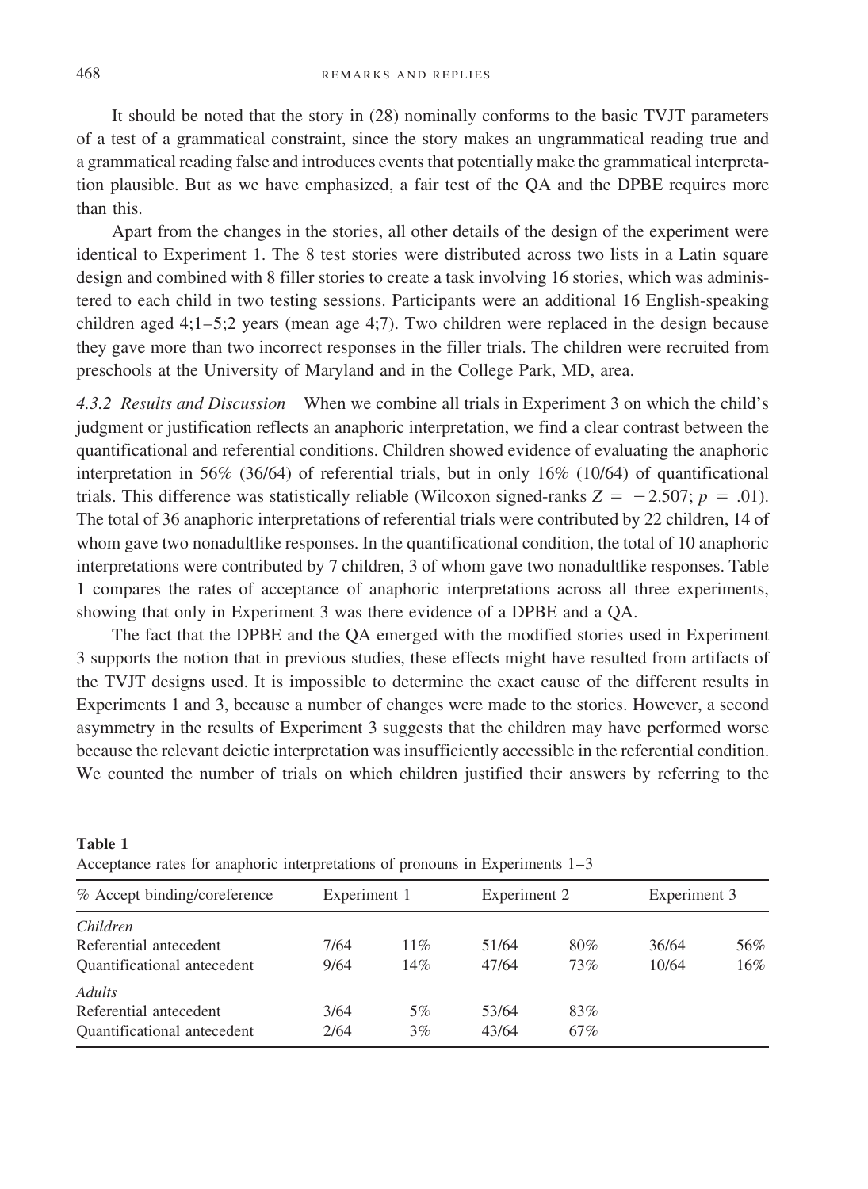It should be noted that the story in (28) nominally conforms to the basic TVJT parameters of a test of a grammatical constraint, since the story makes an ungrammatical reading true and a grammatical reading false and introduces events that potentially make the grammatical interpretation plausible. But as we have emphasized, a fair test of the QA and the DPBE requires more than this.

Apart from the changes in the stories, all other details of the design of the experiment were identical to Experiment 1. The 8 test stories were distributed across two lists in a Latin square design and combined with 8 filler stories to create a task involving 16 stories, which was administered to each child in two testing sessions. Participants were an additional 16 English-speaking children aged 4;1–5;2 years (mean age 4;7). Two children were replaced in the design because they gave more than two incorrect responses in the filler trials. The children were recruited from preschools at the University of Maryland and in the College Park, MD, area.

*4.3.2 Results and Discussion* When we combine all trials in Experiment 3 on which the child's judgment or justification reflects an anaphoric interpretation, we find a clear contrast between the quantificational and referential conditions. Children showed evidence of evaluating the anaphoric interpretation in 56% (36/64) of referential trials, but in only 16% (10/64) of quantificational trials. This difference was statistically reliable (Wilcoxon signed-ranks $Z = -2.507$; $p = .01$). The total of 36 anaphoric interpretations of referential trials were contributed by 22 children, 14 of whom gave two nonadultlike responses. In the quantificational condition, the total of 10 anaphoric interpretations were contributed by 7 children, 3 of whom gave two nonadultlike responses. Table 1 compares the rates of acceptance of anaphoric interpretations across all three experiments, showing that only in Experiment 3 was there evidence of a DPBE and a QA.

The fact that the DPBE and the QA emerged with the modified stories used in Experiment 3 supports the notion that in previous studies, these effects might have resulted from artifacts of the TVJT designs used. It is impossible to determine the exact cause of the different results in Experiments 1 and 3, because a number of changes were made to the stories. However, a second asymmetry in the results of Experiment 3 suggests that the children may have performed worse because the relevant deictic interpretation was insufficiently accessible in the referential condition. We counted the number of trials on which children justified their answers by referring to the

**Table 1**
Acceptance rates for anaphoric interpretations of pronouns in Experiments 1–3

| % Accept binding/coreference | Experiment 1 | | Experiment 2 | | Experiment 3 | |
|---|---|---|---|---|---|---|
| *Children* | | | | | | |
| Referential antecedent | 7/64 | 11% | 51/64 | 80% | 36/64 | 56% |
| Quantificational antecedent | 9/64 | 14% | 47/64 | 73% | 10/64 | 16% |
| *Adults* | | | | | | |
| Referential antecedent | 3/64 | 5% | 53/64 | 83% | | |
| Quantificational antecedent | 2/64 | 3% | 43/64 | 67% | | |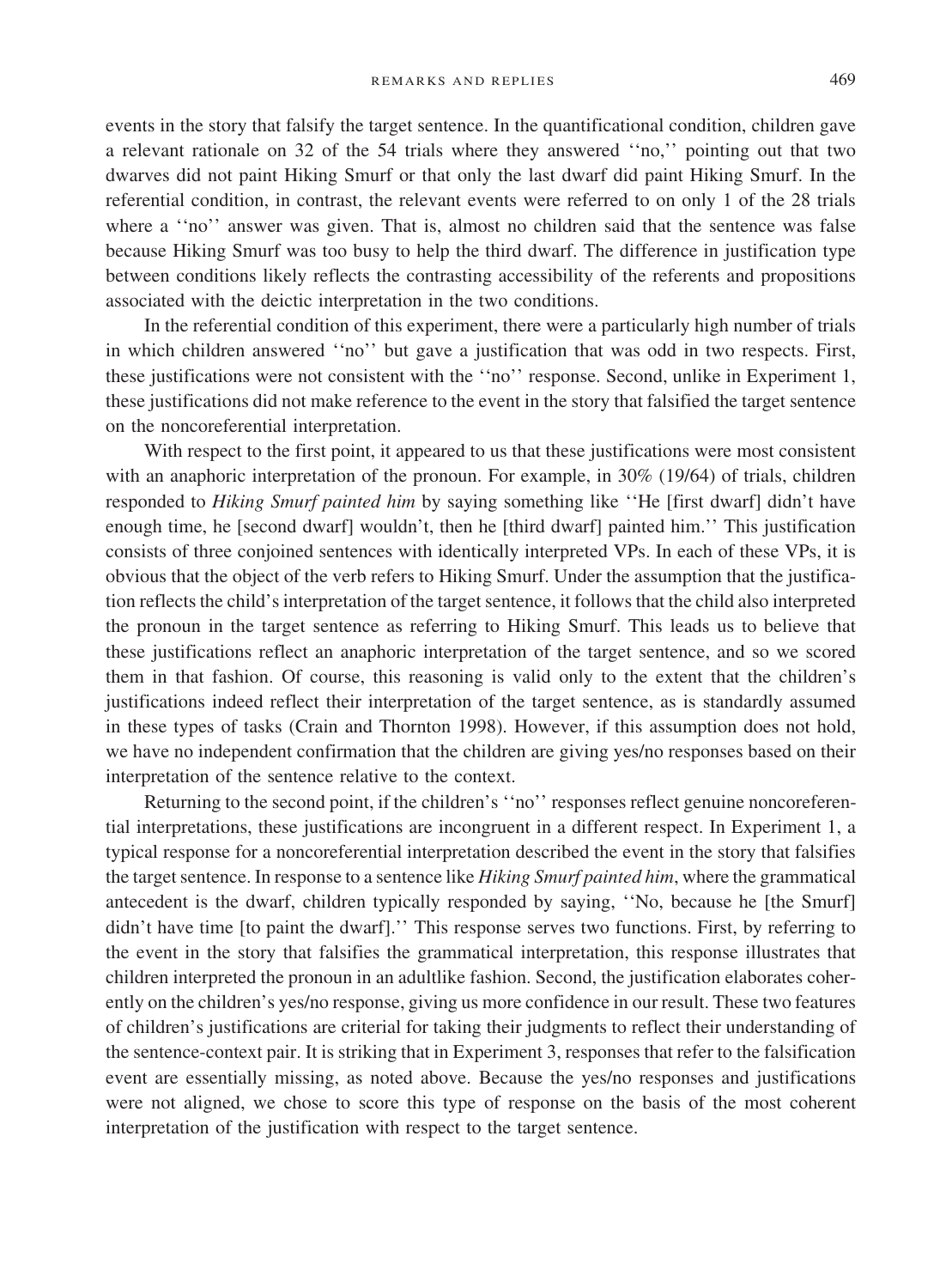events in the story that falsify the target sentence. In the quantificational condition, children gave a relevant rationale on 32 of the 54 trials where they answered ''no,'' pointing out that two dwarves did not paint Hiking Smurf or that only the last dwarf did paint Hiking Smurf. In the referential condition, in contrast, the relevant events were referred to on only 1 of the 28 trials where a ''no'' answer was given. That is, almost no children said that the sentence was false because Hiking Smurf was too busy to help the third dwarf. The difference in justification type between conditions likely reflects the contrasting accessibility of the referents and propositions associated with the deictic interpretation in the two conditions.

In the referential condition of this experiment, there were a particularly high number of trials in which children answered ''no'' but gave a justification that was odd in two respects. First, these justifications were not consistent with the ''no'' response. Second, unlike in Experiment 1, these justifications did not make reference to the event in the story that falsified the target sentence on the noncoreferential interpretation.

With respect to the first point, it appeared to us that these justifications were most consistent with an anaphoric interpretation of the pronoun. For example, in 30% (19/64) of trials, children responded to *Hiking Smurf painted him* by saying something like ''He [first dwarf] didn't have enough time, he [second dwarf] wouldn't, then he [third dwarf] painted him.'' This justification consists of three conjoined sentences with identically interpreted VPs. In each of these VPs, it is obvious that the object of the verb refers to Hiking Smurf. Under the assumption that the justification reflects the child's interpretation of the target sentence, it follows that the child also interpreted the pronoun in the target sentence as referring to Hiking Smurf. This leads us to believe that these justifications reflect an anaphoric interpretation of the target sentence, and so we scored them in that fashion. Of course, this reasoning is valid only to the extent that the children's justifications indeed reflect their interpretation of the target sentence, as is standardly assumed in these types of tasks (Crain and Thornton 1998). However, if this assumption does not hold, we have no independent confirmation that the children are giving yes/no responses based on their interpretation of the sentence relative to the context.

Returning to the second point, if the children's ''no'' responses reflect genuine noncoreferential interpretations, these justifications are incongruent in a different respect. In Experiment 1, a typical response for a noncoreferential interpretation described the event in the story that falsifies the target sentence. In response to a sentence like *Hiking Smurf painted him*, where the grammatical antecedent is the dwarf, children typically responded by saying, ''No, because he [the Smurf] didn't have time [to paint the dwarf].'' This response serves two functions. First, by referring to the event in the story that falsifies the grammatical interpretation, this response illustrates that children interpreted the pronoun in an adultlike fashion. Second, the justification elaborates coherently on the children's yes/no response, giving us more confidence in our result. These two features of children's justifications are criterial for taking their judgments to reflect their understanding of the sentence-context pair. It is striking that in Experiment 3, responses that refer to the falsification event are essentially missing, as noted above. Because the yes/no responses and justifications were not aligned, we chose to score this type of response on the basis of the most coherent interpretation of the justification with respect to the target sentence.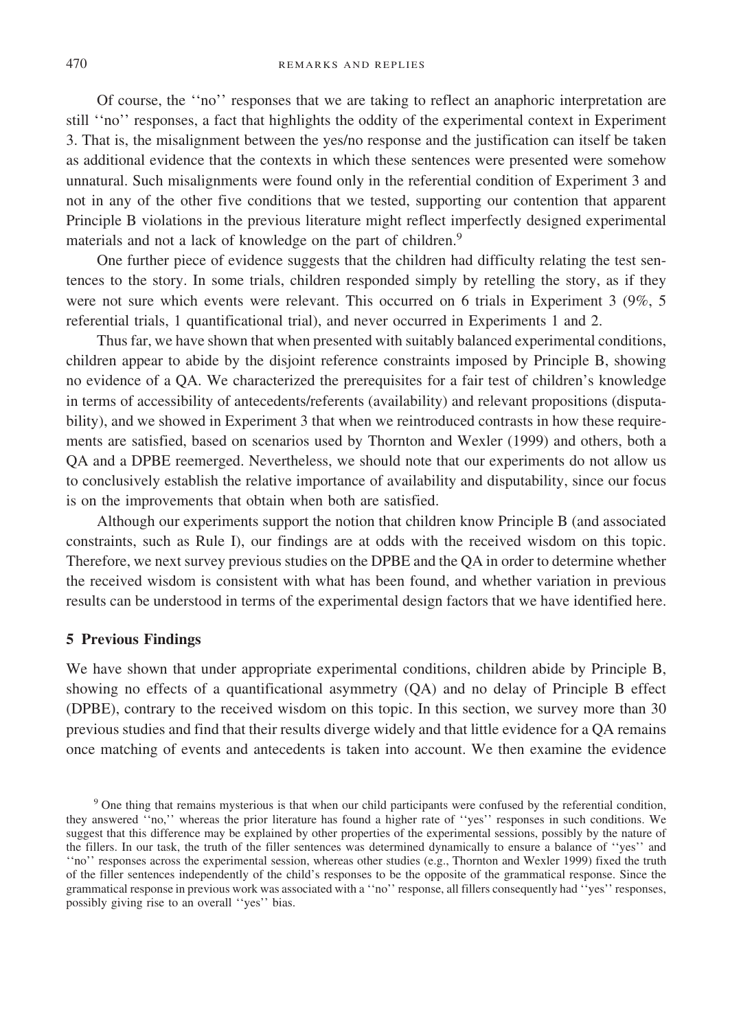Of course, the ''no'' responses that we are taking to reflect an anaphoric interpretation are still ''no'' responses, a fact that highlights the oddity of the experimental context in Experiment 3. That is, the misalignment between the yes/no response and the justification can itself be taken as additional evidence that the contexts in which these sentences were presented were somehow unnatural. Such misalignments were found only in the referential condition of Experiment 3 and not in any of the other five conditions that we tested, supporting our contention that apparent Principle B violations in the previous literature might reflect imperfectly designed experimental materials and not a lack of knowledge on the part of children.[9]

One further piece of evidence suggests that the children had difficulty relating the test sentences to the story. In some trials, children responded simply by retelling the story, as if they were not sure which events were relevant. This occurred on 6 trials in Experiment 3 (9%, 5 referential trials, 1 quantificational trial), and never occurred in Experiments 1 and 2.

Thus far, we have shown that when presented with suitably balanced experimental conditions, children appear to abide by the disjoint reference constraints imposed by Principle B, showing no evidence of a QA. We characterized the prerequisites for a fair test of children's knowledge in terms of accessibility of antecedents/referents (availability) and relevant propositions (disputability), and we showed in Experiment 3 that when we reintroduced contrasts in how these requirements are satisfied, based on scenarios used by Thornton and Wexler (1999) and others, both a QA and a DPBE reemerged. Nevertheless, we should note that our experiments do not allow us to conclusively establish the relative importance of availability and disputability, since our focus is on the improvements that obtain when both are satisfied.

Although our experiments support the notion that children know Principle B (and associated constraints, such as Rule I), our findings are at odds with the received wisdom on this topic. Therefore, we next survey previous studies on the DPBE and the QA in order to determine whether the received wisdom is consistent with what has been found, and whether variation in previous results can be understood in terms of the experimental design factors that we have identified here.

## 5 Previous Findings

We have shown that under appropriate experimental conditions, children abide by Principle B, showing no effects of a quantificational asymmetry (QA) and no delay of Principle B effect (DPBE), contrary to the received wisdom on this topic. In this section, we survey more than 30 previous studies and find that their results diverge widely and that little evidence for a QA remains once matching of events and antecedents is taken into account. We then examine the evidence

[9] One thing that remains mysterious is that when our child participants were confused by the referential condition, they answered ''no,'' whereas the prior literature has found a higher rate of ''yes'' responses in such conditions. We suggest that this difference may be explained by other properties of the experimental sessions, possibly by the nature of the fillers. In our task, the truth of the filler sentences was determined dynamically to ensure a balance of ''yes'' and ''no'' responses across the experimental session, whereas other studies (e.g., Thornton and Wexler 1999) fixed the truth of the filler sentences independently of the child's responses to be the opposite of the grammatical response. Since the grammatical response in previous work was associated with a ''no'' response, all fillers consequently had ''yes'' responses, possibly giving rise to an overall ''yes'' bias.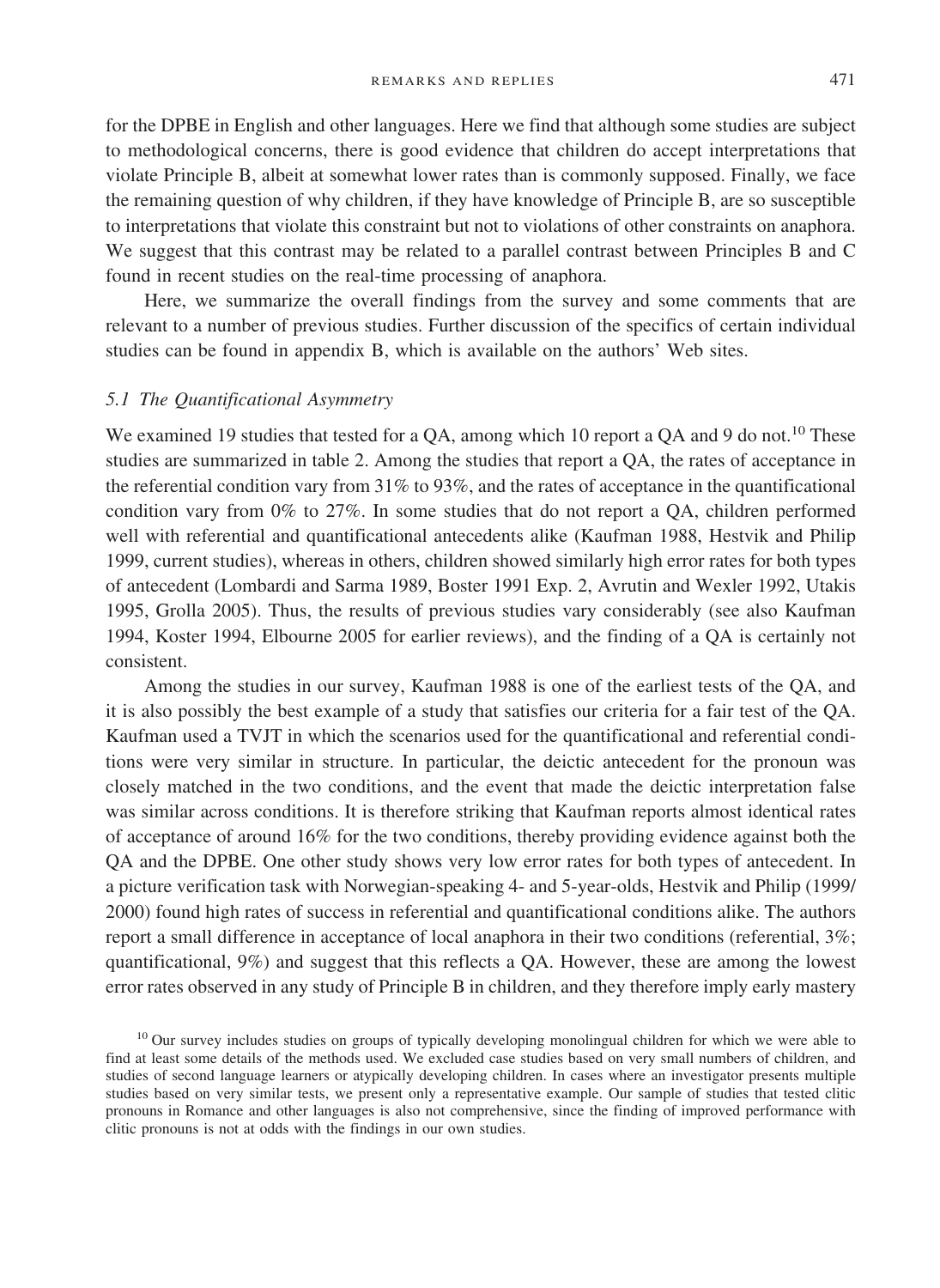for the DPBE in English and other languages. Here we find that although some studies are subject to methodological concerns, there is good evidence that children do accept interpretations that violate Principle B, albeit at somewhat lower rates than is commonly supposed. Finally, we face the remaining question of why children, if they have knowledge of Principle B, are so susceptible to interpretations that violate this constraint but not to violations of other constraints on anaphora. We suggest that this contrast may be related to a parallel contrast between Principles B and C found in recent studies on the real-time processing of anaphora.

Here, we summarize the overall findings from the survey and some comments that are relevant to a number of previous studies. Further discussion of the specifics of certain individual studies can be found in appendix B, which is available on the authors' Web sites.

### *5.1 The Quantificational Asymmetry*

We examined 19 studies that tested for a QA, among which 10 report a QA and 9 do not.[10] These studies are summarized in table 2. Among the studies that report a QA, the rates of acceptance in the referential condition vary from 31% to 93%, and the rates of acceptance in the quantificational condition vary from 0% to 27%. In some studies that do not report a QA, children performed well with referential and quantificational antecedents alike (Kaufman 1988, Hestvik and Philip 1999, current studies), whereas in others, children showed similarly high error rates for both types of antecedent (Lombardi and Sarma 1989, Boster 1991 Exp. 2, Avrutin and Wexler 1992, Utakis 1995, Grolla 2005). Thus, the results of previous studies vary considerably (see also Kaufman 1994, Koster 1994, Elbourne 2005 for earlier reviews), and the finding of a QA is certainly not consistent.

Among the studies in our survey, Kaufman 1988 is one of the earliest tests of the QA, and it is also possibly the best example of a study that satisfies our criteria for a fair test of the QA. Kaufman used a TVJT in which the scenarios used for the quantificational and referential conditions were very similar in structure. In particular, the deictic antecedent for the pronoun was closely matched in the two conditions, and the event that made the deictic interpretation false was similar across conditions. It is therefore striking that Kaufman reports almost identical rates of acceptance of around 16% for the two conditions, thereby providing evidence against both the QA and the DPBE. One other study shows very low error rates for both types of antecedent. In a picture verification task with Norwegian-speaking 4- and 5-year-olds, Hestvik and Philip (1999/2000) found high rates of success in referential and quantificational conditions alike. The authors report a small difference in acceptance of local anaphora in their two conditions (referential, 3%; quantificational, 9%) and suggest that this reflects a QA. However, these are among the lowest error rates observed in any study of Principle B in children, and they therefore imply early mastery

[10] Our survey includes studies on groups of typically developing monolingual children for which we were able to find at least some details of the methods used. We excluded case studies based on very small numbers of children, and studies of second language learners or atypically developing children. In cases where an investigator presents multiple studies based on very similar tests, we present only a representative example. Our sample of studies that tested clitic pronouns in Romance and other languages is also not comprehensive, since the finding of improved performance with clitic pronouns is not at odds with the findings in our own studies.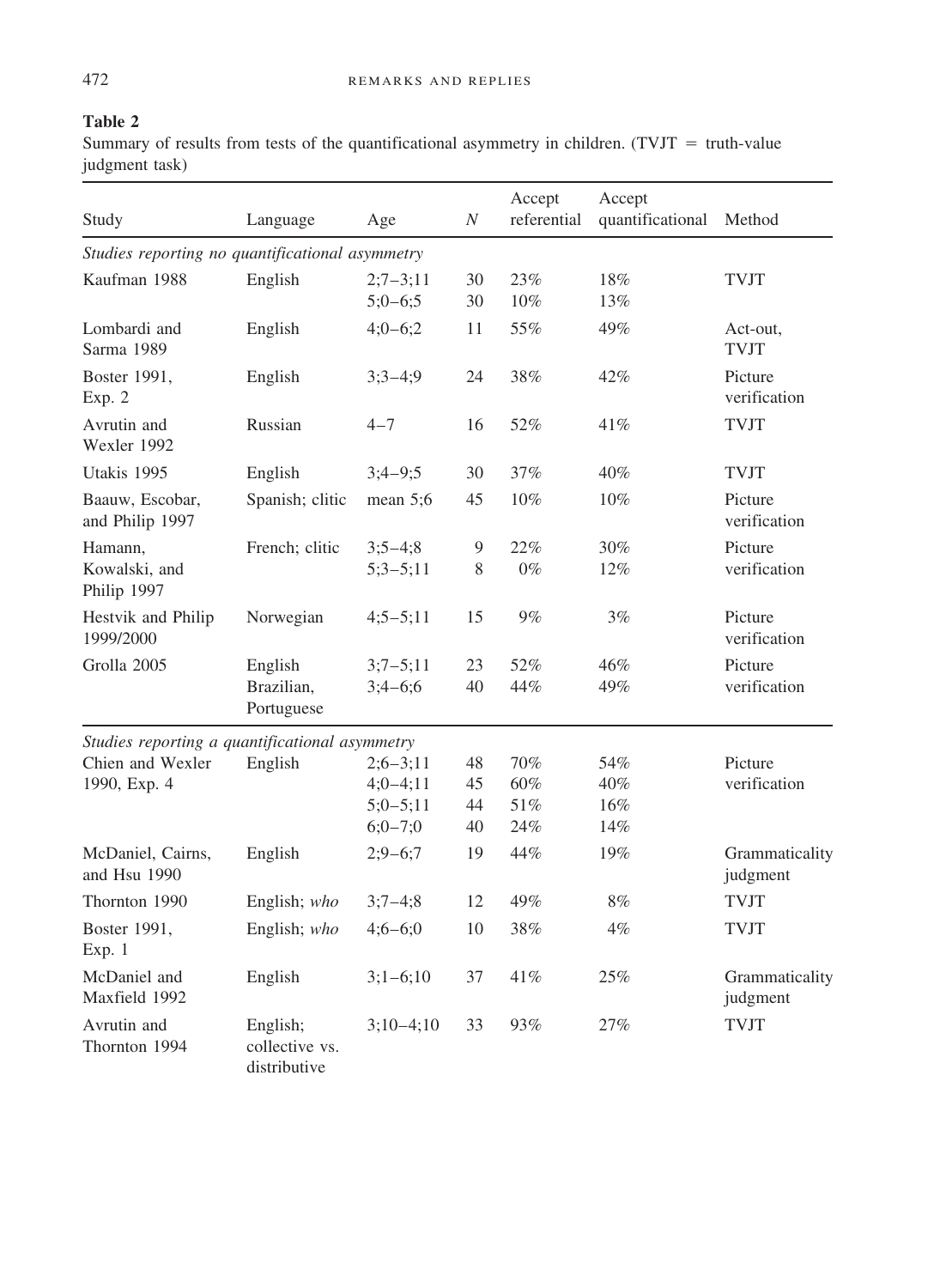**Table 2**

Summary of results from tests of the quantificational asymmetry in children. (TVJT = truth-value judgment task)

| Study | Language | Age | *N* | Accept referential | Accept quantificational | Method |
|---|---|---|---|---|---|---|
| *Studies reporting no quantificational asymmetry* | | | | | | |
| Kaufman 1988 | English | 2;7–3;11 | 30 | 23% | 18% | TVJT |
| | | 5;0–6;5 | 30 | 10% | 13% | |
| Lombardi and Sarma 1989 | English | 4;0–6;2 | 11 | 55% | 49% | Act-out, TVJT |
| Boster 1991, Exp. 2 | English | 3;3–4;9 | 24 | 38% | 42% | Picture verification |
| Avrutin and Wexler 1992 | Russian | 4–7 | 16 | 52% | 41% | TVJT |
| Utakis 1995 | English | 3;4–9;5 | 30 | 37% | 40% | TVJT |
| Baauw, Escobar, and Philip 1997 | Spanish; clitic | mean 5;6 | 45 | 10% | 10% | Picture verification |
| Hamann, Kowalski, and Philip 1997 | French; clitic | 3;5–4;8 | 9 | 22% | 30% | Picture verification |
| | | 5;3–5;11 | 8 | 0% | 12% | |
| Hestvik and Philip 1999/2000 | Norwegian | 4;5–5;11 | 15 | 9% | 3% | Picture verification |
| Grolla 2005 | English | 3;7–5;11 | 23 | 52% | 46% | Picture verification |
| | Brazilian, Portuguese | 3;4–6;6 | 40 | 44% | 49% | |
| *Studies reporting a quantificational asymmetry* | | | | | | |
| Chien and Wexler 1990, Exp. 4 | English | 2;6–3;11 | 48 | 70% | 54% | Picture verification |
| | | 4;0–4;11 | 45 | 60% | 40% | |
| | | 5;0–5;11 | 44 | 51% | 16% | |
| | | 6;0–7;0 | 40 | 24% | 14% | |
| McDaniel, Cairns, and Hsu 1990 | English | 2;9–6;7 | 19 | 44% | 19% | Grammaticality judgment |
| Thornton 1990 | English; *who* | 3;7–4;8 | 12 | 49% | 8% | TVJT |
| Boster 1991, Exp. 1 | English; *who* | 4;6–6;0 | 10 | 38% | 4% | TVJT |
| McDaniel and Maxfield 1992 | English | 3;1–6;10 | 37 | 41% | 25% | Grammaticality judgment |
| Avrutin and Thornton 1994 | English; collective vs. distributive | 3;10–4;10 | 33 | 93% | 27% | TVJT |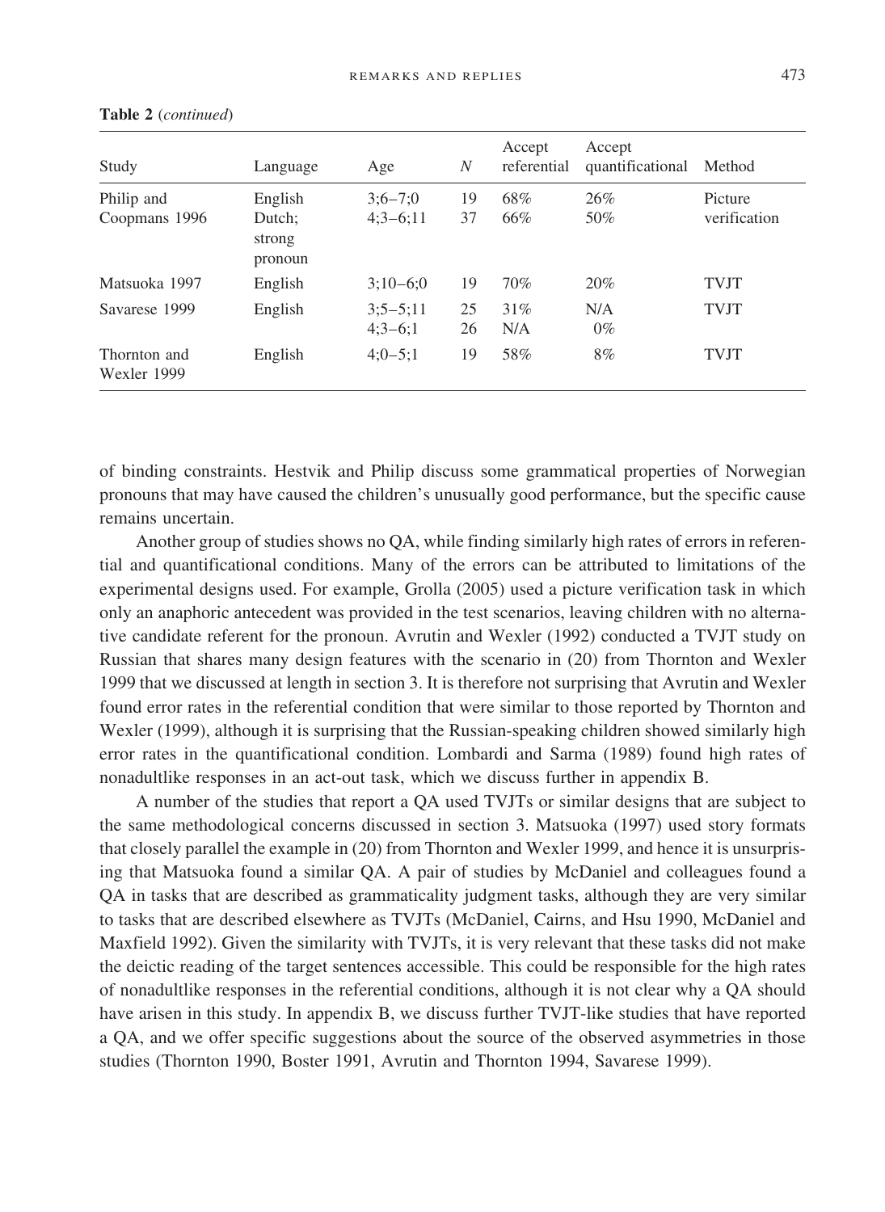**Table 2** (*continued*)

| Study | Language | Age | *N* | Accept referential | Accept quantificational | Method |
|---|---|---|---|---|---|---|
| Philip and Coopmans 1996 | English | 3;6–7;0 | 19 | 68% | 26% | Picture verification |
| | Dutch; strong pronoun | 4;3–6;11 | 37 | 66% | 50% | |
| Matsuoka 1997 | English | 3;10–6;0 | 19 | 70% | 20% | TVJT |
| Savarese 1999 | English | 3;5–5;11 | 25 | 31% | N/A | TVJT |
| | | 4;3–6;1 | 26 | N/A | 0% | |
| Thornton and Wexler 1999 | English | 4;0–5;1 | 19 | 58% | 8% | TVJT |

of binding constraints. Hestvik and Philip discuss some grammatical properties of Norwegian pronouns that may have caused the children's unusually good performance, but the specific cause remains uncertain.

Another group of studies shows no QA, while finding similarly high rates of errors in referential and quantificational conditions. Many of the errors can be attributed to limitations of the experimental designs used. For example, Grolla (2005) used a picture verification task in which only an anaphoric antecedent was provided in the test scenarios, leaving children with no alternative candidate referent for the pronoun. Avrutin and Wexler (1992) conducted a TVJT study on Russian that shares many design features with the scenario in (20) from Thornton and Wexler 1999 that we discussed at length in section 3. It is therefore not surprising that Avrutin and Wexler found error rates in the referential condition that were similar to those reported by Thornton and Wexler (1999), although it is surprising that the Russian-speaking children showed similarly high error rates in the quantificational condition. Lombardi and Sarma (1989) found high rates of nonadultlike responses in an act-out task, which we discuss further in appendix B.

A number of the studies that report a QA used TVJTs or similar designs that are subject to the same methodological concerns discussed in section 3. Matsuoka (1997) used story formats that closely parallel the example in (20) from Thornton and Wexler 1999, and hence it is unsurprising that Matsuoka found a similar QA. A pair of studies by McDaniel and colleagues found a QA in tasks that are described as grammaticality judgment tasks, although they are very similar to tasks that are described elsewhere as TVJTs (McDaniel, Cairns, and Hsu 1990, McDaniel and Maxfield 1992). Given the similarity with TVJTs, it is very relevant that these tasks did not make the deictic reading of the target sentences accessible. This could be responsible for the high rates of nonadultlike responses in the referential conditions, although it is not clear why a QA should have arisen in this study. In appendix B, we discuss further TVJT-like studies that have reported a QA, and we offer specific suggestions about the source of the observed asymmetries in those studies (Thornton 1990, Boster 1991, Avrutin and Thornton 1994, Savarese 1999).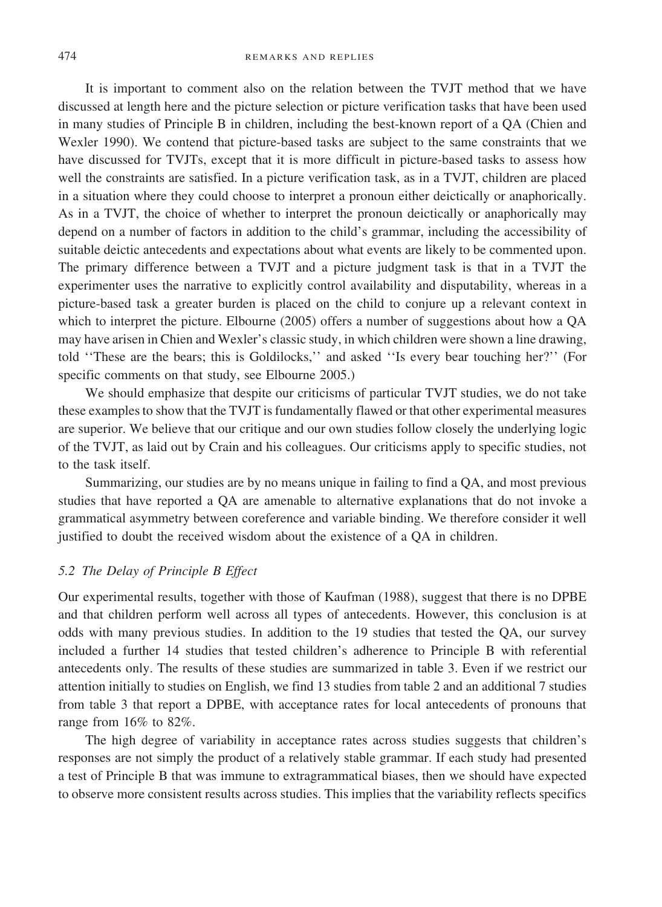It is important to comment also on the relation between the TVJT method that we have discussed at length here and the picture selection or picture verification tasks that have been used in many studies of Principle B in children, including the best-known report of a QA (Chien and Wexler 1990). We contend that picture-based tasks are subject to the same constraints that we have discussed for TVJTs, except that it is more difficult in picture-based tasks to assess how well the constraints are satisfied. In a picture verification task, as in a TVJT, children are placed in a situation where they could choose to interpret a pronoun either deictically or anaphorically. As in a TVJT, the choice of whether to interpret the pronoun deictically or anaphorically may depend on a number of factors in addition to the child's grammar, including the accessibility of suitable deictic antecedents and expectations about what events are likely to be commented upon. The primary difference between a TVJT and a picture judgment task is that in a TVJT the experimenter uses the narrative to explicitly control availability and disputability, whereas in a picture-based task a greater burden is placed on the child to conjure up a relevant context in which to interpret the picture. Elbourne (2005) offers a number of suggestions about how a QA may have arisen in Chien and Wexler's classic study, in which children were shown a line drawing, told ''These are the bears; this is Goldilocks,'' and asked ''Is every bear touching her?'' (For specific comments on that study, see Elbourne 2005.)

We should emphasize that despite our criticisms of particular TVJT studies, we do not take these examples to show that the TVJT is fundamentally flawed or that other experimental measures are superior. We believe that our critique and our own studies follow closely the underlying logic of the TVJT, as laid out by Crain and his colleagues. Our criticisms apply to specific studies, not to the task itself.

Summarizing, our studies are by no means unique in failing to find a QA, and most previous studies that have reported a QA are amenable to alternative explanations that do not invoke a grammatical asymmetry between coreference and variable binding. We therefore consider it well justified to doubt the received wisdom about the existence of a QA in children.

### *5.2 The Delay of Principle B Effect*

Our experimental results, together with those of Kaufman (1988), suggest that there is no DPBE and that children perform well across all types of antecedents. However, this conclusion is at odds with many previous studies. In addition to the 19 studies that tested the QA, our survey included a further 14 studies that tested children's adherence to Principle B with referential antecedents only. The results of these studies are summarized in table 3. Even if we restrict our attention initially to studies on English, we find 13 studies from table 2 and an additional 7 studies from table 3 that report a DPBE, with acceptance rates for local antecedents of pronouns that range from 16% to 82%.

The high degree of variability in acceptance rates across studies suggests that children's responses are not simply the product of a relatively stable grammar. If each study had presented a test of Principle B that was immune to extragrammatical biases, then we should have expected to observe more consistent results across studies. This implies that the variability reflects specifics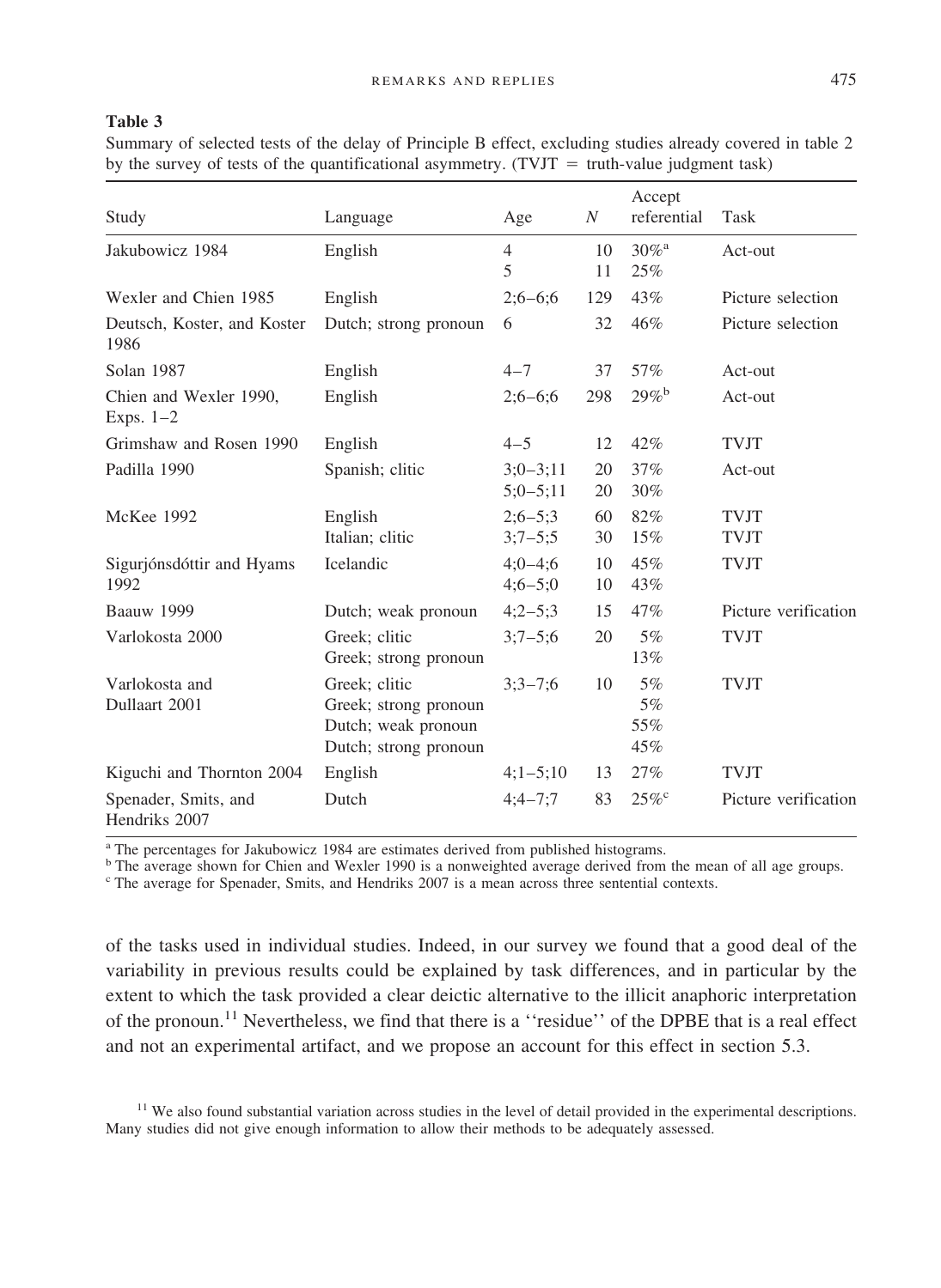**Table 3**

Summary of selected tests of the delay of Principle B effect, excluding studies already covered in table 2 by the survey of tests of the quantificational asymmetry. (TVJT = truth-value judgment task)

| Study | Language | Age | $N$ | Accept referential | Task |
|---|---|---|---|---|---|
| Jakubowicz 1984 | English | 4<br>5 | 10<br>11 | 30%[a]<br>25% | Act-out |
| Wexler and Chien 1985 | English | 2;6–6;6 | 129 | 43% | Picture selection |
| Deutsch, Koster, and Koster 1986 | Dutch; strong pronoun | 6 | 32 | 46% | Picture selection |
| Solan 1987 | English | 4–7 | 37 | 57% | Act-out |
| Chien and Wexler 1990, Exps. 1–2 | English | 2;6–6;6 | 298 | 29%[b] | Act-out |
| Grimshaw and Rosen 1990 | English | 4–5 | 12 | 42% | TVJT |
| Padilla 1990 | Spanish; clitic | 3;0–3;11<br>5;0–5;11 | 20<br>20 | 37%<br>30% | Act-out |
| McKee 1992 | English<br>Italian; clitic | 2;6–5;3<br>3;7–5;5 | 60<br>30 | 82%<br>15% | TVJT<br>TVJT |
| Sigurjónsdóttir and Hyams 1992 | Icelandic | 4;0–4;6<br>4;6–5;0 | 10<br>10 | 45%<br>43% | TVJT |
| Baauw 1999 | Dutch; weak pronoun | 4;2–5;3 | 15 | 47% | Picture verification |
| Varlokosta 2000 | Greek; clitic<br>Greek; strong pronoun | 3;7–5;6 | 20 | 5%<br>13% | TVJT |
| Varlokosta and Dullaart 2001 | Greek; clitic<br>Greek; strong pronoun<br>Dutch; weak pronoun<br>Dutch; strong pronoun | 3;3–7;6 | 10 | 5%<br>5%<br>55%<br>45% | TVJT |
| Kiguchi and Thornton 2004 | English | 4;1–5;10 | 13 | 27% | TVJT |
| Spenader, Smits, and Hendriks 2007 | Dutch | 4;4–7;7 | 83 | 25%[c] | Picture verification |

[a] The percentages for Jakubowicz 1984 are estimates derived from published histograms.
[b] The average shown for Chien and Wexler 1990 is a nonweighted average derived from the mean of all age groups.
[c] The average for Spenader, Smits, and Hendriks 2007 is a mean across three sentential contexts.

of the tasks used in individual studies. Indeed, in our survey we found that a good deal of the variability in previous results could be explained by task differences, and in particular by the extent to which the task provided a clear deictic alternative to the illicit anaphoric interpretation of the pronoun.[11] Nevertheless, we find that there is a ''residue'' of the DPBE that is a real effect and not an experimental artifact, and we propose an account for this effect in section 5.3.

[11] We also found substantial variation across studies in the level of detail provided in the experimental descriptions. Many studies did not give enough information to allow their methods to be adequately assessed.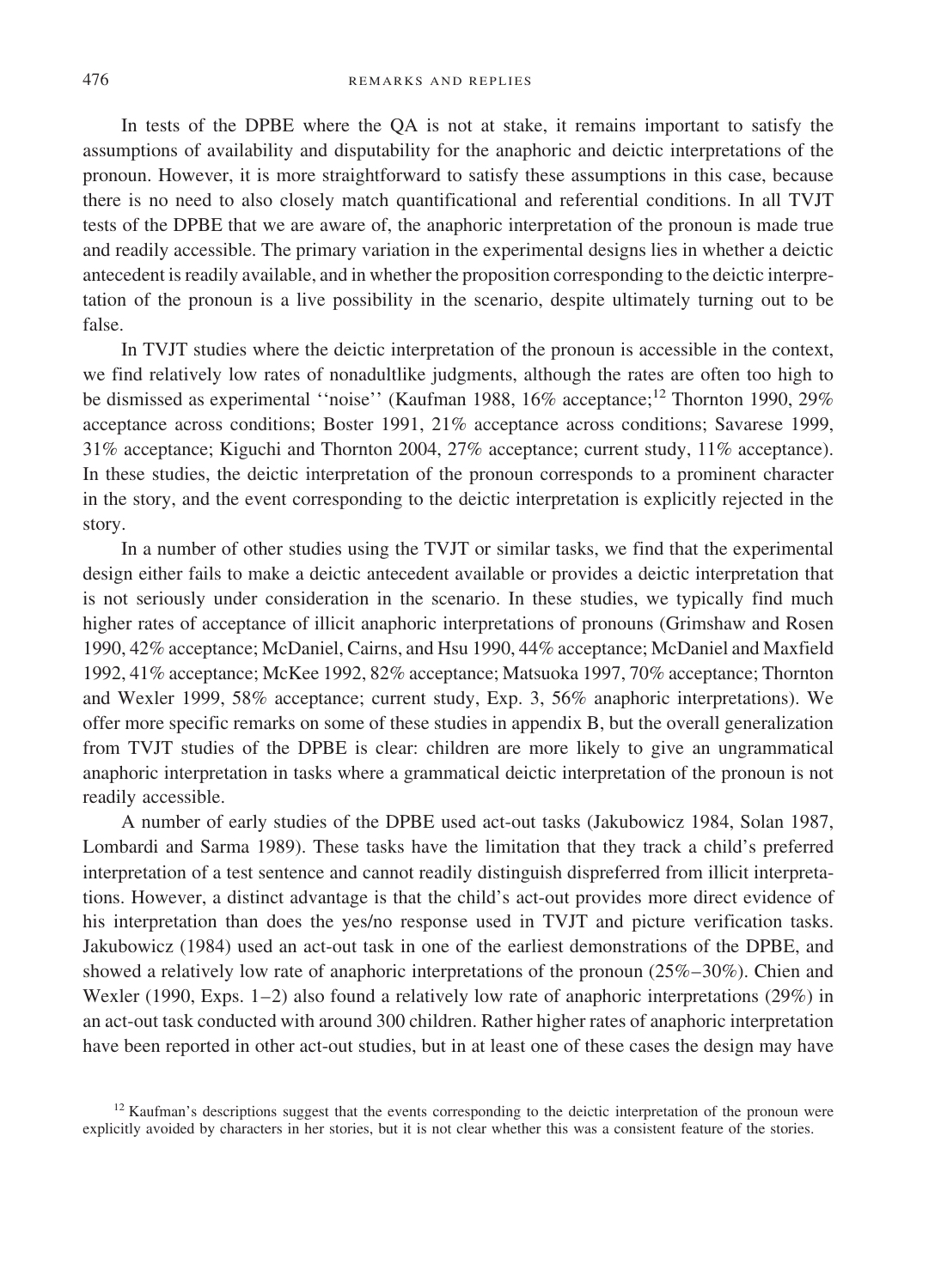In tests of the DPBE where the QA is not at stake, it remains important to satisfy the assumptions of availability and disputability for the anaphoric and deictic interpretations of the pronoun. However, it is more straightforward to satisfy these assumptions in this case, because there is no need to also closely match quantificational and referential conditions. In all TVJT tests of the DPBE that we are aware of, the anaphoric interpretation of the pronoun is made true and readily accessible. The primary variation in the experimental designs lies in whether a deictic antecedent is readily available, and in whether the proposition corresponding to the deictic interpretation of the pronoun is a live possibility in the scenario, despite ultimately turning out to be false.

In TVJT studies where the deictic interpretation of the pronoun is accessible in the context, we find relatively low rates of nonadultlike judgments, although the rates are often too high to be dismissed as experimental ''noise'' (Kaufman 1988, 16% acceptance;[12] Thornton 1990, 29% acceptance across conditions; Boster 1991, 21% acceptance across conditions; Savarese 1999, 31% acceptance; Kiguchi and Thornton 2004, 27% acceptance; current study, 11% acceptance). In these studies, the deictic interpretation of the pronoun corresponds to a prominent character in the story, and the event corresponding to the deictic interpretation is explicitly rejected in the story.

In a number of other studies using the TVJT or similar tasks, we find that the experimental design either fails to make a deictic antecedent available or provides a deictic interpretation that is not seriously under consideration in the scenario. In these studies, we typically find much higher rates of acceptance of illicit anaphoric interpretations of pronouns (Grimshaw and Rosen 1990, 42% acceptance; McDaniel, Cairns, and Hsu 1990, 44% acceptance; McDaniel and Maxfield 1992, 41% acceptance; McKee 1992, 82% acceptance; Matsuoka 1997, 70% acceptance; Thornton and Wexler 1999, 58% acceptance; current study, Exp. 3, 56% anaphoric interpretations). We offer more specific remarks on some of these studies in appendix B, but the overall generalization from TVJT studies of the DPBE is clear: children are more likely to give an ungrammatical anaphoric interpretation in tasks where a grammatical deictic interpretation of the pronoun is not readily accessible.

A number of early studies of the DPBE used act-out tasks (Jakubowicz 1984, Solan 1987, Lombardi and Sarma 1989). These tasks have the limitation that they track a child's preferred interpretation of a test sentence and cannot readily distinguish dispreferred from illicit interpretations. However, a distinct advantage is that the child's act-out provides more direct evidence of his interpretation than does the yes/no response used in TVJT and picture verification tasks. Jakubowicz (1984) used an act-out task in one of the earliest demonstrations of the DPBE, and showed a relatively low rate of anaphoric interpretations of the pronoun (25%–30%). Chien and Wexler (1990, Exps. 1–2) also found a relatively low rate of anaphoric interpretations (29%) in an act-out task conducted with around 300 children. Rather higher rates of anaphoric interpretation have been reported in other act-out studies, but in at least one of these cases the design may have

[12] Kaufman's descriptions suggest that the events corresponding to the deictic interpretation of the pronoun were explicitly avoided by characters in her stories, but it is not clear whether this was a consistent feature of the stories.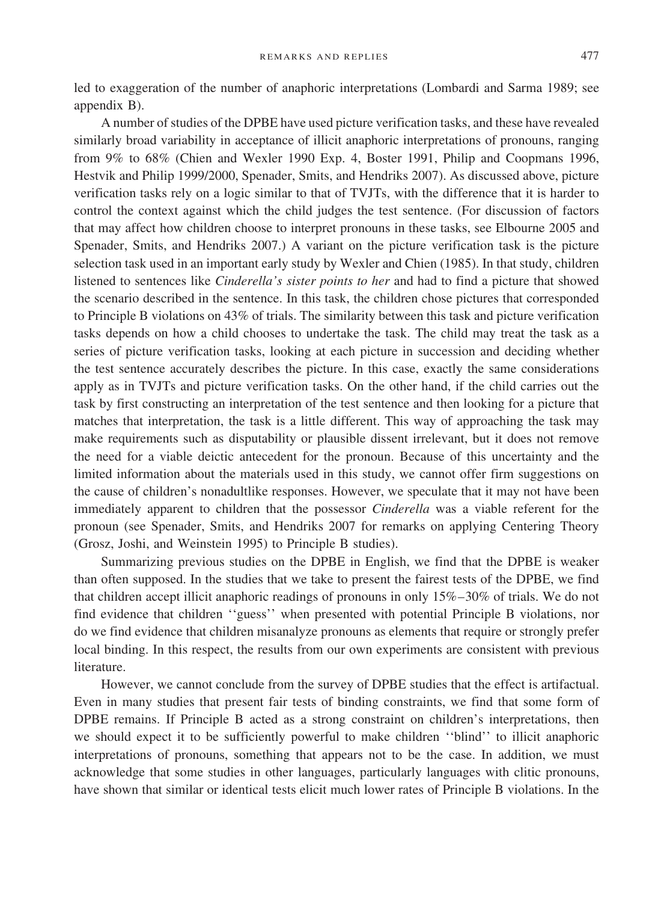led to exaggeration of the number of anaphoric interpretations (Lombardi and Sarma 1989; see appendix B).

A number of studies of the DPBE have used picture verification tasks, and these have revealed similarly broad variability in acceptance of illicit anaphoric interpretations of pronouns, ranging from 9% to 68% (Chien and Wexler 1990 Exp. 4, Boster 1991, Philip and Coopmans 1996, Hestvik and Philip 1999/2000, Spenader, Smits, and Hendriks 2007). As discussed above, picture verification tasks rely on a logic similar to that of TVJTs, with the difference that it is harder to control the context against which the child judges the test sentence. (For discussion of factors that may affect how children choose to interpret pronouns in these tasks, see Elbourne 2005 and Spenader, Smits, and Hendriks 2007.) A variant on the picture verification task is the picture selection task used in an important early study by Wexler and Chien (1985). In that study, children listened to sentences like *Cinderella's sister points to her* and had to find a picture that showed the scenario described in the sentence. In this task, the children chose pictures that corresponded to Principle B violations on 43% of trials. The similarity between this task and picture verification tasks depends on how a child chooses to undertake the task. The child may treat the task as a series of picture verification tasks, looking at each picture in succession and deciding whether the test sentence accurately describes the picture. In this case, exactly the same considerations apply as in TVJTs and picture verification tasks. On the other hand, if the child carries out the task by first constructing an interpretation of the test sentence and then looking for a picture that matches that interpretation, the task is a little different. This way of approaching the task may make requirements such as disputability or plausible dissent irrelevant, but it does not remove the need for a viable deictic antecedent for the pronoun. Because of this uncertainty and the limited information about the materials used in this study, we cannot offer firm suggestions on the cause of children's nonadultlike responses. However, we speculate that it may not have been immediately apparent to children that the possessor *Cinderella* was a viable referent for the pronoun (see Spenader, Smits, and Hendriks 2007 for remarks on applying Centering Theory (Grosz, Joshi, and Weinstein 1995) to Principle B studies).

Summarizing previous studies on the DPBE in English, we find that the DPBE is weaker than often supposed. In the studies that we take to present the fairest tests of the DPBE, we find that children accept illicit anaphoric readings of pronouns in only 15%–30% of trials. We do not find evidence that children ''guess'' when presented with potential Principle B violations, nor do we find evidence that children misanalyze pronouns as elements that require or strongly prefer local binding. In this respect, the results from our own experiments are consistent with previous literature.

However, we cannot conclude from the survey of DPBE studies that the effect is artifactual. Even in many studies that present fair tests of binding constraints, we find that some form of DPBE remains. If Principle B acted as a strong constraint on children's interpretations, then we should expect it to be sufficiently powerful to make children ''blind'' to illicit anaphoric interpretations of pronouns, something that appears not to be the case. In addition, we must acknowledge that some studies in other languages, particularly languages with clitic pronouns, have shown that similar or identical tests elicit much lower rates of Principle B violations. In the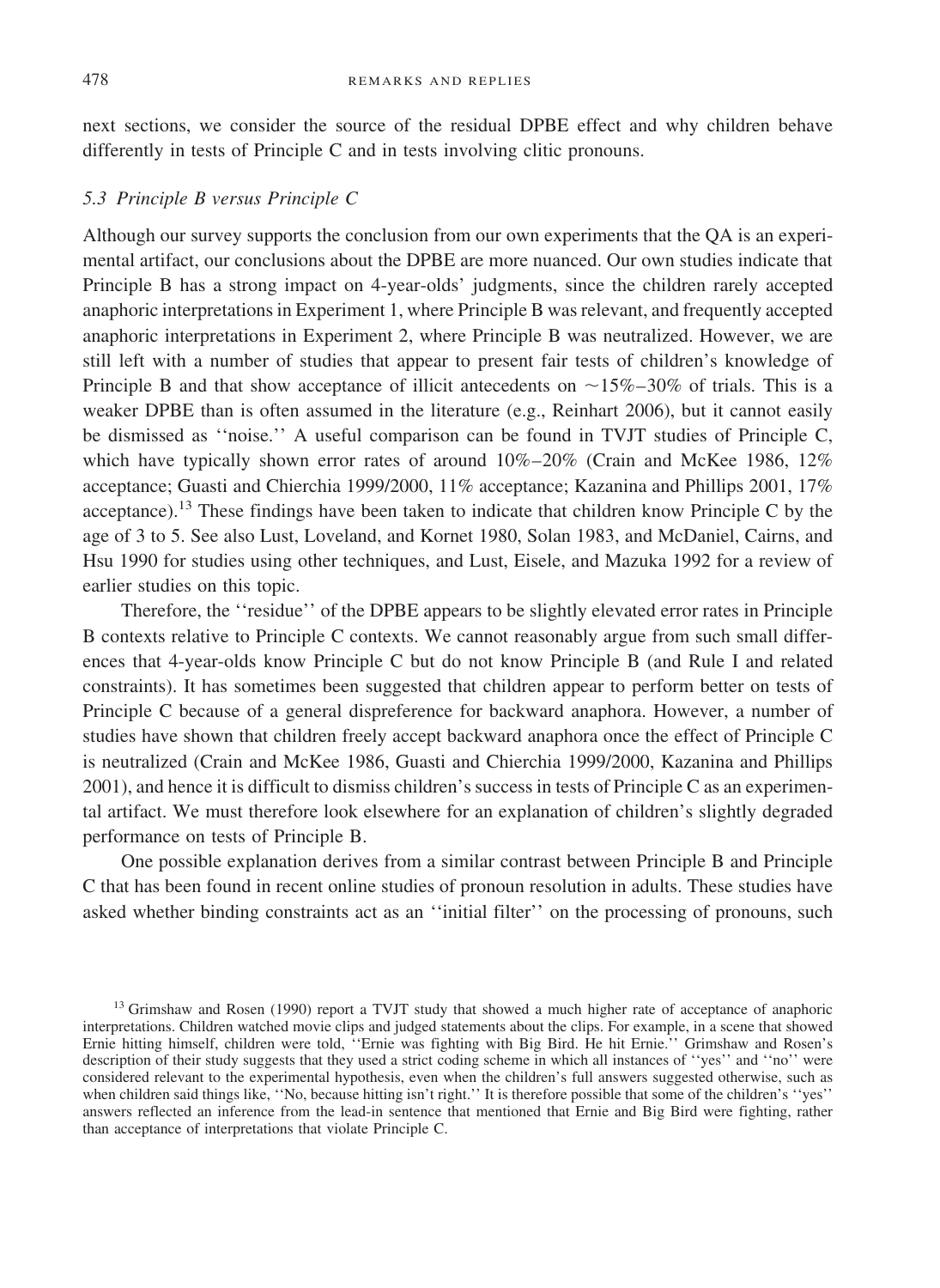next sections, we consider the source of the residual DPBE effect and why children behave differently in tests of Principle C and in tests involving clitic pronouns.

### *5.3 Principle B versus Principle C*

Although our survey supports the conclusion from our own experiments that the QA is an experimental artifact, our conclusions about the DPBE are more nuanced. Our own studies indicate that Principle B has a strong impact on 4-year-olds' judgments, since the children rarely accepted anaphoric interpretations in Experiment 1, where Principle B was relevant, and frequently accepted anaphoric interpretations in Experiment 2, where Principle B was neutralized. However, we are still left with a number of studies that appear to present fair tests of children's knowledge of Principle B and that show acceptance of illicit antecedents on ~15%–30% of trials. This is a weaker DPBE than is often assumed in the literature (e.g., Reinhart 2006), but it cannot easily be dismissed as ''noise.'' A useful comparison can be found in TVJT studies of Principle C, which have typically shown error rates of around 10%–20% (Crain and McKee 1986, 12% acceptance; Guasti and Chierchia 1999/2000, 11% acceptance; Kazanina and Phillips 2001, 17% acceptance).[13] These findings have been taken to indicate that children know Principle C by the age of 3 to 5. See also Lust, Loveland, and Kornet 1980, Solan 1983, and McDaniel, Cairns, and Hsu 1990 for studies using other techniques, and Lust, Eisele, and Mazuka 1992 for a review of earlier studies on this topic.

Therefore, the ''residue'' of the DPBE appears to be slightly elevated error rates in Principle B contexts relative to Principle C contexts. We cannot reasonably argue from such small differences that 4-year-olds know Principle C but do not know Principle B (and Rule I and related constraints). It has sometimes been suggested that children appear to perform better on tests of Principle C because of a general dispreference for backward anaphora. However, a number of studies have shown that children freely accept backward anaphora once the effect of Principle C is neutralized (Crain and McKee 1986, Guasti and Chierchia 1999/2000, Kazanina and Phillips 2001), and hence it is difficult to dismiss children's success in tests of Principle C as an experimental artifact. We must therefore look elsewhere for an explanation of children's slightly degraded performance on tests of Principle B.

One possible explanation derives from a similar contrast between Principle B and Principle C that has been found in recent online studies of pronoun resolution in adults. These studies have asked whether binding constraints act as an ''initial filter'' on the processing of pronouns, such

[13] Grimshaw and Rosen (1990) report a TVJT study that showed a much higher rate of acceptance of anaphoric interpretations. Children watched movie clips and judged statements about the clips. For example, in a scene that showed Ernie hitting himself, children were told, ''Ernie was fighting with Big Bird. He hit Ernie.'' Grimshaw and Rosen's description of their study suggests that they used a strict coding scheme in which all instances of ''yes'' and ''no'' were considered relevant to the experimental hypothesis, even when the children's full answers suggested otherwise, such as when children said things like, ''No, because hitting isn't right.'' It is therefore possible that some of the children's ''yes'' answers reflected an inference from the lead-in sentence that mentioned that Ernie and Big Bird were fighting, rather than acceptance of interpretations that violate Principle C.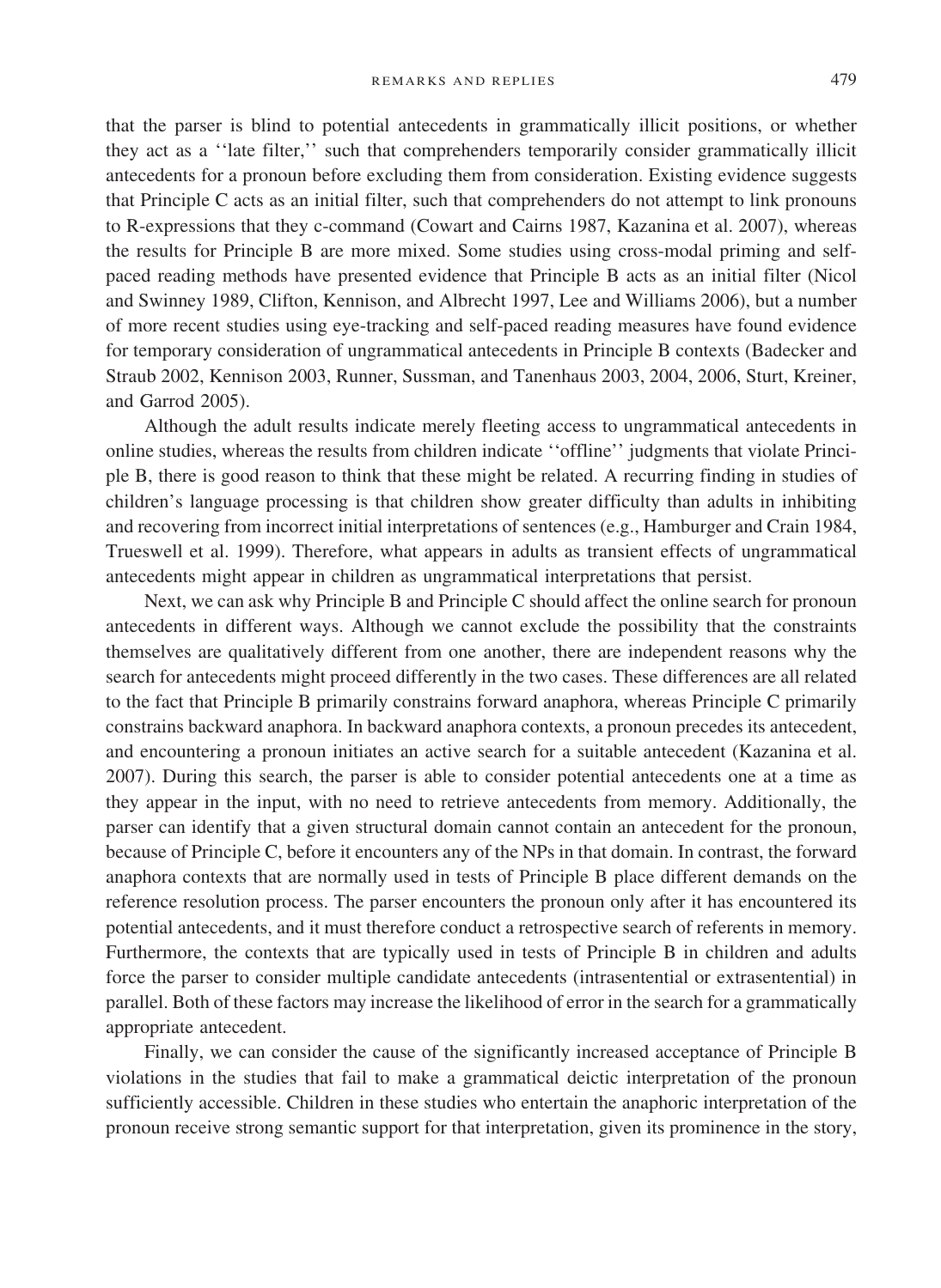that the parser is blind to potential antecedents in grammatically illicit positions, or whether they act as a ''late filter,'' such that comprehenders temporarily consider grammatically illicit antecedents for a pronoun before excluding them from consideration. Existing evidence suggests that Principle C acts as an initial filter, such that comprehenders do not attempt to link pronouns to R-expressions that they c-command (Cowart and Cairns 1987, Kazanina et al. 2007), whereas the results for Principle B are more mixed. Some studies using cross-modal priming and self-paced reading methods have presented evidence that Principle B acts as an initial filter (Nicol and Swinney 1989, Clifton, Kennison, and Albrecht 1997, Lee and Williams 2006), but a number of more recent studies using eye-tracking and self-paced reading measures have found evidence for temporary consideration of ungrammatical antecedents in Principle B contexts (Badecker and Straub 2002, Kennison 2003, Runner, Sussman, and Tanenhaus 2003, 2004, 2006, Sturt, Kreiner, and Garrod 2005).

Although the adult results indicate merely fleeting access to ungrammatical antecedents in online studies, whereas the results from children indicate ''offline'' judgments that violate Principle B, there is good reason to think that these might be related. A recurring finding in studies of children's language processing is that children show greater difficulty than adults in inhibiting and recovering from incorrect initial interpretations of sentences (e.g., Hamburger and Crain 1984, Trueswell et al. 1999). Therefore, what appears in adults as transient effects of ungrammatical antecedents might appear in children as ungrammatical interpretations that persist.

Next, we can ask why Principle B and Principle C should affect the online search for pronoun antecedents in different ways. Although we cannot exclude the possibility that the constraints themselves are qualitatively different from one another, there are independent reasons why the search for antecedents might proceed differently in the two cases. These differences are all related to the fact that Principle B primarily constrains forward anaphora, whereas Principle C primarily constrains backward anaphora. In backward anaphora contexts, a pronoun precedes its antecedent, and encountering a pronoun initiates an active search for a suitable antecedent (Kazanina et al. 2007). During this search, the parser is able to consider potential antecedents one at a time as they appear in the input, with no need to retrieve antecedents from memory. Additionally, the parser can identify that a given structural domain cannot contain an antecedent for the pronoun, because of Principle C, before it encounters any of the NPs in that domain. In contrast, the forward anaphora contexts that are normally used in tests of Principle B place different demands on the reference resolution process. The parser encounters the pronoun only after it has encountered its potential antecedents, and it must therefore conduct a retrospective search of referents in memory. Furthermore, the contexts that are typically used in tests of Principle B in children and adults force the parser to consider multiple candidate antecedents (intrasentential or extrasentential) in parallel. Both of these factors may increase the likelihood of error in the search for a grammatically appropriate antecedent.

Finally, we can consider the cause of the significantly increased acceptance of Principle B violations in the studies that fail to make a grammatical deictic interpretation of the pronoun sufficiently accessible. Children in these studies who entertain the anaphoric interpretation of the pronoun receive strong semantic support for that interpretation, given its prominence in the story,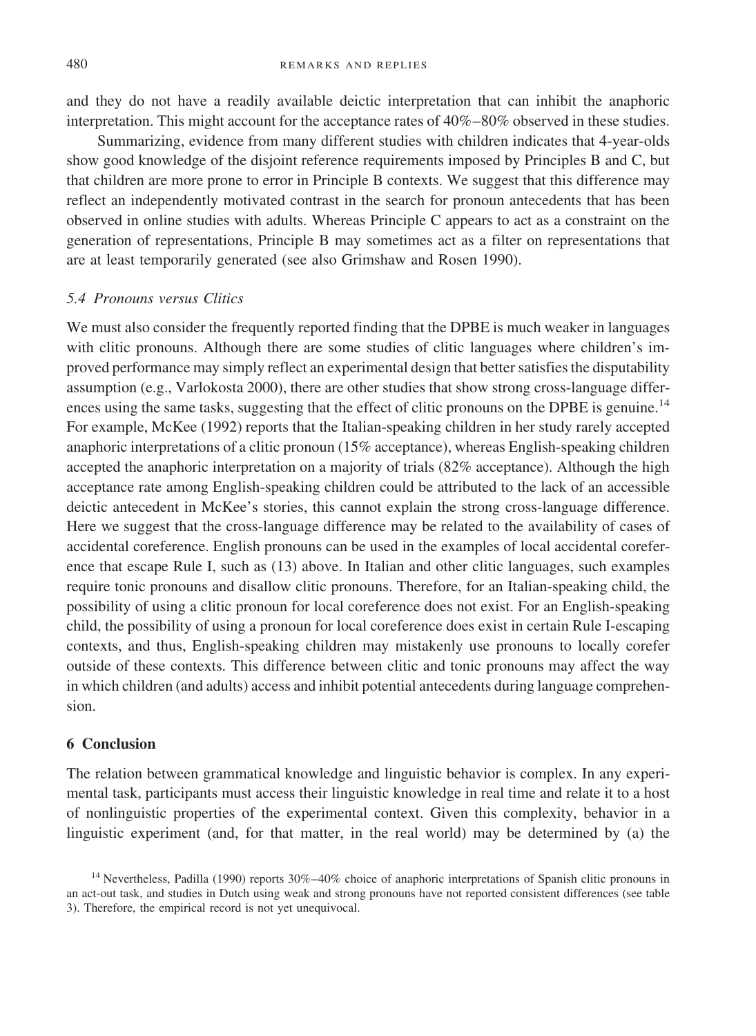and they do not have a readily available deictic interpretation that can inhibit the anaphoric interpretation. This might account for the acceptance rates of 40%–80% observed in these studies.

Summarizing, evidence from many different studies with children indicates that 4-year-olds show good knowledge of the disjoint reference requirements imposed by Principles B and C, but that children are more prone to error in Principle B contexts. We suggest that this difference may reflect an independently motivated contrast in the search for pronoun antecedents that has been observed in online studies with adults. Whereas Principle C appears to act as a constraint on the generation of representations, Principle B may sometimes act as a filter on representations that are at least temporarily generated (see also Grimshaw and Rosen 1990).

### *5.4 Pronouns versus Clitics*

We must also consider the frequently reported finding that the DPBE is much weaker in languages with clitic pronouns. Although there are some studies of clitic languages where children's improved performance may simply reflect an experimental design that better satisfies the disputability assumption (e.g., Varlokosta 2000), there are other studies that show strong cross-language differences using the same tasks, suggesting that the effect of clitic pronouns on the DPBE is genuine.[14] For example, McKee (1992) reports that the Italian-speaking children in her study rarely accepted anaphoric interpretations of a clitic pronoun (15% acceptance), whereas English-speaking children accepted the anaphoric interpretation on a majority of trials (82% acceptance). Although the high acceptance rate among English-speaking children could be attributed to the lack of an accessible deictic antecedent in McKee's stories, this cannot explain the strong cross-language difference. Here we suggest that the cross-language difference may be related to the availability of cases of accidental coreference. English pronouns can be used in the examples of local accidental coreference that escape Rule I, such as (13) above. In Italian and other clitic languages, such examples require tonic pronouns and disallow clitic pronouns. Therefore, for an Italian-speaking child, the possibility of using a clitic pronoun for local coreference does not exist. For an English-speaking child, the possibility of using a pronoun for local coreference does exist in certain Rule I-escaping contexts, and thus, English-speaking children may mistakenly use pronouns to locally corefer outside of these contexts. This difference between clitic and tonic pronouns may affect the way in which children (and adults) access and inhibit potential antecedents during language comprehension.

## 6 Conclusion

The relation between grammatical knowledge and linguistic behavior is complex. In any experimental task, participants must access their linguistic knowledge in real time and relate it to a host of nonlinguistic properties of the experimental context. Given this complexity, behavior in a linguistic experiment (and, for that matter, in the real world) may be determined by (a) the

[14] Nevertheless, Padilla (1990) reports 30%–40% choice of anaphoric interpretations of Spanish clitic pronouns in an act-out task, and studies in Dutch using weak and strong pronouns have not reported consistent differences (see table 3). Therefore, the empirical record is not yet unequivocal.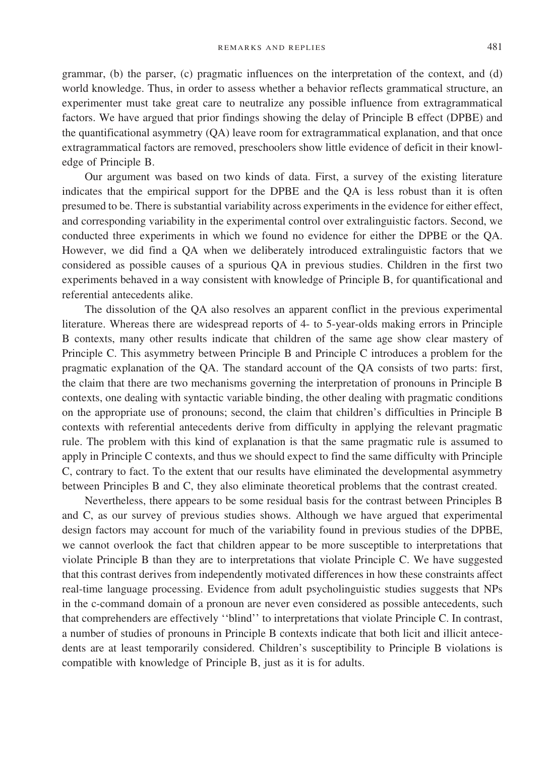grammar, (b) the parser, (c) pragmatic influences on the interpretation of the context, and (d) world knowledge. Thus, in order to assess whether a behavior reflects grammatical structure, an experimenter must take great care to neutralize any possible influence from extragrammatical factors. We have argued that prior findings showing the delay of Principle B effect (DPBE) and the quantificational asymmetry (QA) leave room for extragrammatical explanation, and that once extragrammatical factors are removed, preschoolers show little evidence of deficit in their knowledge of Principle B.

Our argument was based on two kinds of data. First, a survey of the existing literature indicates that the empirical support for the DPBE and the QA is less robust than it is often presumed to be. There is substantial variability across experiments in the evidence for either effect, and corresponding variability in the experimental control over extralinguistic factors. Second, we conducted three experiments in which we found no evidence for either the DPBE or the QA. However, we did find a QA when we deliberately introduced extralinguistic factors that we considered as possible causes of a spurious QA in previous studies. Children in the first two experiments behaved in a way consistent with knowledge of Principle B, for quantificational and referential antecedents alike.

The dissolution of the QA also resolves an apparent conflict in the previous experimental literature. Whereas there are widespread reports of 4- to 5-year-olds making errors in Principle B contexts, many other results indicate that children of the same age show clear mastery of Principle C. This asymmetry between Principle B and Principle C introduces a problem for the pragmatic explanation of the QA. The standard account of the QA consists of two parts: first, the claim that there are two mechanisms governing the interpretation of pronouns in Principle B contexts, one dealing with syntactic variable binding, the other dealing with pragmatic conditions on the appropriate use of pronouns; second, the claim that children's difficulties in Principle B contexts with referential antecedents derive from difficulty in applying the relevant pragmatic rule. The problem with this kind of explanation is that the same pragmatic rule is assumed to apply in Principle C contexts, and thus we should expect to find the same difficulty with Principle C, contrary to fact. To the extent that our results have eliminated the developmental asymmetry between Principles B and C, they also eliminate theoretical problems that the contrast created.

Nevertheless, there appears to be some residual basis for the contrast between Principles B and C, as our survey of previous studies shows. Although we have argued that experimental design factors may account for much of the variability found in previous studies of the DPBE, we cannot overlook the fact that children appear to be more susceptible to interpretations that violate Principle B than they are to interpretations that violate Principle C. We have suggested that this contrast derives from independently motivated differences in how these constraints affect real-time language processing. Evidence from adult psycholinguistic studies suggests that NPs in the c-command domain of a pronoun are never even considered as possible antecedents, such that comprehenders are effectively ''blind'' to interpretations that violate Principle C. In contrast, a number of studies of pronouns in Principle B contexts indicate that both licit and illicit antecedents are at least temporarily considered. Children's susceptibility to Principle B violations is compatible with knowledge of Principle B, just as it is for adults.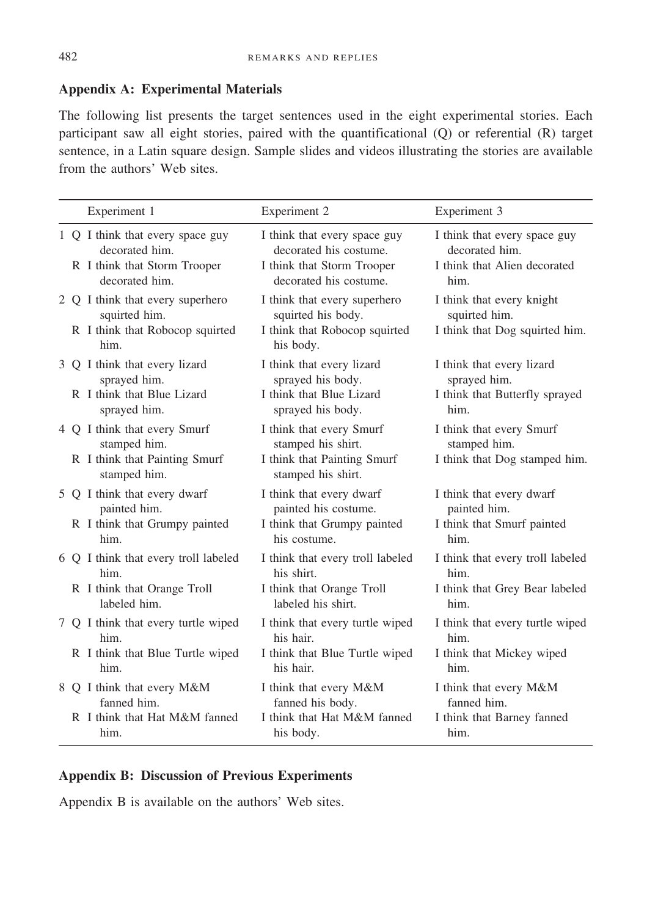## Appendix A: Experimental Materials

The following list presents the target sentences used in the eight experimental stories. Each participant saw all eight stories, paired with the quantificational (Q) or referential (R) target sentence, in a Latin square design. Sample slides and videos illustrating the stories are available from the authors' Web sites.

| | | Experiment 1 | Experiment 2 | Experiment 3 |
|---|---|---|---|---|
| 1 | Q | I think that every space guy decorated him. | I think that every space guy decorated his costume. | I think that every space guy decorated him. |
| | R | I think that Storm Trooper decorated him. | I think that Storm Trooper decorated his costume. | I think that Alien decorated him. |
| 2 | Q | I think that every superhero squirted him. | I think that every superhero squirted his body. | I think that every knight squirted him. |
| | R | I think that Robocop squirted him. | I think that Robocop squirted his body. | I think that Dog squirted him. |
| 3 | Q | I think that every lizard sprayed him. | I think that every lizard sprayed his body. | I think that every lizard sprayed him. |
| | R | I think that Blue Lizard sprayed him. | I think that Blue Lizard sprayed his body. | I think that Butterfly sprayed him. |
| 4 | Q | I think that every Smurf stamped him. | I think that every Smurf stamped his shirt. | I think that every Smurf stamped him. |
| | R | I think that Painting Smurf stamped him. | I think that Painting Smurf stamped his shirt. | I think that Dog stamped him. |
| 5 | Q | I think that every dwarf painted him. | I think that every dwarf painted his costume. | I think that every dwarf painted him. |
| | R | I think that Grumpy painted him. | I think that Grumpy painted his costume. | I think that Smurf painted him. |
| 6 | Q | I think that every troll labeled him. | I think that every troll labeled his shirt. | I think that every troll labeled him. |
| | R | I think that Orange Troll labeled him. | I think that Orange Troll labeled his shirt. | I think that Grey Bear labeled him. |
| 7 | Q | I think that every turtle wiped him. | I think that every turtle wiped his hair. | I think that every turtle wiped him. |
| | R | I think that Blue Turtle wiped him. | I think that Blue Turtle wiped his hair. | I think that Mickey wiped him. |
| 8 | Q | I think that every M&M fanned him. | I think that every M&M fanned his body. | I think that every M&M fanned him. |
| | R | I think that Hat M&M fanned him. | I think that Hat M&M fanned his body. | I think that Barney fanned him. |

## Appendix B: Discussion of Previous Experiments

Appendix B is available on the authors' Web sites.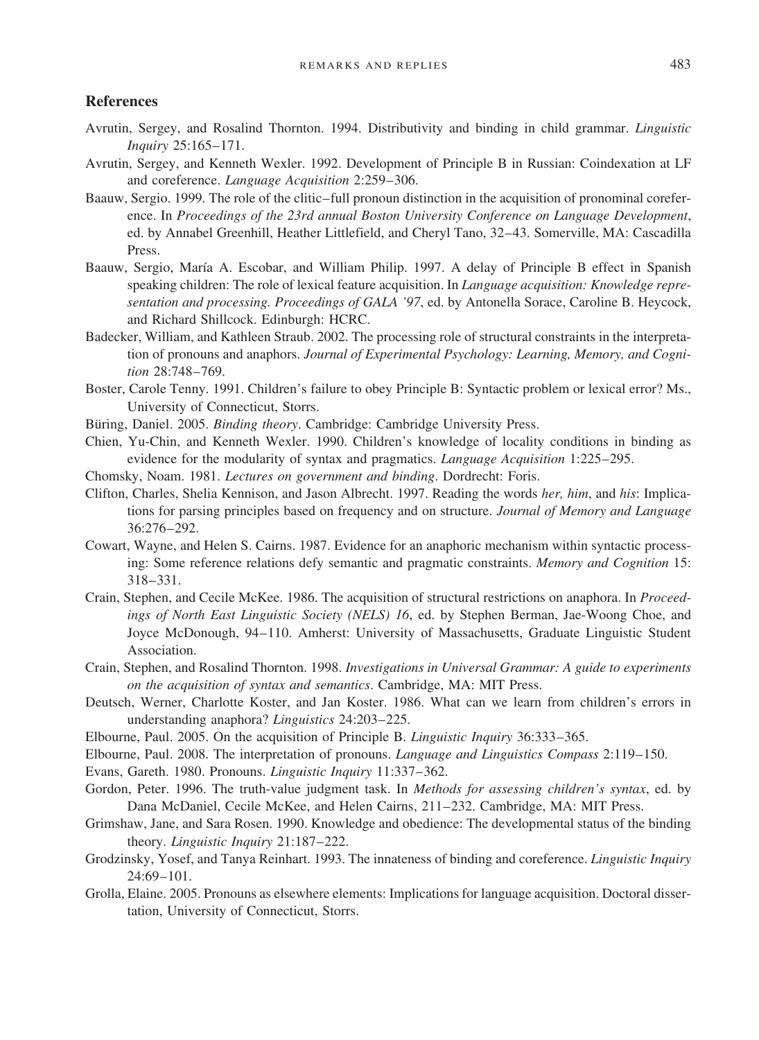## References

Avrutin, Sergey, and Rosalind Thornton. 1994. Distributivity and binding in child grammar. *Linguistic Inquiry* 25:165–171.

Avrutin, Sergey, and Kenneth Wexler. 1992. Development of Principle B in Russian: Coindexation at LF and coreference. *Language Acquisition* 2:259–306.

Baauw, Sergio. 1999. The role of the clitic–full pronoun distinction in the acquisition of pronominal coreference. In *Proceedings of the 23rd annual Boston University Conference on Language Development*, ed. by Annabel Greenhill, Heather Littlefield, and Cheryl Tano, 32–43. Somerville, MA: Cascadilla Press.

Baauw, Sergio, María A. Escobar, and William Philip. 1997. A delay of Principle B effect in Spanish speaking children: The role of lexical feature acquisition. In *Language acquisition: Knowledge representation and processing. Proceedings of GALA '97*, ed. by Antonella Sorace, Caroline B. Heycock, and Richard Shillcock. Edinburgh: HCRC.

Badecker, William, and Kathleen Straub. 2002. The processing role of structural constraints in the interpretation of pronouns and anaphors. *Journal of Experimental Psychology: Learning, Memory, and Cognition* 28:748–769.

Boster, Carole Tenny. 1991. Children's failure to obey Principle B: Syntactic problem or lexical error? Ms., University of Connecticut, Storrs.

Büring, Daniel. 2005. *Binding theory*. Cambridge: Cambridge University Press.

Chien, Yu-Chin, and Kenneth Wexler. 1990. Children's knowledge of locality conditions in binding as evidence for the modularity of syntax and pragmatics. *Language Acquisition* 1:225–295.

Chomsky, Noam. 1981. *Lectures on government and binding*. Dordrecht: Foris.

Clifton, Charles, Shelia Kennison, and Jason Albrecht. 1997. Reading the words *her, him*, and *his*: Implications for parsing principles based on frequency and on structure. *Journal of Memory and Language* 36:276–292.

Cowart, Wayne, and Helen S. Cairns. 1987. Evidence for an anaphoric mechanism within syntactic processing: Some reference relations defy semantic and pragmatic constraints. *Memory and Cognition* 15: 318–331.

Crain, Stephen, and Cecile McKee. 1986. The acquisition of structural restrictions on anaphora. In *Proceedings of North East Linguistic Society (NELS) 16*, ed. by Stephen Berman, Jae-Woong Choe, and Joyce McDonough, 94–110. Amherst: University of Massachusetts, Graduate Linguistic Student Association.

Crain, Stephen, and Rosalind Thornton. 1998. *Investigations in Universal Grammar: A guide to experiments on the acquisition of syntax and semantics*. Cambridge, MA: MIT Press.

Deutsch, Werner, Charlotte Koster, and Jan Koster. 1986. What can we learn from children's errors in understanding anaphora? *Linguistics* 24:203–225.

Elbourne, Paul. 2005. On the acquisition of Principle B. *Linguistic Inquiry* 36:333–365.

Elbourne, Paul. 2008. The interpretation of pronouns. *Language and Linguistics Compass* 2:119–150.

Evans, Gareth. 1980. Pronouns. *Linguistic Inquiry* 11:337–362.

Gordon, Peter. 1996. The truth-value judgment task. In *Methods for assessing children's syntax*, ed. by Dana McDaniel, Cecile McKee, and Helen Cairns, 211–232. Cambridge, MA: MIT Press.

Grimshaw, Jane, and Sara Rosen. 1990. Knowledge and obedience: The developmental status of the binding theory. *Linguistic Inquiry* 21:187–222.

Grodzinsky, Yosef, and Tanya Reinhart. 1993. The innateness of binding and coreference. *Linguistic Inquiry* 24:69–101.

Grolla, Elaine. 2005. Pronouns as elsewhere elements: Implications for language acquisition. Doctoral dissertation, University of Connecticut, Storrs.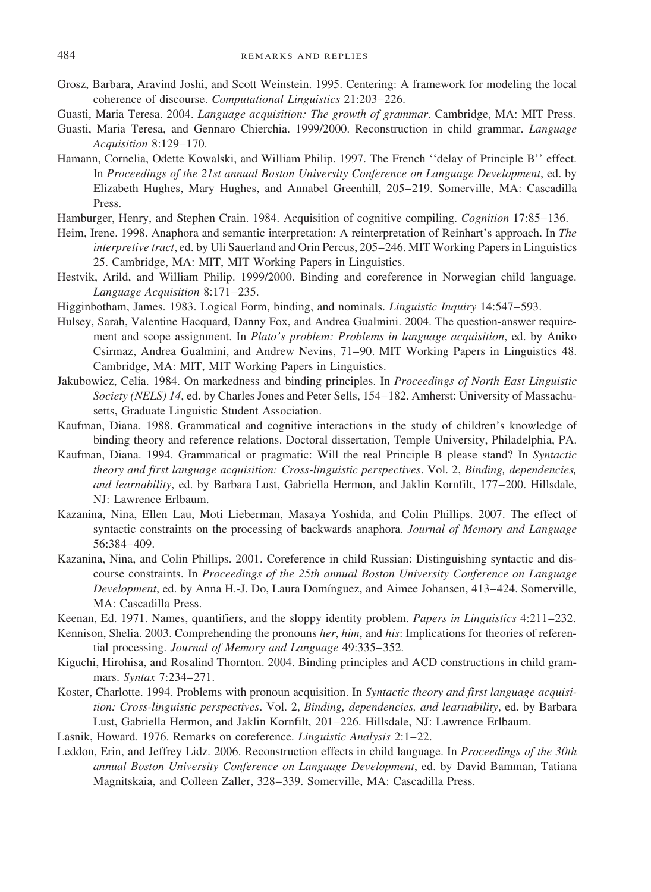Grosz, Barbara, Aravind Joshi, and Scott Weinstein. 1995. Centering: A framework for modeling the local coherence of discourse. *Computational Linguistics* 21:203–226.

Guasti, Maria Teresa. 2004. *Language acquisition: The growth of grammar*. Cambridge, MA: MIT Press.

Guasti, Maria Teresa, and Gennaro Chierchia. 1999/2000. Reconstruction in child grammar. *Language Acquisition* 8:129–170.

Hamann, Cornelia, Odette Kowalski, and William Philip. 1997. The French ''delay of Principle B'' effect. In *Proceedings of the 21st annual Boston University Conference on Language Development*, ed. by Elizabeth Hughes, Mary Hughes, and Annabel Greenhill, 205–219. Somerville, MA: Cascadilla Press.

Hamburger, Henry, and Stephen Crain. 1984. Acquisition of cognitive compiling. *Cognition* 17:85–136.

Heim, Irene. 1998. Anaphora and semantic interpretation: A reinterpretation of Reinhart's approach. In *The interpretive tract*, ed. by Uli Sauerland and Orin Percus, 205–246. MIT Working Papers in Linguistics 25. Cambridge, MA: MIT, MIT Working Papers in Linguistics.

Hestvik, Arild, and William Philip. 1999/2000. Binding and coreference in Norwegian child language. *Language Acquisition* 8:171–235.

Higginbotham, James. 1983. Logical Form, binding, and nominals. *Linguistic Inquiry* 14:547–593.

Hulsey, Sarah, Valentine Hacquard, Danny Fox, and Andrea Gualmini. 2004. The question-answer requirement and scope assignment. In *Plato's problem: Problems in language acquisition*, ed. by Aniko Csirmaz, Andrea Gualmini, and Andrew Nevins, 71–90. MIT Working Papers in Linguistics 48. Cambridge, MA: MIT, MIT Working Papers in Linguistics.

Jakubowicz, Celia. 1984. On markedness and binding principles. In *Proceedings of North East Linguistic Society (NELS) 14*, ed. by Charles Jones and Peter Sells, 154–182. Amherst: University of Massachusetts, Graduate Linguistic Student Association.

Kaufman, Diana. 1988. Grammatical and cognitive interactions in the study of children's knowledge of binding theory and reference relations. Doctoral dissertation, Temple University, Philadelphia, PA.

Kaufman, Diana. 1994. Grammatical or pragmatic: Will the real Principle B please stand? In *Syntactic theory and first language acquisition: Cross-linguistic perspectives*. Vol. 2, *Binding, dependencies, and learnability*, ed. by Barbara Lust, Gabriella Hermon, and Jaklin Kornfilt, 177–200. Hillsdale, NJ: Lawrence Erlbaum.

Kazanina, Nina, Ellen Lau, Moti Lieberman, Masaya Yoshida, and Colin Phillips. 2007. The effect of syntactic constraints on the processing of backwards anaphora. *Journal of Memory and Language* 56:384–409.

Kazanina, Nina, and Colin Phillips. 2001. Coreference in child Russian: Distinguishing syntactic and discourse constraints. In *Proceedings of the 25th annual Boston University Conference on Language Development*, ed. by Anna H.-J. Do, Laura Domínguez, and Aimee Johansen, 413–424. Somerville, MA: Cascadilla Press.

Keenan, Ed. 1971. Names, quantifiers, and the sloppy identity problem. *Papers in Linguistics* 4:211–232.

Kennison, Shelia. 2003. Comprehending the pronouns *her*, *him*, and *his*: Implications for theories of referential processing. *Journal of Memory and Language* 49:335–352.

Kiguchi, Hirohisa, and Rosalind Thornton. 2004. Binding principles and ACD constructions in child grammars. *Syntax* 7:234–271.

Koster, Charlotte. 1994. Problems with pronoun acquisition. In *Syntactic theory and first language acquisition: Cross-linguistic perspectives*. Vol. 2, *Binding, dependencies, and learnability*, ed. by Barbara Lust, Gabriella Hermon, and Jaklin Kornfilt, 201–226. Hillsdale, NJ: Lawrence Erlbaum.

Lasnik, Howard. 1976. Remarks on coreference. *Linguistic Analysis* 2:1–22.

Leddon, Erin, and Jeffrey Lidz. 2006. Reconstruction effects in child language. In *Proceedings of the 30th annual Boston University Conference on Language Development*, ed. by David Bamman, Tatiana Magnitskaia, and Colleen Zaller, 328–339. Somerville, MA: Cascadilla Press.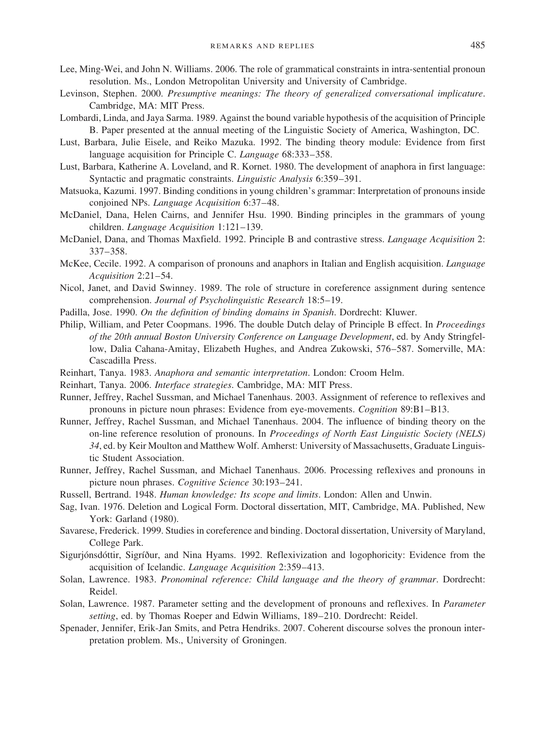Lee, Ming-Wei, and John N. Williams. 2006. The role of grammatical constraints in intra-sentential pronoun resolution. Ms., London Metropolitan University and University of Cambridge.

Levinson, Stephen. 2000. *Presumptive meanings: The theory of generalized conversational implicature*. Cambridge, MA: MIT Press.

Lombardi, Linda, and Jaya Sarma. 1989. Against the bound variable hypothesis of the acquisition of Principle B. Paper presented at the annual meeting of the Linguistic Society of America, Washington, DC.

Lust, Barbara, Julie Eisele, and Reiko Mazuka. 1992. The binding theory module: Evidence from first language acquisition for Principle C. *Language* 68:333–358.

Lust, Barbara, Katherine A. Loveland, and R. Kornet. 1980. The development of anaphora in first language: Syntactic and pragmatic constraints. *Linguistic Analysis* 6:359–391.

Matsuoka, Kazumi. 1997. Binding conditions in young children's grammar: Interpretation of pronouns inside conjoined NPs. *Language Acquisition* 6:37–48.

McDaniel, Dana, Helen Cairns, and Jennifer Hsu. 1990. Binding principles in the grammars of young children. *Language Acquisition* 1:121–139.

McDaniel, Dana, and Thomas Maxfield. 1992. Principle B and contrastive stress. *Language Acquisition* 2: 337–358.

McKee, Cecile. 1992. A comparison of pronouns and anaphors in Italian and English acquisition. *Language Acquisition* 2:21–54.

Nicol, Janet, and David Swinney. 1989. The role of structure in coreference assignment during sentence comprehension. *Journal of Psycholinguistic Research* 18:5–19.

Padilla, Jose. 1990. *On the definition of binding domains in Spanish*. Dordrecht: Kluwer.

Philip, William, and Peter Coopmans. 1996. The double Dutch delay of Principle B effect. In *Proceedings of the 20th annual Boston University Conference on Language Development*, ed. by Andy Stringfellow, Dalia Cahana-Amitay, Elizabeth Hughes, and Andrea Zukowski, 576–587. Somerville, MA: Cascadilla Press.

Reinhart, Tanya. 1983. *Anaphora and semantic interpretation*. London: Croom Helm.

Reinhart, Tanya. 2006. *Interface strategies*. Cambridge, MA: MIT Press.

Runner, Jeffrey, Rachel Sussman, and Michael Tanenhaus. 2003. Assignment of reference to reflexives and pronouns in picture noun phrases: Evidence from eye-movements. *Cognition* 89:B1–B13.

Runner, Jeffrey, Rachel Sussman, and Michael Tanenhaus. 2004. The influence of binding theory on the on-line reference resolution of pronouns. In *Proceedings of North East Linguistic Society (NELS) 34*, ed. by Keir Moulton and Matthew Wolf. Amherst: University of Massachusetts, Graduate Linguistic Student Association.

Runner, Jeffrey, Rachel Sussman, and Michael Tanenhaus. 2006. Processing reflexives and pronouns in picture noun phrases. *Cognitive Science* 30:193–241.

Russell, Bertrand. 1948. *Human knowledge: Its scope and limits*. London: Allen and Unwin.

Sag, Ivan. 1976. Deletion and Logical Form. Doctoral dissertation, MIT, Cambridge, MA. Published, New York: Garland (1980).

Savarese, Frederick. 1999. Studies in coreference and binding. Doctoral dissertation, University of Maryland, College Park.

Sigurjónsdóttir, Sigríður, and Nina Hyams. 1992. Reflexivization and logophoricity: Evidence from the acquisition of Icelandic. *Language Acquisition* 2:359–413.

Solan, Lawrence. 1983. *Pronominal reference: Child language and the theory of grammar*. Dordrecht: Reidel.

Solan, Lawrence. 1987. Parameter setting and the development of pronouns and reflexives. In *Parameter setting*, ed. by Thomas Roeper and Edwin Williams, 189–210. Dordrecht: Reidel.

Spenader, Jennifer, Erik-Jan Smits, and Petra Hendriks. 2007. Coherent discourse solves the pronoun interpretation problem. Ms., University of Groningen.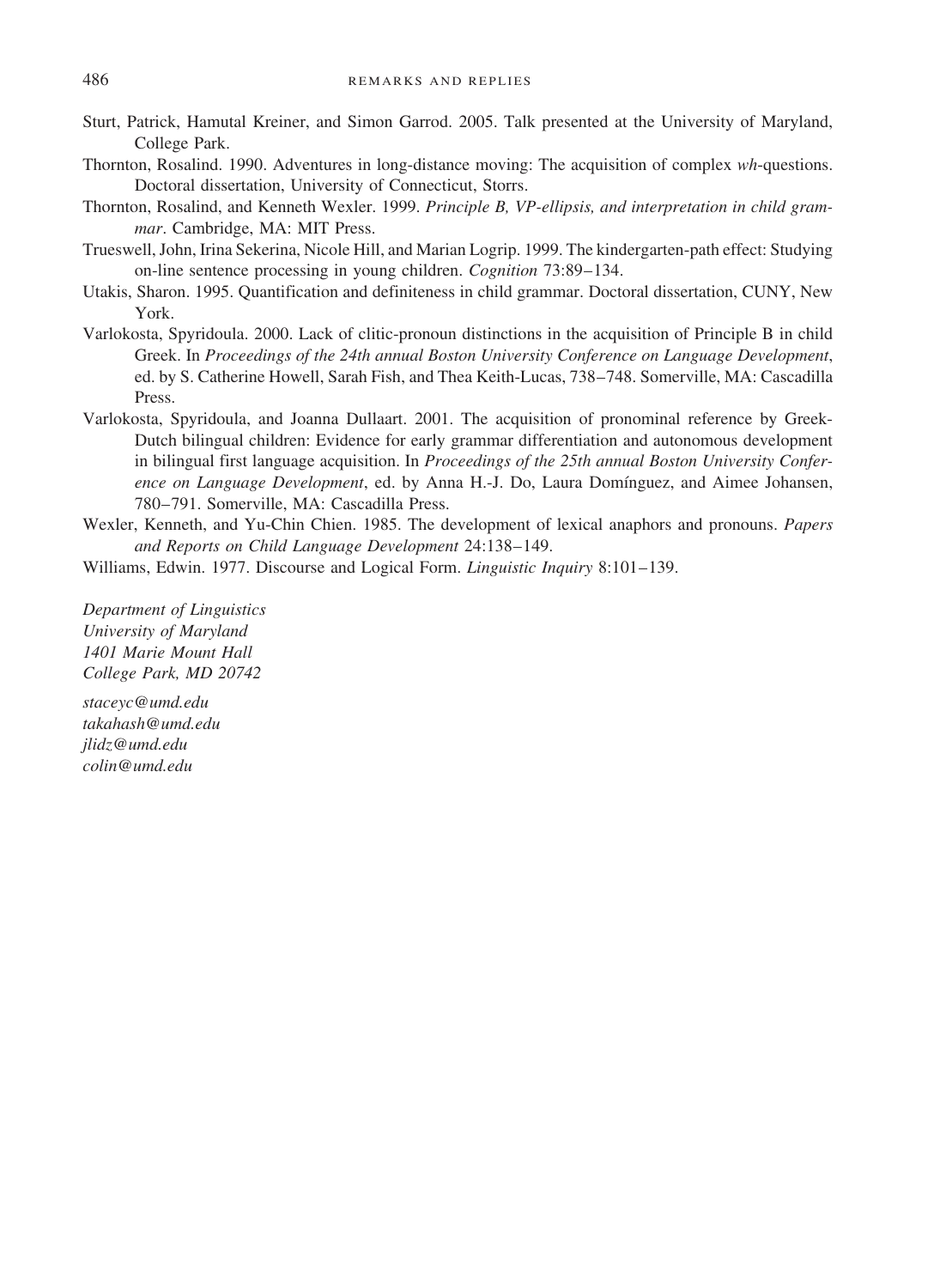Sturt, Patrick, Hamutal Kreiner, and Simon Garrod. 2005. Talk presented at the University of Maryland, College Park.

Thornton, Rosalind. 1990. Adventures in long-distance moving: The acquisition of complex *wh*-questions. Doctoral dissertation, University of Connecticut, Storrs.

Thornton, Rosalind, and Kenneth Wexler. 1999. *Principle B, VP-ellipsis, and interpretation in child grammar*. Cambridge, MA: MIT Press.

Trueswell, John, Irina Sekerina, Nicole Hill, and Marian Logrip. 1999. The kindergarten-path effect: Studying on-line sentence processing in young children. *Cognition* 73:89–134.

Utakis, Sharon. 1995. Quantification and definiteness in child grammar. Doctoral dissertation, CUNY, New York.

Varlokosta, Spyridoula. 2000. Lack of clitic-pronoun distinctions in the acquisition of Principle B in child Greek. In *Proceedings of the 24th annual Boston University Conference on Language Development*, ed. by S. Catherine Howell, Sarah Fish, and Thea Keith-Lucas, 738–748. Somerville, MA: Cascadilla Press.

Varlokosta, Spyridoula, and Joanna Dullaart. 2001. The acquisition of pronominal reference by Greek-Dutch bilingual children: Evidence for early grammar differentiation and autonomous development in bilingual first language acquisition. In *Proceedings of the 25th annual Boston University Conference on Language Development*, ed. by Anna H.-J. Do, Laura Domínguez, and Aimee Johansen, 780–791. Somerville, MA: Cascadilla Press.

Wexler, Kenneth, and Yu-Chin Chien. 1985. The development of lexical anaphors and pronouns. *Papers and Reports on Child Language Development* 24:138–149.

Williams, Edwin. 1977. Discourse and Logical Form. *Linguistic Inquiry* 8:101–139.

*Department of Linguistics*
*University of Maryland*
*1401 Marie Mount Hall*
*College Park, MD 20742*

*staceyc@umd.edu*
*takahash@umd.edu*
*jlidz@umd.edu*
*colin@umd.edu*